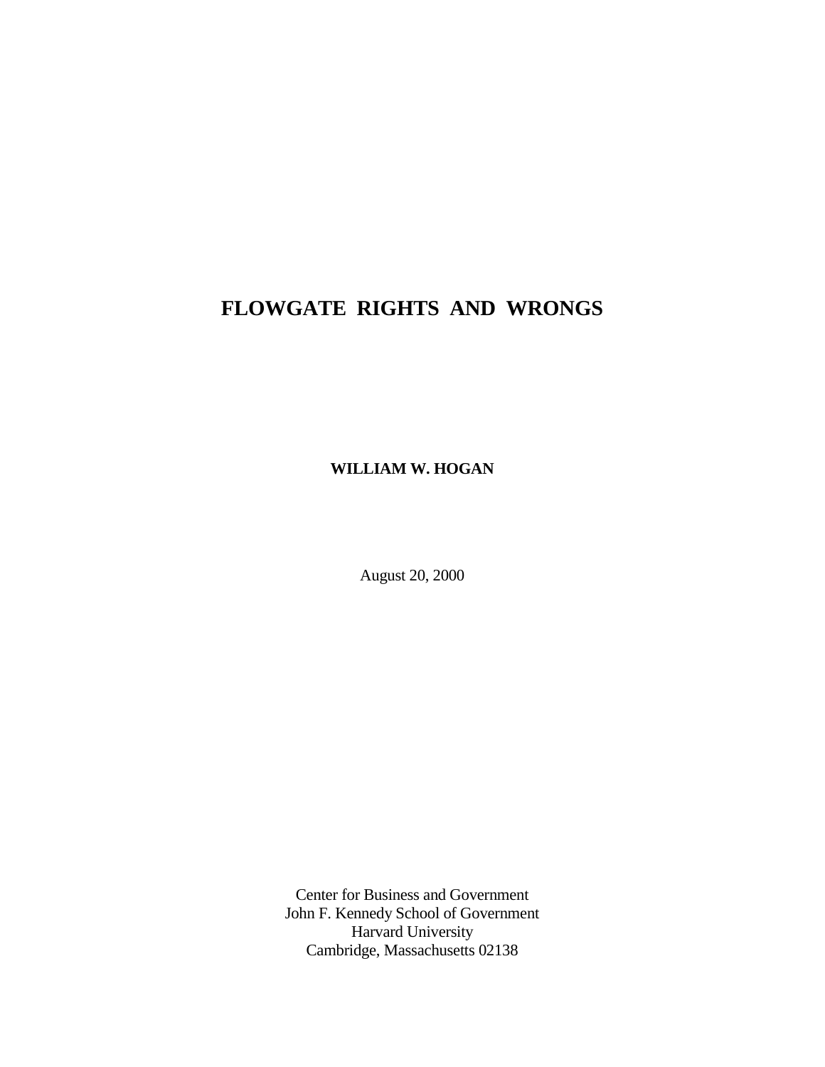# FLOWGATE RIGHTS AND WRONGS

**WILLIAM W. HOGAN**

August 20, 2000

Center for Business and Government
John F. Kennedy School of Government
Harvard University
Cambridge, Massachusetts 02138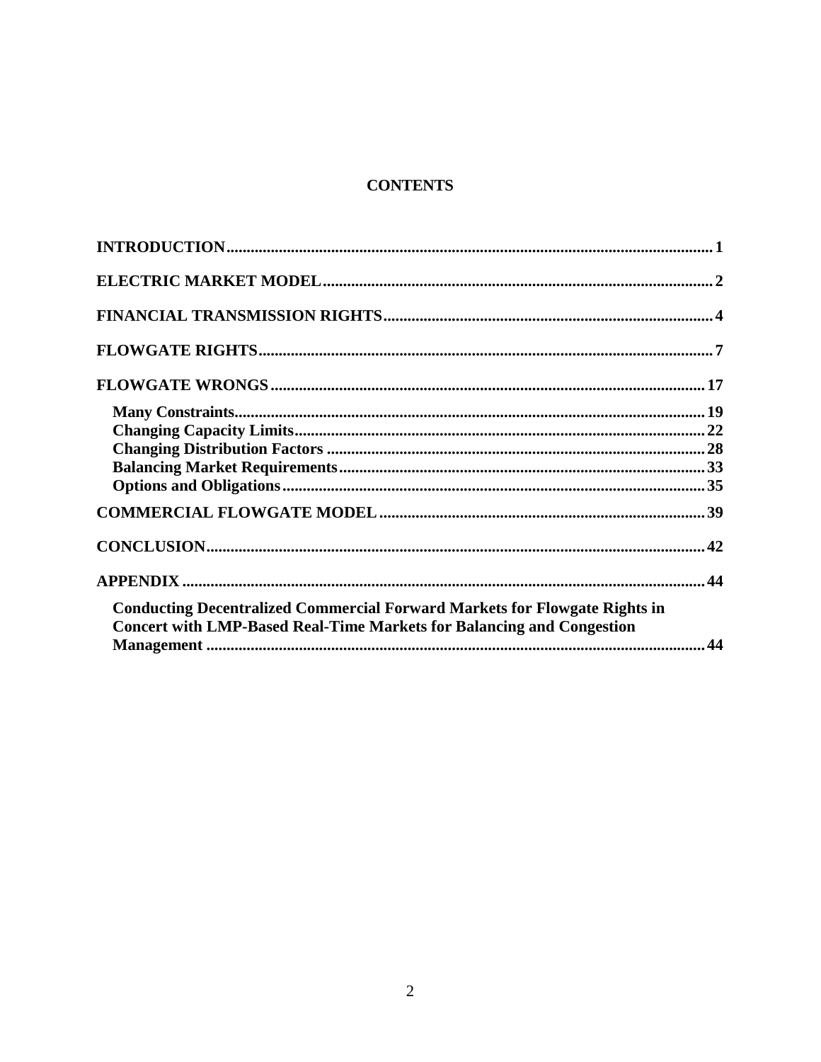## CONTENTS

**INTRODUCTION** ........ 1

**ELECTRIC MARKET MODEL** ........ 2

**FINANCIAL TRANSMISSION RIGHTS** ........ 4

**FLOWGATE RIGHTS** ........ 7

**FLOWGATE WRONGS** ........ 17

- **Many Constraints** ........ 19
- **Changing Capacity Limits** ........ 22
- **Changing Distribution Factors** ........ 28
- **Balancing Market Requirements** ........ 33
- **Options and Obligations** ........ 35

**COMMERCIAL FLOWGATE MODEL** ........ 39

**CONCLUSION** ........ 42

**APPENDIX** ........ 44

- **Conducting Decentralized Commercial Forward Markets for Flowgate Rights in Concert with LMP-Based Real-Time Markets for Balancing and Congestion Management** ........ 44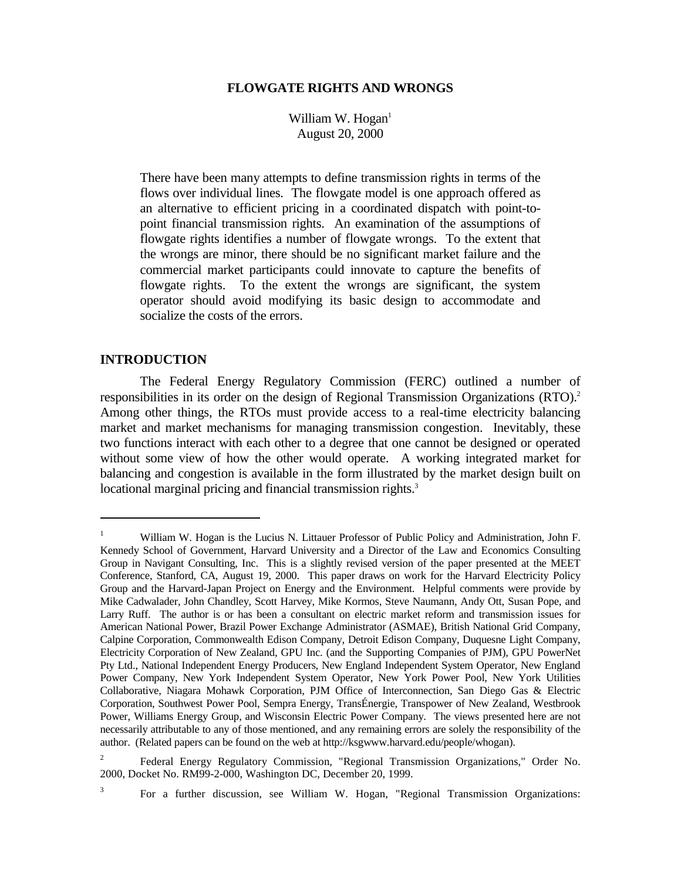# FLOWGATE RIGHTS AND WRONGS

William W. Hogan[1]
August 20, 2000

> There have been many attempts to define transmission rights in terms of the flows over individual lines. The flowgate model is one approach offered as an alternative to efficient pricing in a coordinated dispatch with point-to-point financial transmission rights. An examination of the assumptions of flowgate rights identifies a number of flowgate wrongs. To the extent that the wrongs are minor, there should be no significant market failure and the commercial market participants could innovate to capture the benefits of flowgate rights. To the extent the wrongs are significant, the system operator should avoid modifying its basic design to accommodate and socialize the costs of the errors.

## INTRODUCTION

The Federal Energy Regulatory Commission (FERC) outlined a number of responsibilities in its order on the design of Regional Transmission Organizations (RTO).[2] Among other things, the RTOs must provide access to a real-time electricity balancing market and market mechanisms for managing transmission congestion. Inevitably, these two functions interact with each other to a degree that one cannot be designed or operated without some view of how the other would operate. A working integrated market for balancing and congestion is available in the form illustrated by the market design built on locational marginal pricing and financial transmission rights.[3]

---

[1] William W. Hogan is the Lucius N. Littauer Professor of Public Policy and Administration, John F. Kennedy School of Government, Harvard University and a Director of the Law and Economics Consulting Group in Navigant Consulting, Inc. This is a slightly revised version of the paper presented at the MEET Conference, Stanford, CA, August 19, 2000. This paper draws on work for the Harvard Electricity Policy Group and the Harvard-Japan Project on Energy and the Environment. Helpful comments were provide by Mike Cadwalader, John Chandley, Scott Harvey, Mike Kormos, Steve Naumann, Andy Ott, Susan Pope, and Larry Ruff. The author is or has been a consultant on electric market reform and transmission issues for American National Power, Brazil Power Exchange Administrator (ASMAE), British National Grid Company, Calpine Corporation, Commonwealth Edison Company, Detroit Edison Company, Duquesne Light Company, Electricity Corporation of New Zealand, GPU Inc. (and the Supporting Companies of PJM), GPU PowerNet Pty Ltd., National Independent Energy Producers, New England Independent System Operator, New England Power Company, New York Independent System Operator, New York Power Pool, New York Utilities Collaborative, Niagara Mohawk Corporation, PJM Office of Interconnection, San Diego Gas & Electric Corporation, Southwest Power Pool, Sempra Energy, TransÉnergie, Transpower of New Zealand, Westbrook Power, Williams Energy Group, and Wisconsin Electric Power Company. The views presented here are not necessarily attributable to any of those mentioned, and any remaining errors are solely the responsibility of the author. (Related papers can be found on the web at http://ksgwww.harvard.edu/people/whogan).

[2] Federal Energy Regulatory Commission, "Regional Transmission Organizations," Order No. 2000, Docket No. RM99-2-000, Washington DC, December 20, 1999.

[3] For a further discussion, see William W. Hogan, "Regional Transmission Organizations: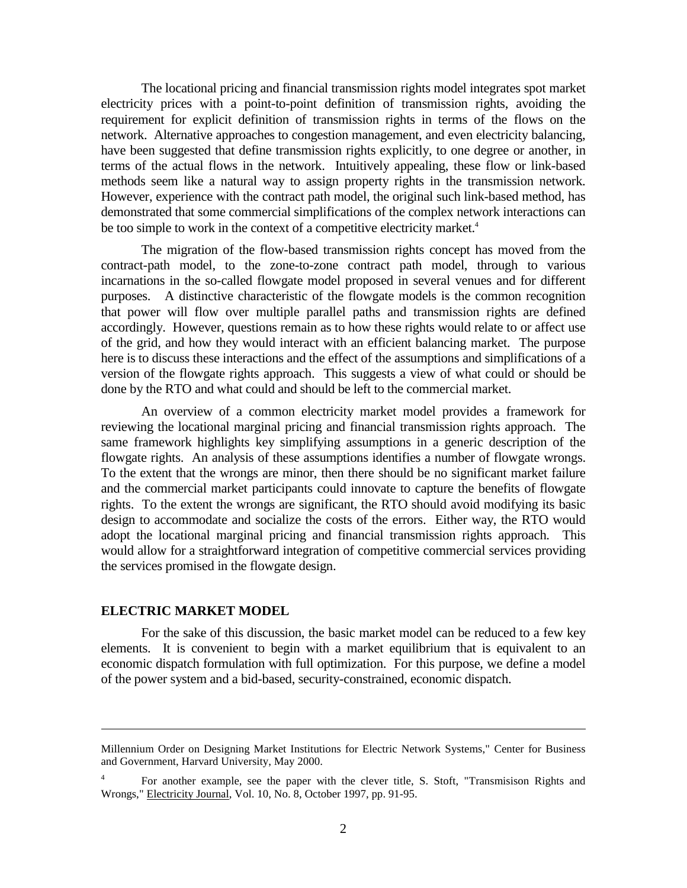The locational pricing and financial transmission rights model integrates spot market electricity prices with a point-to-point definition of transmission rights, avoiding the requirement for explicit definition of transmission rights in terms of the flows on the network. Alternative approaches to congestion management, and even electricity balancing, have been suggested that define transmission rights explicitly, to one degree or another, in terms of the actual flows in the network. Intuitively appealing, these flow or link-based methods seem like a natural way to assign property rights in the transmission network. However, experience with the contract path model, the original such link-based method, has demonstrated that some commercial simplifications of the complex network interactions can be too simple to work in the context of a competitive electricity market.[4]

The migration of the flow-based transmission rights concept has moved from the contract-path model, to the zone-to-zone contract path model, through to various incarnations in the so-called flowgate model proposed in several venues and for different purposes. A distinctive characteristic of the flowgate models is the common recognition that power will flow over multiple parallel paths and transmission rights are defined accordingly. However, questions remain as to how these rights would relate to or affect use of the grid, and how they would interact with an efficient balancing market. The purpose here is to discuss these interactions and the effect of the assumptions and simplifications of a version of the flowgate rights approach. This suggests a view of what could or should be done by the RTO and what could and should be left to the commercial market.

An overview of a common electricity market model provides a framework for reviewing the locational marginal pricing and financial transmission rights approach. The same framework highlights key simplifying assumptions in a generic description of the flowgate rights. An analysis of these assumptions identifies a number of flowgate wrongs. To the extent that the wrongs are minor, then there should be no significant market failure and the commercial market participants could innovate to capture the benefits of flowgate rights. To the extent the wrongs are significant, the RTO should avoid modifying its basic design to accommodate and socialize the costs of the errors. Either way, the RTO would adopt the locational marginal pricing and financial transmission rights approach. This would allow for a straightforward integration of competitive commercial services providing the services promised in the flowgate design.

## ELECTRIC MARKET MODEL

For the sake of this discussion, the basic market model can be reduced to a few key elements. It is convenient to begin with a market equilibrium that is equivalent to an economic dispatch formulation with full optimization. For this purpose, we define a model of the power system and a bid-based, security-constrained, economic dispatch.

---

Millennium Order on Designing Market Institutions for Electric Network Systems," Center for Business and Government, Harvard University, May 2000.

[4] For another example, see the paper with the clever title, S. Stoft, "Transmisison Rights and Wrongs," Electricity Journal, Vol. 10, No. 8, October 1997, pp. 91-95.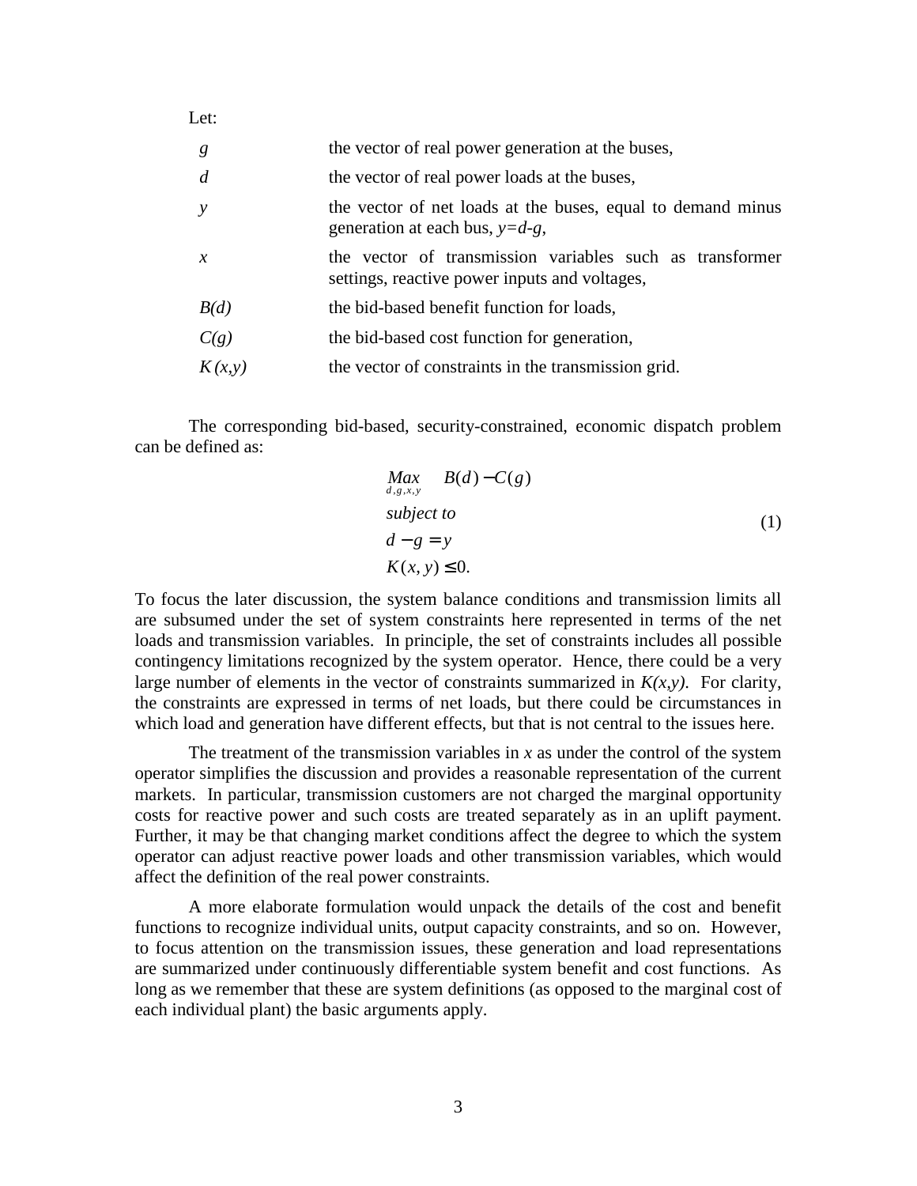Let:

| | |
|---|---|
| $g$ | the vector of real power generation at the buses, |
| $d$ | the vector of real power loads at the buses, |
| $y$ | the vector of net loads at the buses, equal to demand minus generation at each bus, $y=d-g$, |
| $x$ | the vector of transmission variables such as transformer settings, reactive power inputs and voltages, |
| $B(d)$ | the bid-based benefit function for loads, |
| $C(g)$ | the bid-based cost function for generation, |
| $K(x,y)$ | the vector of constraints in the transmission grid. |

The corresponding bid-based, security-constrained, economic dispatch problem can be defined as:

$$
\begin{aligned}
&\underset{d,g,x,y}{Max} \quad B(d) - C(g) \\
&\textit{subject to} \\
&d - g = y \\
&K(x,y) \leq 0.
\end{aligned}
\tag{1}
$$

To focus the later discussion, the system balance conditions and transmission limits all are subsumed under the set of system constraints here represented in terms of the net loads and transmission variables. In principle, the set of constraints includes all possible contingency limitations recognized by the system operator. Hence, there could be a very large number of elements in the vector of constraints summarized in $K(x,y)$. For clarity, the constraints are expressed in terms of net loads, but there could be circumstances in which load and generation have different effects, but that is not central to the issues here.

The treatment of the transmission variables in $x$ as under the control of the system operator simplifies the discussion and provides a reasonable representation of the current markets. In particular, transmission customers are not charged the marginal opportunity costs for reactive power and such costs are treated separately as in an uplift payment. Further, it may be that changing market conditions affect the degree to which the system operator can adjust reactive power loads and other transmission variables, which would affect the definition of the real power constraints.

A more elaborate formulation would unpack the details of the cost and benefit functions to recognize individual units, output capacity constraints, and so on. However, to focus attention on the transmission issues, these generation and load representations are summarized under continuously differentiable system benefit and cost functions. As long as we remember that these are system definitions (as opposed to the marginal cost of each individual plant) the basic arguments apply.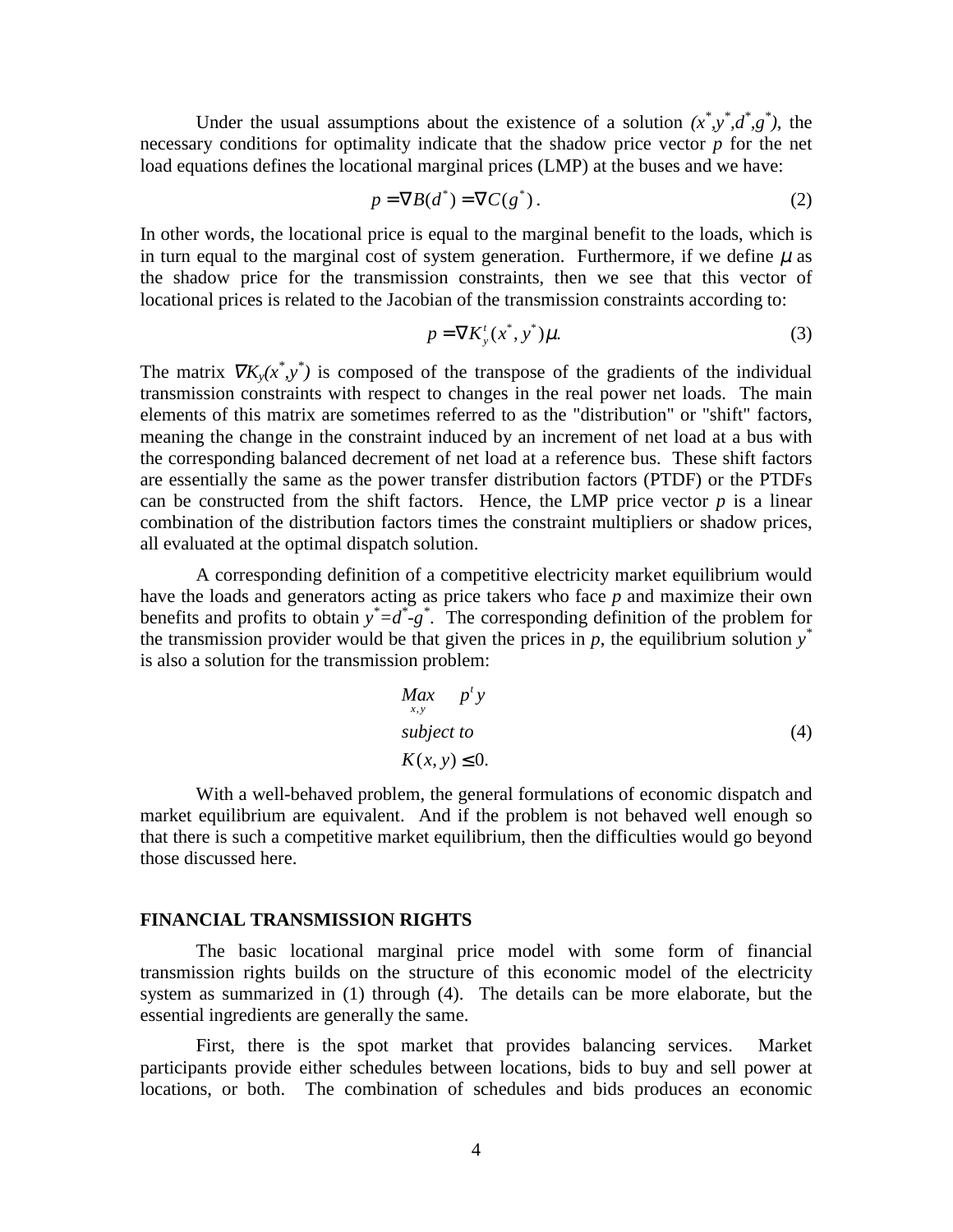Under the usual assumptions about the existence of a solution $(x^*,y^*,d^*,g^*)$, the necessary conditions for optimality indicate that the shadow price vector $p$ for the net load equations defines the locational marginal prices (LMP) at the buses and we have:

$$p = \nabla B(d^*) = \nabla C(g^*). \tag{2}$$

In other words, the locational price is equal to the marginal benefit to the loads, which is in turn equal to the marginal cost of system generation. Furthermore, if we define $\mu$ as the shadow price for the transmission constraints, then we see that this vector of locational prices is related to the Jacobian of the transmission constraints according to:

$$p = \nabla K_y^t(x^*, y^*)\mu. \tag{3}$$

The matrix $\nabla K_y(x^*,y^*)$ is composed of the transpose of the gradients of the individual transmission constraints with respect to changes in the real power net loads. The main elements of this matrix are sometimes referred to as the "distribution" or "shift" factors, meaning the change in the constraint induced by an increment of net load at a bus with the corresponding balanced decrement of net load at a reference bus. These shift factors are essentially the same as the power transfer distribution factors (PTDF) or the PTDFs can be constructed from the shift factors. Hence, the LMP price vector $p$ is a linear combination of the distribution factors times the constraint multipliers or shadow prices, all evaluated at the optimal dispatch solution.

A corresponding definition of a competitive electricity market equilibrium would have the loads and generators acting as price takers who face $p$ and maximize their own benefits and profits to obtain $y^*=d^*-g^*$. The corresponding definition of the problem for the transmission provider would be that given the prices in $p$, the equilibrium solution $y^*$ is also a solution for the transmission problem:

$$\begin{aligned} &\underset{x,y}{Max} \quad p^t y \\ &subject\ to \\ &K(x,y) \leq 0. \end{aligned} \tag{4}$$

With a well-behaved problem, the general formulations of economic dispatch and market equilibrium are equivalent. And if the problem is not behaved well enough so that there is such a competitive market equilibrium, then the difficulties would go beyond those discussed here.

## FINANCIAL TRANSMISSION RIGHTS

The basic locational marginal price model with some form of financial transmission rights builds on the structure of this economic model of the electricity system as summarized in (1) through (4). The details can be more elaborate, but the essential ingredients are generally the same.

First, there is the spot market that provides balancing services. Market participants provide either schedules between locations, bids to buy and sell power at locations, or both. The combination of schedules and bids produces an economic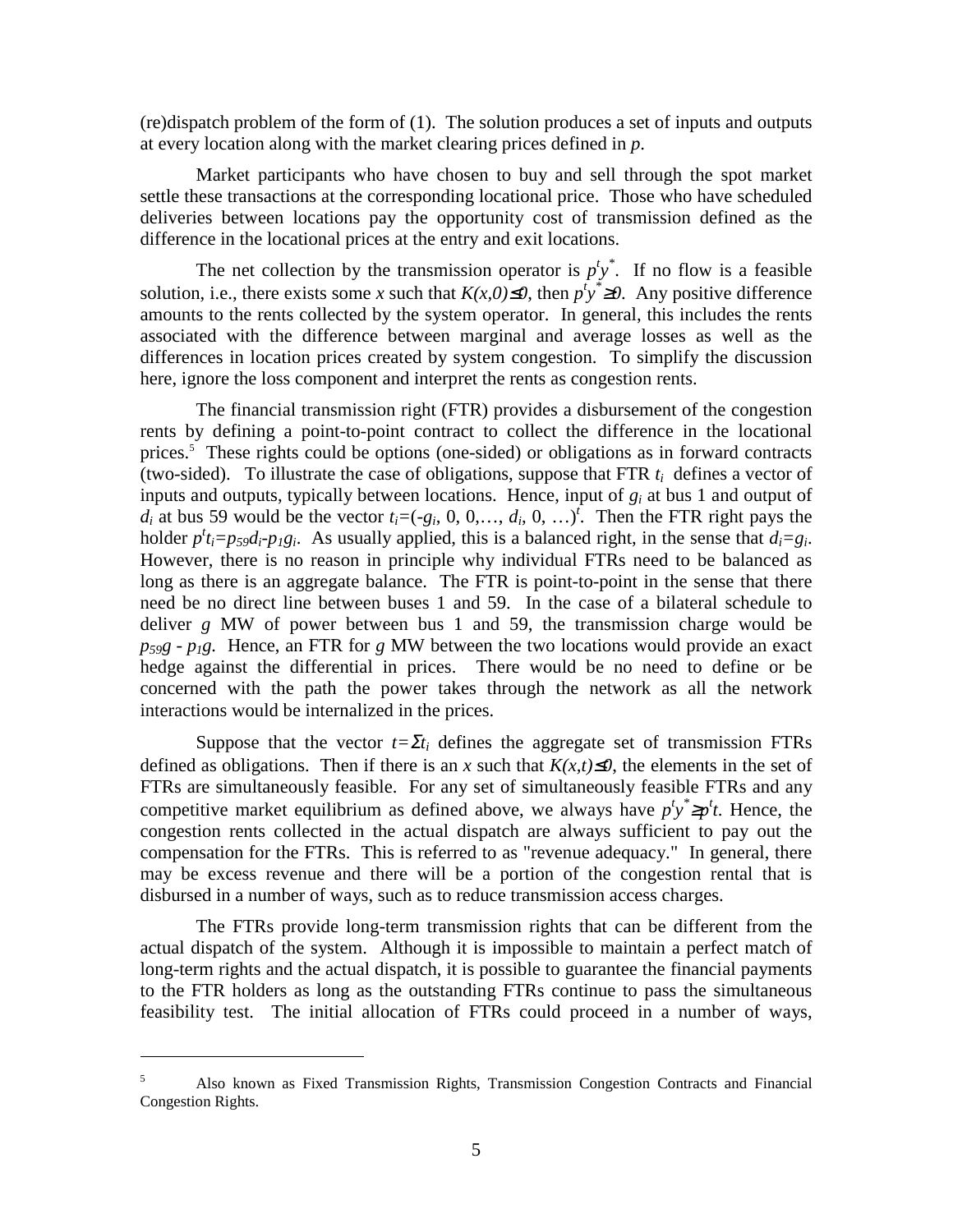(re)dispatch problem of the form of (1). The solution produces a set of inputs and outputs at every location along with the market clearing prices defined in $p$.

Market participants who have chosen to buy and sell through the spot market settle these transactions at the corresponding locational price. Those who have scheduled deliveries between locations pay the opportunity cost of transmission defined as the difference in the locational prices at the entry and exit locations.

The net collection by the transmission operator is $p^t y^*$. If no flow is a feasible solution, i.e., there exists some $x$ such that $K(x,0) \leq 0$, then $p^t y^* \geq 0$. Any positive difference amounts to the rents collected by the system operator. In general, this includes the rents associated with the difference between marginal and average losses as well as the differences in location prices created by system congestion. To simplify the discussion here, ignore the loss component and interpret the rents as congestion rents.

The financial transmission right (FTR) provides a disbursement of the congestion rents by defining a point-to-point contract to collect the difference in the locational prices.[5] These rights could be options (one-sided) or obligations as in forward contracts (two-sided). To illustrate the case of obligations, suppose that FTR $t_i$ defines a vector of inputs and outputs, typically between locations. Hence, input of $g_i$ at bus 1 and output of $d_i$ at bus 59 would be the vector $t_i = (-g_i, 0, 0, \ldots, d_i, 0, \ldots)^t$. Then the FTR right pays the holder $p^t t_i = p_{59} d_i - p_1 g_i$. As usually applied, this is a balanced right, in the sense that $d_i = g_i$. However, there is no reason in principle why individual FTRs need to be balanced as long as there is an aggregate balance. The FTR is point-to-point in the sense that there need be no direct line between buses 1 and 59. In the case of a bilateral schedule to deliver $g$ MW of power between bus 1 and 59, the transmission charge would be $p_{59} g - p_1 g$. Hence, an FTR for $g$ MW between the two locations would provide an exact hedge against the differential in prices. There would be no need to define or be concerned with the path the power takes through the network as all the network interactions would be internalized in the prices.

Suppose that the vector $t = \Sigma t_i$ defines the aggregate set of transmission FTRs defined as obligations. Then if there is an $x$ such that $K(x,t) \leq 0$, the elements in the set of FTRs are simultaneously feasible. For any set of simultaneously feasible FTRs and any competitive market equilibrium as defined above, we always have $p^t y^* \geq p^t t$. Hence, the congestion rents collected in the actual dispatch are always sufficient to pay out the compensation for the FTRs. This is referred to as "revenue adequacy." In general, there may be excess revenue and there will be a portion of the congestion rental that is disbursed in a number of ways, such as to reduce transmission access charges.

The FTRs provide long-term transmission rights that can be different from the actual dispatch of the system. Although it is impossible to maintain a perfect match of long-term rights and the actual dispatch, it is possible to guarantee the financial payments to the FTR holders as long as the outstanding FTRs continue to pass the simultaneous feasibility test. The initial allocation of FTRs could proceed in a number of ways,

---

[5] Also known as Fixed Transmission Rights, Transmission Congestion Contracts and Financial Congestion Rights.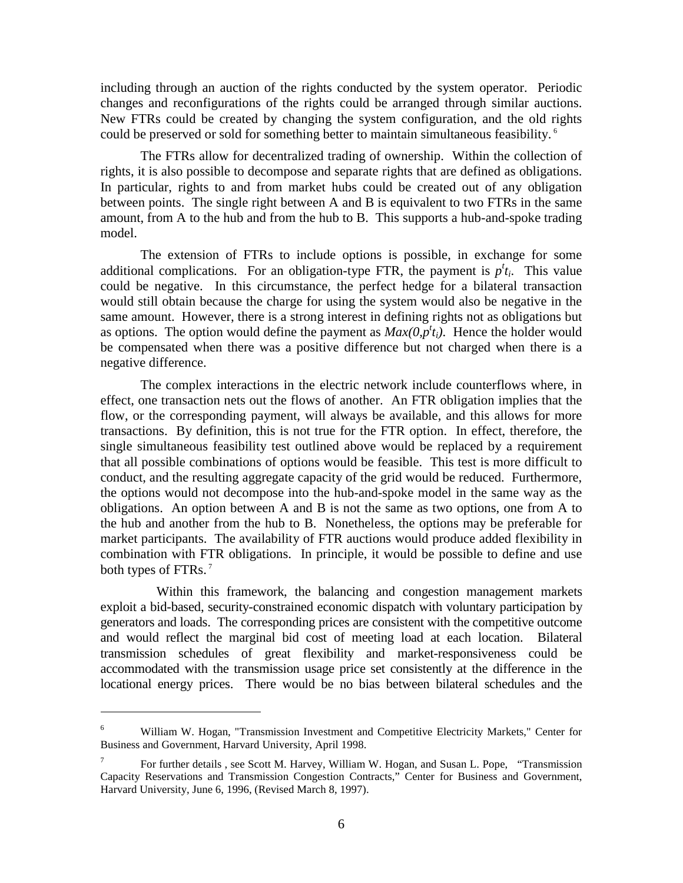including through an auction of the rights conducted by the system operator. Periodic changes and reconfigurations of the rights could be arranged through similar auctions. New FTRs could be created by changing the system configuration, and the old rights could be preserved or sold for something better to maintain simultaneous feasibility.[6]

The FTRs allow for decentralized trading of ownership. Within the collection of rights, it is also possible to decompose and separate rights that are defined as obligations. In particular, rights to and from market hubs could be created out of any obligation between points. The single right between A and B is equivalent to two FTRs in the same amount, from A to the hub and from the hub to B. This supports a hub-and-spoke trading model.

The extension of FTRs to include options is possible, in exchange for some additional complications. For an obligation-type FTR, the payment is $p^t t_i$. This value could be negative. In this circumstance, the perfect hedge for a bilateral transaction would still obtain because the charge for using the system would also be negative in the same amount. However, there is a strong interest in defining rights not as obligations but as options. The option would define the payment as $Max(0, p^t t_i)$. Hence the holder would be compensated when there was a positive difference but not charged when there is a negative difference.

The complex interactions in the electric network include counterflows where, in effect, one transaction nets out the flows of another. An FTR obligation implies that the flow, or the corresponding payment, will always be available, and this allows for more transactions. By definition, this is not true for the FTR option. In effect, therefore, the single simultaneous feasibility test outlined above would be replaced by a requirement that all possible combinations of options would be feasible. This test is more difficult to conduct, and the resulting aggregate capacity of the grid would be reduced. Furthermore, the options would not decompose into the hub-and-spoke model in the same way as the obligations. An option between A and B is not the same as two options, one from A to the hub and another from the hub to B. Nonetheless, the options may be preferable for market participants. The availability of FTR auctions would produce added flexibility in combination with FTR obligations. In principle, it would be possible to define and use both types of FTRs.[7]

Within this framework, the balancing and congestion management markets exploit a bid-based, security-constrained economic dispatch with voluntary participation by generators and loads. The corresponding prices are consistent with the competitive outcome and would reflect the marginal bid cost of meeting load at each location. Bilateral transmission schedules of great flexibility and market-responsiveness could be accommodated with the transmission usage price set consistently at the difference in the locational energy prices. There would be no bias between bilateral schedules and the

---

[6] William W. Hogan, "Transmission Investment and Competitive Electricity Markets," Center for Business and Government, Harvard University, April 1998.

[7] For further details , see Scott M. Harvey, William W. Hogan, and Susan L. Pope, "Transmission Capacity Reservations and Transmission Congestion Contracts," Center for Business and Government, Harvard University, June 6, 1996, (Revised March 8, 1997).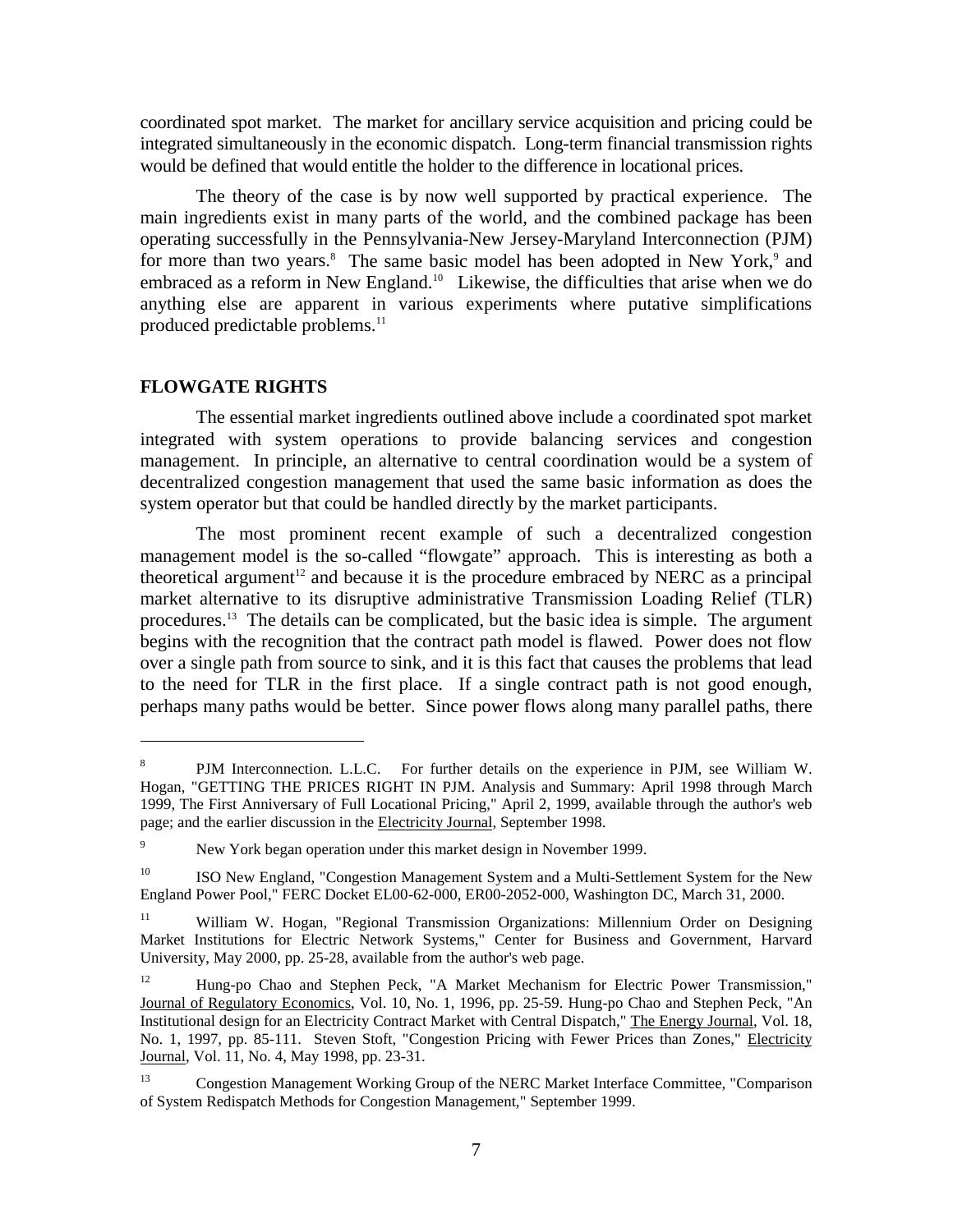coordinated spot market. The market for ancillary service acquisition and pricing could be integrated simultaneously in the economic dispatch. Long-term financial transmission rights would be defined that would entitle the holder to the difference in locational prices.

The theory of the case is by now well supported by practical experience. The main ingredients exist in many parts of the world, and the combined package has been operating successfully in the Pennsylvania-New Jersey-Maryland Interconnection (PJM) for more than two years.[8] The same basic model has been adopted in New York,[9] and embraced as a reform in New England.[10] Likewise, the difficulties that arise when we do anything else are apparent in various experiments where putative simplifications produced predictable problems.[11]

## FLOWGATE RIGHTS

The essential market ingredients outlined above include a coordinated spot market integrated with system operations to provide balancing services and congestion management. In principle, an alternative to central coordination would be a system of decentralized congestion management that used the same basic information as does the system operator but that could be handled directly by the market participants.

The most prominent recent example of such a decentralized congestion management model is the so-called "flowgate" approach. This is interesting as both a theoretical argument[12] and because it is the procedure embraced by NERC as a principal market alternative to its disruptive administrative Transmission Loading Relief (TLR) procedures.[13] The details can be complicated, but the basic idea is simple. The argument begins with the recognition that the contract path model is flawed. Power does not flow over a single path from source to sink, and it is this fact that causes the problems that lead to the need for TLR in the first place. If a single contract path is not good enough, perhaps many paths would be better. Since power flows along many parallel paths, there

---

[8] PJM Interconnection. L.L.C. For further details on the experience in PJM, see William W. Hogan, "GETTING THE PRICES RIGHT IN PJM. Analysis and Summary: April 1998 through March 1999, The First Anniversary of Full Locational Pricing," April 2, 1999, available through the author's web page; and the earlier discussion in the Electricity Journal, September 1998.

[9] New York began operation under this market design in November 1999.

[10] ISO New England, "Congestion Management System and a Multi-Settlement System for the New England Power Pool," FERC Docket EL00-62-000, ER00-2052-000, Washington DC, March 31, 2000.

[11] William W. Hogan, "Regional Transmission Organizations: Millennium Order on Designing Market Institutions for Electric Network Systems," Center for Business and Government, Harvard University, May 2000, pp. 25-28, available from the author's web page.

[12] Hung-po Chao and Stephen Peck, "A Market Mechanism for Electric Power Transmission," Journal of Regulatory Economics, Vol. 10, No. 1, 1996, pp. 25-59. Hung-po Chao and Stephen Peck, "An Institutional design for an Electricity Contract Market with Central Dispatch," The Energy Journal, Vol. 18, No. 1, 1997, pp. 85-111. Steven Stoft, "Congestion Pricing with Fewer Prices than Zones," Electricity Journal, Vol. 11, No. 4, May 1998, pp. 23-31.

[13] Congestion Management Working Group of the NERC Market Interface Committee, "Comparison of System Redispatch Methods for Congestion Management," September 1999.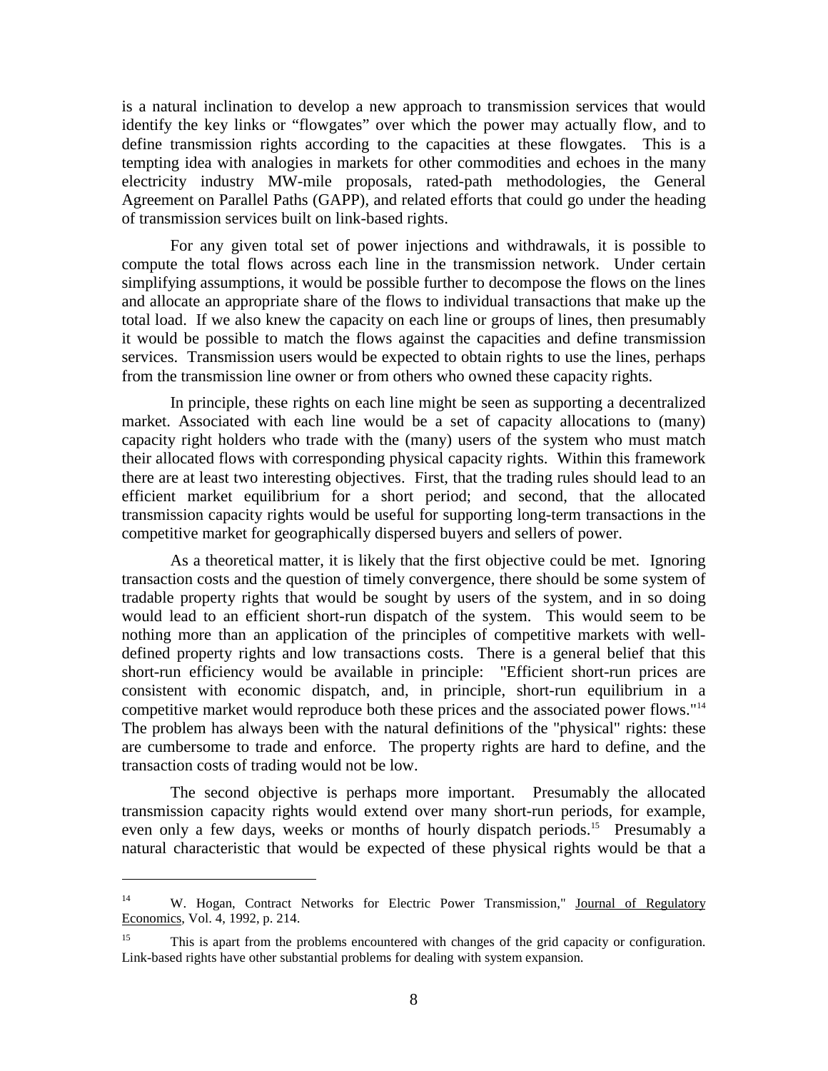is a natural inclination to develop a new approach to transmission services that would identify the key links or "flowgates" over which the power may actually flow, and to define transmission rights according to the capacities at these flowgates. This is a tempting idea with analogies in markets for other commodities and echoes in the many electricity industry MW-mile proposals, rated-path methodologies, the General Agreement on Parallel Paths (GAPP), and related efforts that could go under the heading of transmission services built on link-based rights.

For any given total set of power injections and withdrawals, it is possible to compute the total flows across each line in the transmission network. Under certain simplifying assumptions, it would be possible further to decompose the flows on the lines and allocate an appropriate share of the flows to individual transactions that make up the total load. If we also knew the capacity on each line or groups of lines, then presumably it would be possible to match the flows against the capacities and define transmission services. Transmission users would be expected to obtain rights to use the lines, perhaps from the transmission line owner or from others who owned these capacity rights.

In principle, these rights on each line might be seen as supporting a decentralized market. Associated with each line would be a set of capacity allocations to (many) capacity right holders who trade with the (many) users of the system who must match their allocated flows with corresponding physical capacity rights. Within this framework there are at least two interesting objectives. First, that the trading rules should lead to an efficient market equilibrium for a short period; and second, that the allocated transmission capacity rights would be useful for supporting long-term transactions in the competitive market for geographically dispersed buyers and sellers of power.

As a theoretical matter, it is likely that the first objective could be met. Ignoring transaction costs and the question of timely convergence, there should be some system of tradable property rights that would be sought by users of the system, and in so doing would lead to an efficient short-run dispatch of the system. This would seem to be nothing more than an application of the principles of competitive markets with well-defined property rights and low transactions costs. There is a general belief that this short-run efficiency would be available in principle: "Efficient short-run prices are consistent with economic dispatch, and, in principle, short-run equilibrium in a competitive market would reproduce both these prices and the associated power flows."[14] The problem has always been with the natural definitions of the "physical" rights: these are cumbersome to trade and enforce. The property rights are hard to define, and the transaction costs of trading would not be low.

The second objective is perhaps more important. Presumably the allocated transmission capacity rights would extend over many short-run periods, for example, even only a few days, weeks or months of hourly dispatch periods.[15] Presumably a natural characteristic that would be expected of these physical rights would be that a

---

[14] W. Hogan, Contract Networks for Electric Power Transmission," Journal of Regulatory Economics, Vol. 4, 1992, p. 214.

[15] This is apart from the problems encountered with changes of the grid capacity or configuration. Link-based rights have other substantial problems for dealing with system expansion.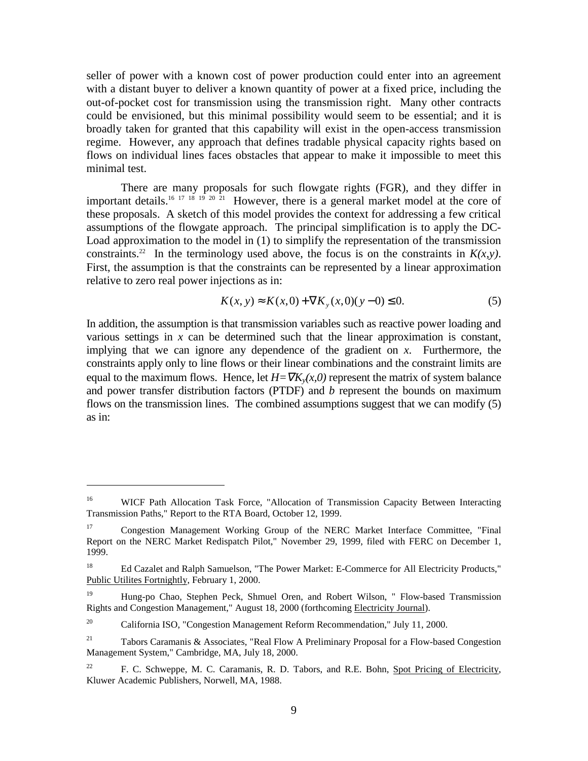seller of power with a known cost of power production could enter into an agreement with a distant buyer to deliver a known quantity of power at a fixed price, including the out-of-pocket cost for transmission using the transmission right. Many other contracts could be envisioned, but this minimal possibility would seem to be essential; and it is broadly taken for granted that this capability will exist in the open-access transmission regime. However, any approach that defines tradable physical capacity rights based on flows on individual lines faces obstacles that appear to make it impossible to meet this minimal test.

There are many proposals for such flowgate rights (FGR), and they differ in important details.[16] [17] [18] [19] [20] [21] However, there is a general market model at the core of these proposals. A sketch of this model provides the context for addressing a few critical assumptions of the flowgate approach. The principal simplification is to apply the DC-Load approximation to the model in (1) to simplify the representation of the transmission constraints.[22] In the terminology used above, the focus is on the constraints in $K(x,y)$. First, the assumption is that the constraints can be represented by a linear approximation relative to zero real power injections as in:

$$K(x,y) \approx K(x,0) + \nabla K_y(x,0)(y-0) \leq 0. \tag{5}$$

In addition, the assumption is that transmission variables such as reactive power loading and various settings in $x$ can be determined such that the linear approximation is constant, implying that we can ignore any dependence of the gradient on $x$. Furthermore, the constraints apply only to line flows or their linear combinations and the constraint limits are equal to the maximum flows. Hence, let $H = \nabla K_y(x,0)$ represent the matrix of system balance and power transfer distribution factors (PTDF) and $b$ represent the bounds on maximum flows on the transmission lines. The combined assumptions suggest that we can modify (5) as in:

---

[16] WICF Path Allocation Task Force, "Allocation of Transmission Capacity Between Interacting Transmission Paths," Report to the RTA Board, October 12, 1999.

[17] Congestion Management Working Group of the NERC Market Interface Committee, "Final Report on the NERC Market Redispatch Pilot," November 29, 1999, filed with FERC on December 1, 1999.

[18] Ed Cazalet and Ralph Samuelson, "The Power Market: E-Commerce for All Electricity Products," Public Utilites Fortnightly, February 1, 2000.

[19] Hung-po Chao, Stephen Peck, Shmuel Oren, and Robert Wilson, " Flow-based Transmission Rights and Congestion Management," August 18, 2000 (forthcoming Electricity Journal).

[20] California ISO, "Congestion Management Reform Recommendation," July 11, 2000.

[21] Tabors Caramanis & Associates, "Real Flow A Preliminary Proposal for a Flow-based Congestion Management System," Cambridge, MA, July 18, 2000.

[22] F. C. Schweppe, M. C. Caramanis, R. D. Tabors, and R.E. Bohn, Spot Pricing of Electricity, Kluwer Academic Publishers, Norwell, MA, 1988.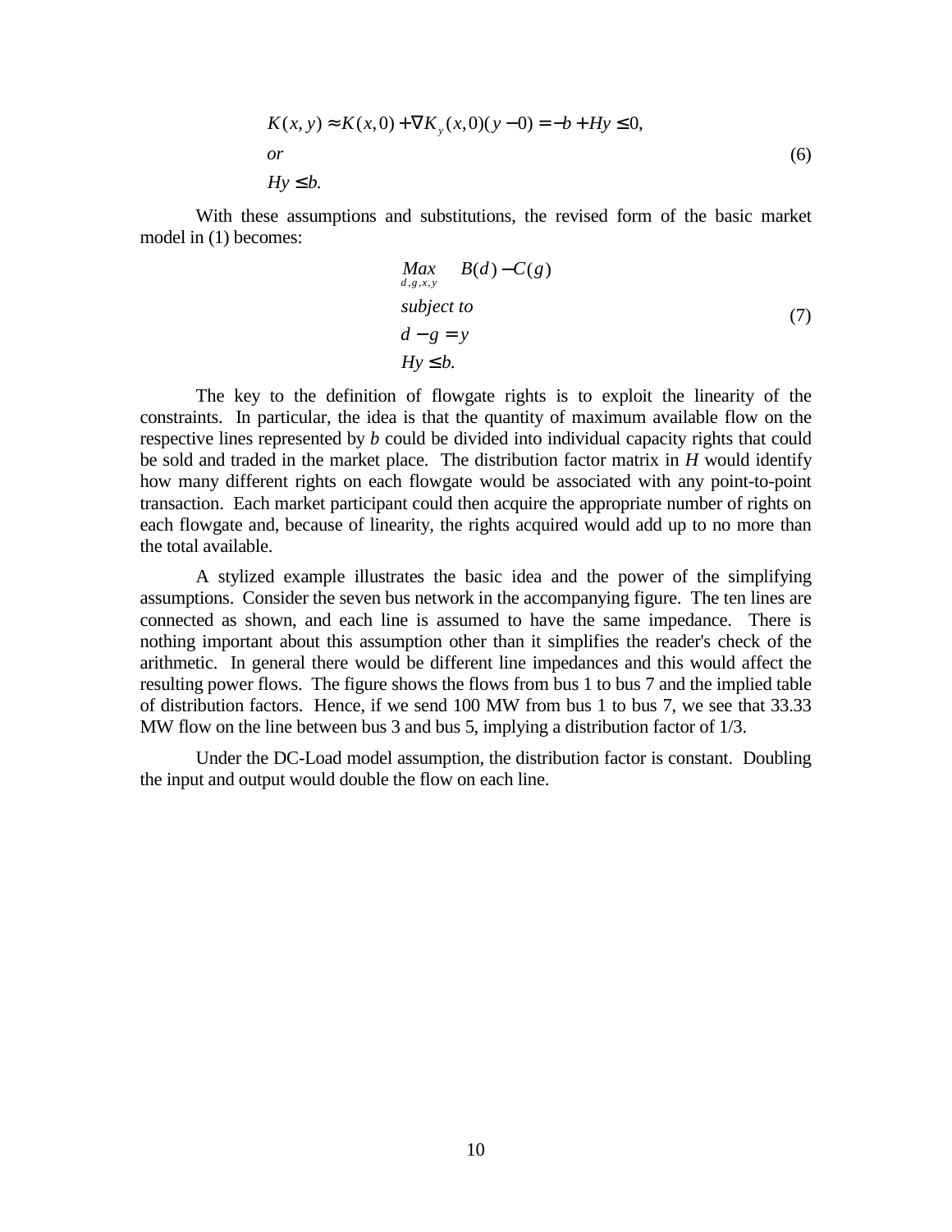$$
\begin{aligned}
&K(x, y) \approx K(x, 0) + \nabla K_y(x, 0)(y - 0) = -b + Hy \leq 0, \\
&or \\
&Hy \leq b.
\end{aligned}
\tag{6}
$$

With these assumptions and substitutions, the revised form of the basic market model in (1) becomes:

$$
\begin{aligned}
&\underset{d,g,x,y}{Max} \quad B(d) - C(g) \\
&subject\ to \\
&d - g = y \\
&Hy \leq b.
\end{aligned}
\tag{7}
$$

The key to the definition of flowgate rights is to exploit the linearity of the constraints. In particular, the idea is that the quantity of maximum available flow on the respective lines represented by $b$ could be divided into individual capacity rights that could be sold and traded in the market place. The distribution factor matrix in $H$ would identify how many different rights on each flowgate would be associated with any point-to-point transaction. Each market participant could then acquire the appropriate number of rights on each flowgate and, because of linearity, the rights acquired would add up to no more than the total available.

A stylized example illustrates the basic idea and the power of the simplifying assumptions. Consider the seven bus network in the accompanying figure. The ten lines are connected as shown, and each line is assumed to have the same impedance. There is nothing important about this assumption other than it simplifies the reader's check of the arithmetic. In general there would be different line impedances and this would affect the resulting power flows. The figure shows the flows from bus 1 to bus 7 and the implied table of distribution factors. Hence, if we send 100 MW from bus 1 to bus 7, we see that 33.33 MW flow on the line between bus 3 and bus 5, implying a distribution factor of 1/3.

Under the DC-Load model assumption, the distribution factor is constant. Doubling the input and output would double the flow on each line.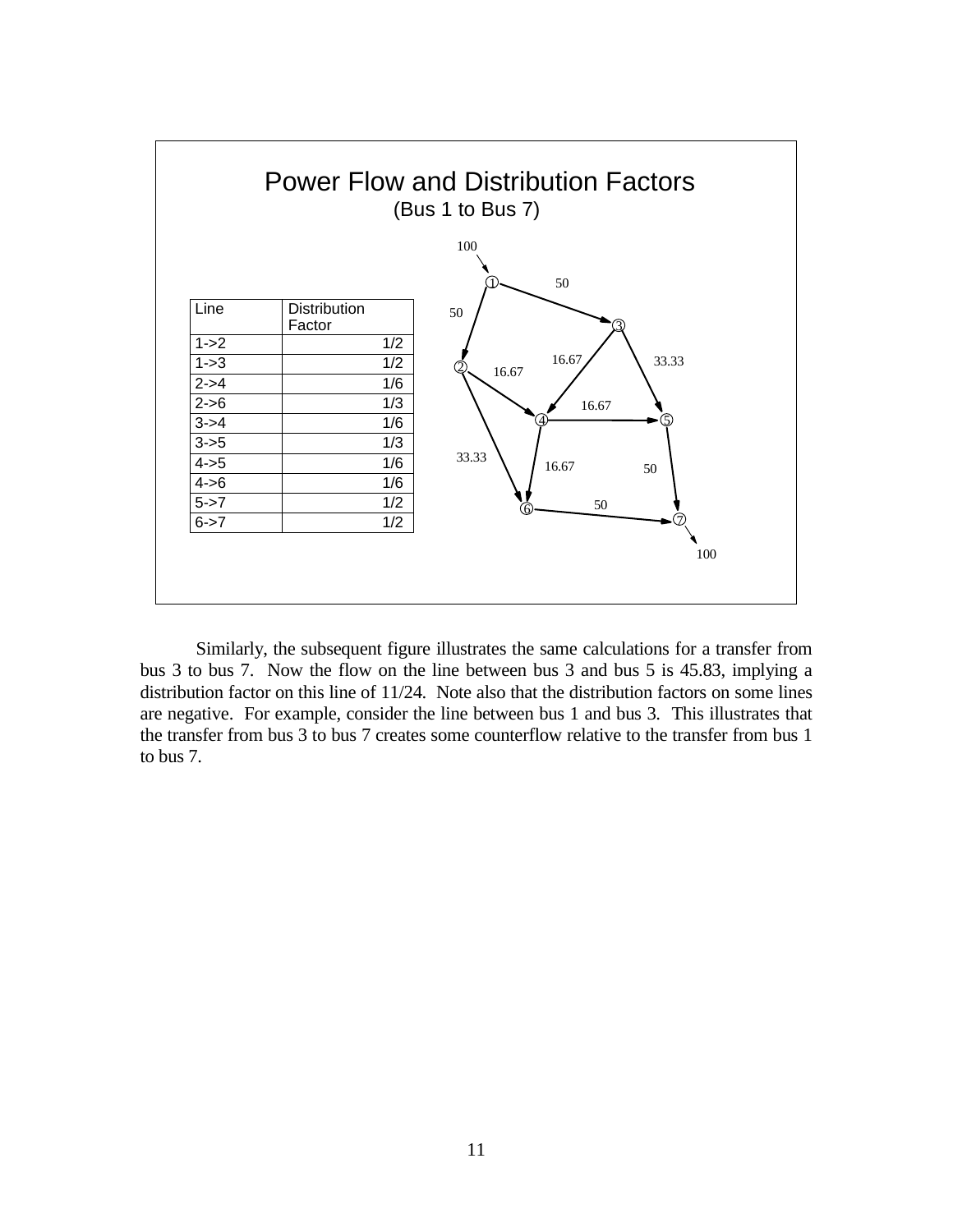## Power Flow and Distribution Factors

(Bus 1 to Bus 7)

| Line | Distribution Factor |
|---|---|
| 1->2 | 1/2 |
| 1->3 | 1/2 |
| 2->4 | 1/6 |
| 2->6 | 1/3 |
| 3->4 | 1/6 |
| 3->5 | 1/3 |
| 4->5 | 1/6 |
| 4->6 | 1/6 |
| 5->7 | 1/2 |
| 6->7 | 1/2 |

Similarly, the subsequent figure illustrates the same calculations for a transfer from bus 3 to bus 7. Now the flow on the line between bus 3 and bus 5 is 45.83, implying a distribution factor on this line of 11/24. Note also that the distribution factors on some lines are negative. For example, consider the line between bus 1 and bus 3. This illustrates that the transfer from bus 3 to bus 7 creates some counterflow relative to the transfer from bus 1 to bus 7.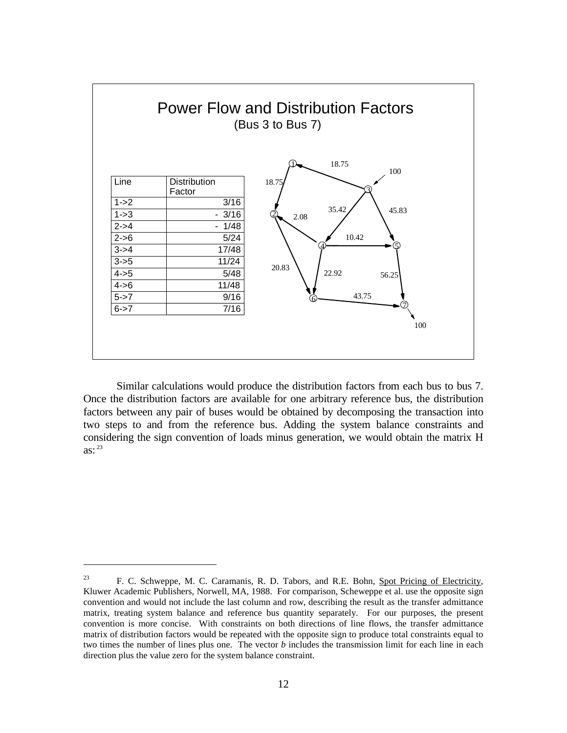## Power Flow and Distribution Factors

(Bus 3 to Bus 7)

| Line | Distribution Factor |
|---|---|
| 1->2 | 3/16 |
| 1->3 | - 3/16 |
| 2->4 | - 1/48 |
| 2->6 | 5/24 |
| 3->4 | 17/48 |
| 3->5 | 11/24 |
| 4->5 | 5/48 |
| 4->6 | 11/48 |
| 5->7 | 9/16 |
| 6->7 | 7/16 |

Similar calculations would produce the distribution factors from each bus to bus 7. Once the distribution factors are available for one arbitrary reference bus, the distribution factors between any pair of buses would be obtained by decomposing the transaction into two steps to and from the reference bus. Adding the system balance constraints and considering the sign convention of loads minus generation, we would obtain the matrix H as:[23]

---

[23] F. C. Schweppe, M. C. Caramanis, R. D. Tabors, and R.E. Bohn, Spot Pricing of Electricity, Kluwer Academic Publishers, Norwell, MA, 1988. For comparison, Scheweppe et al. use the opposite sign convention and would not include the last column and row, describing the result as the transfer admittance matrix, treating system balance and reference bus quantity separately. For our purposes, the present convention is more concise. With constraints on both directions of line flows, the transfer admittance matrix of distribution factors would be repeated with the opposite sign to produce total constraints equal to two times the number of lines plus one. The vector *b* includes the transmission limit for each line in each direction plus the value zero for the system balance constraint.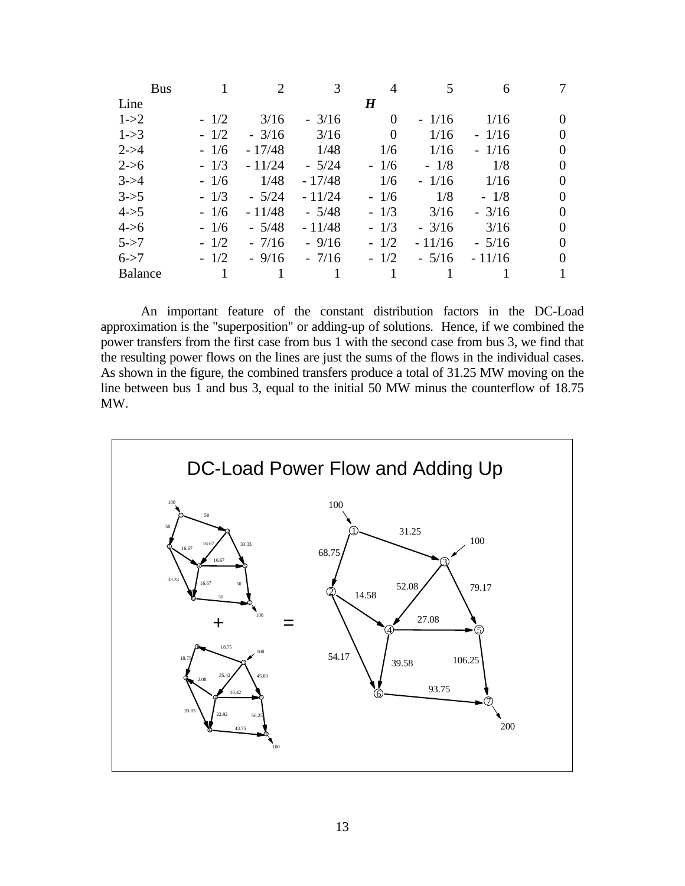| Bus | 1 | 2 | 3 | 4 | 5 | 6 | 7 |
|---|---|---|---|---|---|---|---|
| Line | | | | ***H*** | | | |
| 1->2 | - 1/2 | 3/16 | - 3/16 | 0 | - 1/16 | 1/16 | 0 |
| 1->3 | - 1/2 | - 3/16 | 3/16 | 0 | 1/16 | - 1/16 | 0 |
| 2->4 | - 1/6 | - 17/48 | 1/48 | 1/6 | 1/16 | - 1/16 | 0 |
| 2->6 | - 1/3 | - 11/24 | - 5/24 | - 1/6 | - 1/8 | 1/8 | 0 |
| 3->4 | - 1/6 | 1/48 | - 17/48 | 1/6 | - 1/16 | 1/16 | 0 |
| 3->5 | - 1/3 | - 5/24 | - 11/24 | - 1/6 | 1/8 | - 1/8 | 0 |
| 4->5 | - 1/6 | - 11/48 | - 5/48 | - 1/3 | 3/16 | - 3/16 | 0 |
| 4->6 | - 1/6 | - 5/48 | - 11/48 | - 1/3 | - 3/16 | 3/16 | 0 |
| 5->7 | - 1/2 | - 7/16 | - 9/16 | - 1/2 | - 11/16 | - 5/16 | 0 |
| 6->7 | - 1/2 | - 9/16 | - 7/16 | - 1/2 | - 5/16 | - 11/16 | 0 |
| Balance | 1 | 1 | 1 | 1 | 1 | 1 | 1 |

An important feature of the constant distribution factors in the DC-Load approximation is the "superposition" or adding-up of solutions. Hence, if we combined the power transfers from the first case from bus 1 with the second case from bus 3, we find that the resulting power flows on the lines are just the sums of the flows in the individual cases. As shown in the figure, the combined transfers produce a total of 31.25 MW moving on the line between bus 1 and bus 3, equal to the initial 50 MW minus the counterflow of 18.75 MW.

DC-Load Power Flow and Adding Up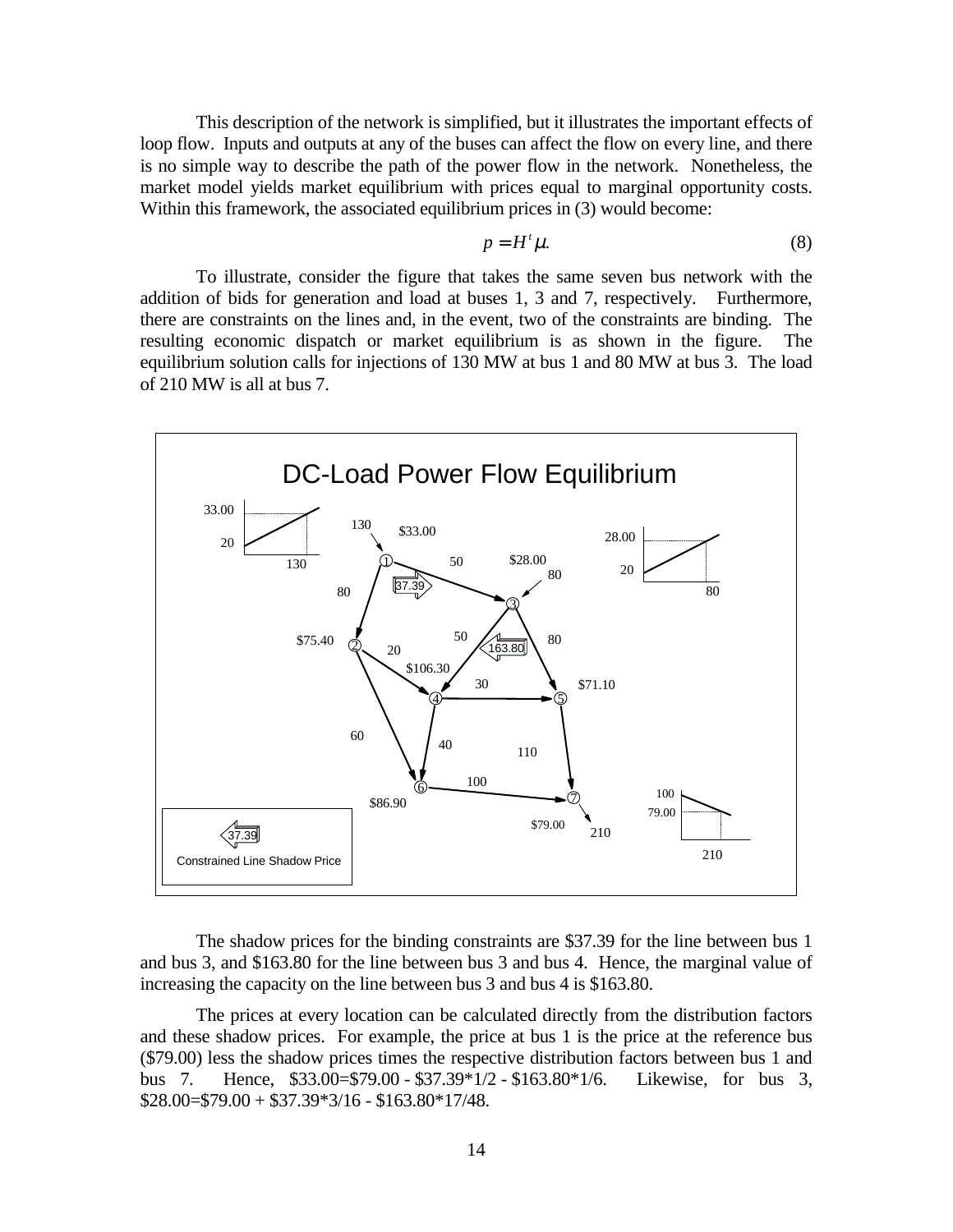This description of the network is simplified, but it illustrates the important effects of loop flow. Inputs and outputs at any of the buses can affect the flow on every line, and there is no simple way to describe the path of the power flow in the network. Nonetheless, the market model yields market equilibrium with prices equal to marginal opportunity costs. Within this framework, the associated equilibrium prices in (3) would become:

$$p = H^t \mu. \tag{8}$$

To illustrate, consider the figure that takes the same seven bus network with the addition of bids for generation and load at buses 1, 3 and 7, respectively. Furthermore, there are constraints on the lines and, in the event, two of the constraints are binding. The resulting economic dispatch or market equilibrium is as shown in the figure. The equilibrium solution calls for injections of 130 MW at bus 1 and 80 MW at bus 3. The load of 210 MW is all at bus 7.

DC-Load Power Flow Equilibrium

Constrained Line Shadow Price

The shadow prices for the binding constraints are \$37.39 for the line between bus 1 and bus 3, and \$163.80 for the line between bus 3 and bus 4. Hence, the marginal value of increasing the capacity on the line between bus 3 and bus 4 is \$163.80.

The prices at every location can be calculated directly from the distribution factors and these shadow prices. For example, the price at bus 1 is the price at the reference bus (\$79.00) less the shadow prices times the respective distribution factors between bus 1 and bus 7. Hence, \$33.00=\$79.00 - \$37.39*1/2 - \$163.80*1/6. Likewise, for bus 3, \$28.00=\$79.00 + \$37.39*3/16 - \$163.80*17/48.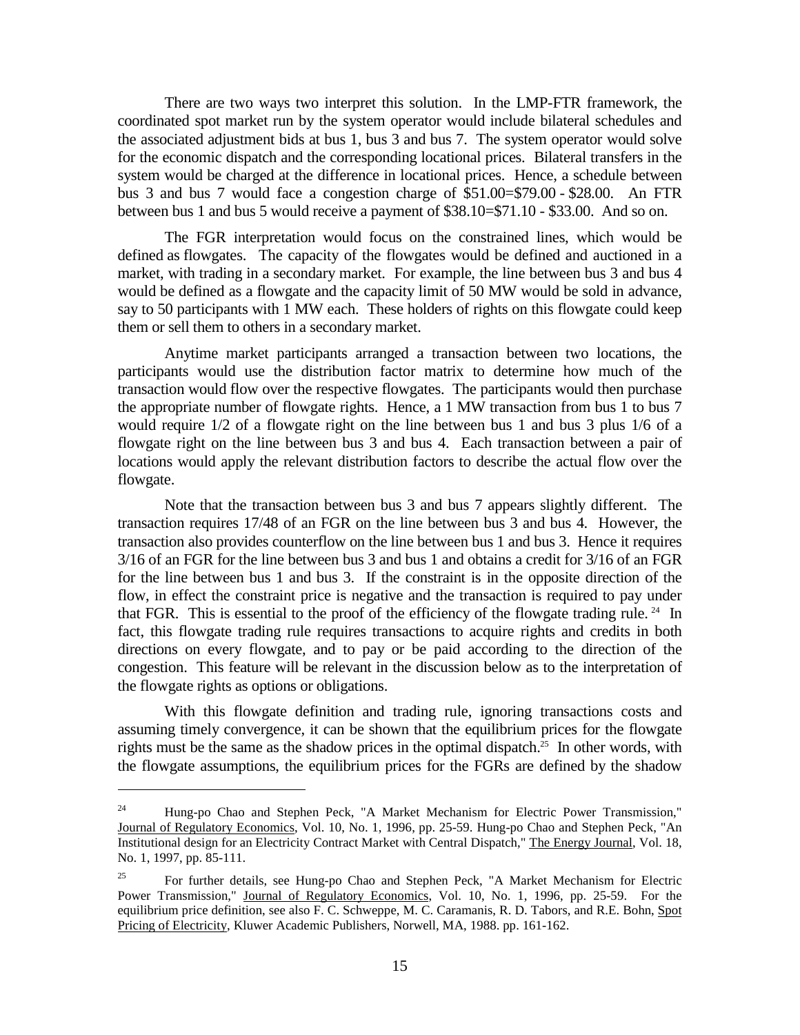There are two ways two interpret this solution. In the LMP-FTR framework, the coordinated spot market run by the system operator would include bilateral schedules and the associated adjustment bids at bus 1, bus 3 and bus 7. The system operator would solve for the economic dispatch and the corresponding locational prices. Bilateral transfers in the system would be charged at the difference in locational prices. Hence, a schedule between bus 3 and bus 7 would face a congestion charge of \$51.00=\$79.00 - \$28.00. An FTR between bus 1 and bus 5 would receive a payment of \$38.10=\$71.10 - \$33.00. And so on.

The FGR interpretation would focus on the constrained lines, which would be defined as flowgates. The capacity of the flowgates would be defined and auctioned in a market, with trading in a secondary market. For example, the line between bus 3 and bus 4 would be defined as a flowgate and the capacity limit of 50 MW would be sold in advance, say to 50 participants with 1 MW each. These holders of rights on this flowgate could keep them or sell them to others in a secondary market.

Anytime market participants arranged a transaction between two locations, the participants would use the distribution factor matrix to determine how much of the transaction would flow over the respective flowgates. The participants would then purchase the appropriate number of flowgate rights. Hence, a 1 MW transaction from bus 1 to bus 7 would require 1/2 of a flowgate right on the line between bus 1 and bus 3 plus 1/6 of a flowgate right on the line between bus 3 and bus 4. Each transaction between a pair of locations would apply the relevant distribution factors to describe the actual flow over the flowgate.

Note that the transaction between bus 3 and bus 7 appears slightly different. The transaction requires 17/48 of an FGR on the line between bus 3 and bus 4. However, the transaction also provides counterflow on the line between bus 1 and bus 3. Hence it requires 3/16 of an FGR for the line between bus 3 and bus 1 and obtains a credit for 3/16 of an FGR for the line between bus 1 and bus 3. If the constraint is in the opposite direction of the flow, in effect the constraint price is negative and the transaction is required to pay under that FGR. This is essential to the proof of the efficiency of the flowgate trading rule. [24] In fact, this flowgate trading rule requires transactions to acquire rights and credits in both directions on every flowgate, and to pay or be paid according to the direction of the congestion. This feature will be relevant in the discussion below as to the interpretation of the flowgate rights as options or obligations.

With this flowgate definition and trading rule, ignoring transactions costs and assuming timely convergence, it can be shown that the equilibrium prices for the flowgate rights must be the same as the shadow prices in the optimal dispatch.[25] In other words, with the flowgate assumptions, the equilibrium prices for the FGRs are defined by the shadow

---

[24] Hung-po Chao and Stephen Peck, "A Market Mechanism for Electric Power Transmission," Journal of Regulatory Economics, Vol. 10, No. 1, 1996, pp. 25-59. Hung-po Chao and Stephen Peck, "An Institutional design for an Electricity Contract Market with Central Dispatch," The Energy Journal, Vol. 18, No. 1, 1997, pp. 85-111.

[25] For further details, see Hung-po Chao and Stephen Peck, "A Market Mechanism for Electric Power Transmission," Journal of Regulatory Economics, Vol. 10, No. 1, 1996, pp. 25-59. For the equilibrium price definition, see also F. C. Schweppe, M. C. Caramanis, R. D. Tabors, and R.E. Bohn, Spot Pricing of Electricity, Kluwer Academic Publishers, Norwell, MA, 1988. pp. 161-162.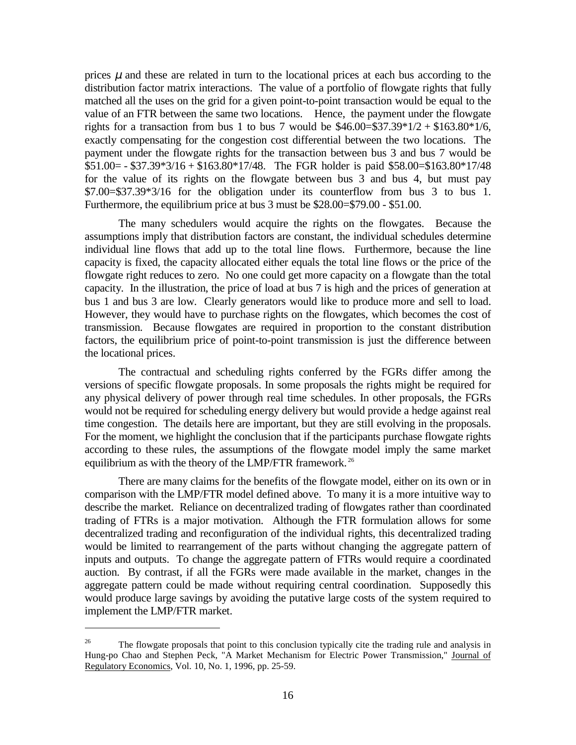prices $\mu$ and these are related in turn to the locational prices at each bus according to the distribution factor matrix interactions. The value of a portfolio of flowgate rights that fully matched all the uses on the grid for a given point-to-point transaction would be equal to the value of an FTR between the same two locations. Hence, the payment under the flowgate rights for a transaction from bus 1 to bus 7 would be $46.00=$37.39*1/2 + $163.80*1/6, exactly compensating for the congestion cost differential between the two locations. The payment under the flowgate rights for the transaction between bus 3 and bus 7 would be $51.00= - $37.39*3/16 + $163.80*17/48. The FGR holder is paid $58.00=$163.80*17/48 for the value of its rights on the flowgate between bus 3 and bus 4, but must pay $7.00=$37.39*3/16 for the obligation under its counterflow from bus 3 to bus 1. Furthermore, the equilibrium price at bus 3 must be $28.00=$79.00 - $51.00.

The many schedulers would acquire the rights on the flowgates. Because the assumptions imply that distribution factors are constant, the individual schedules determine individual line flows that add up to the total line flows. Furthermore, because the line capacity is fixed, the capacity allocated either equals the total line flows or the price of the flowgate right reduces to zero. No one could get more capacity on a flowgate than the total capacity. In the illustration, the price of load at bus 7 is high and the prices of generation at bus 1 and bus 3 are low. Clearly generators would like to produce more and sell to load. However, they would have to purchase rights on the flowgates, which becomes the cost of transmission. Because flowgates are required in proportion to the constant distribution factors, the equilibrium price of point-to-point transmission is just the difference between the locational prices.

The contractual and scheduling rights conferred by the FGRs differ among the versions of specific flowgate proposals. In some proposals the rights might be required for any physical delivery of power through real time schedules. In other proposals, the FGRs would not be required for scheduling energy delivery but would provide a hedge against real time congestion. The details here are important, but they are still evolving in the proposals. For the moment, we highlight the conclusion that if the participants purchase flowgate rights according to these rules, the assumptions of the flowgate model imply the same market equilibrium as with the theory of the LMP/FTR framework.[26]

There are many claims for the benefits of the flowgate model, either on its own or in comparison with the LMP/FTR model defined above. To many it is a more intuitive way to describe the market. Reliance on decentralized trading of flowgates rather than coordinated trading of FTRs is a major motivation. Although the FTR formulation allows for some decentralized trading and reconfiguration of the individual rights, this decentralized trading would be limited to rearrangement of the parts without changing the aggregate pattern of inputs and outputs. To change the aggregate pattern of FTRs would require a coordinated auction. By contrast, if all the FGRs were made available in the market, changes in the aggregate pattern could be made without requiring central coordination. Supposedly this would produce large savings by avoiding the putative large costs of the system required to implement the LMP/FTR market.

---

[26] The flowgate proposals that point to this conclusion typically cite the trading rule and analysis in Hung-po Chao and Stephen Peck, "A Market Mechanism for Electric Power Transmission," Journal of Regulatory Economics, Vol. 10, No. 1, 1996, pp. 25-59.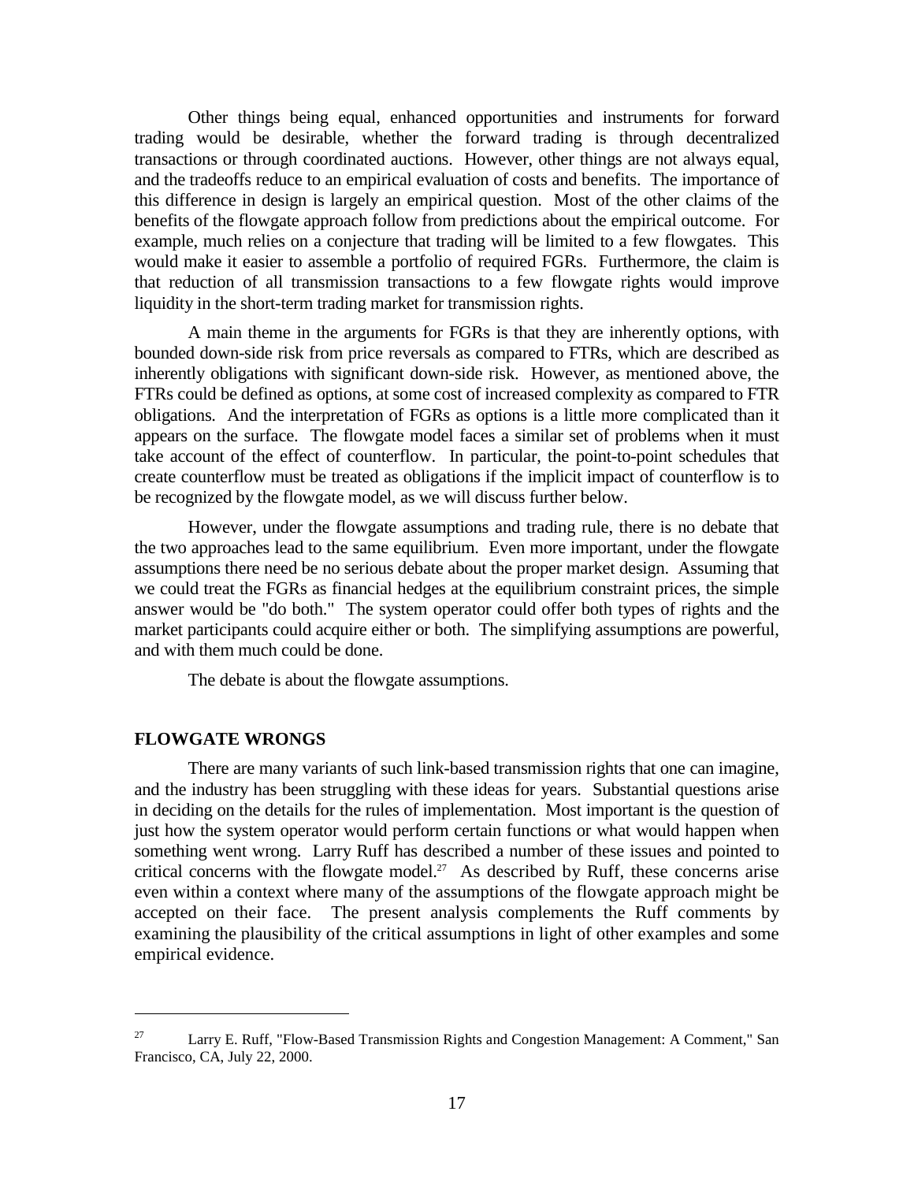Other things being equal, enhanced opportunities and instruments for forward trading would be desirable, whether the forward trading is through decentralized transactions or through coordinated auctions. However, other things are not always equal, and the tradeoffs reduce to an empirical evaluation of costs and benefits. The importance of this difference in design is largely an empirical question. Most of the other claims of the benefits of the flowgate approach follow from predictions about the empirical outcome. For example, much relies on a conjecture that trading will be limited to a few flowgates. This would make it easier to assemble a portfolio of required FGRs. Furthermore, the claim is that reduction of all transmission transactions to a few flowgate rights would improve liquidity in the short-term trading market for transmission rights.

A main theme in the arguments for FGRs is that they are inherently options, with bounded down-side risk from price reversals as compared to FTRs, which are described as inherently obligations with significant down-side risk. However, as mentioned above, the FTRs could be defined as options, at some cost of increased complexity as compared to FTR obligations. And the interpretation of FGRs as options is a little more complicated than it appears on the surface. The flowgate model faces a similar set of problems when it must take account of the effect of counterflow. In particular, the point-to-point schedules that create counterflow must be treated as obligations if the implicit impact of counterflow is to be recognized by the flowgate model, as we will discuss further below.

However, under the flowgate assumptions and trading rule, there is no debate that the two approaches lead to the same equilibrium. Even more important, under the flowgate assumptions there need be no serious debate about the proper market design. Assuming that we could treat the FGRs as financial hedges at the equilibrium constraint prices, the simple answer would be "do both." The system operator could offer both types of rights and the market participants could acquire either or both. The simplifying assumptions are powerful, and with them much could be done.

The debate is about the flowgate assumptions.

## FLOWGATE WRONGS

There are many variants of such link-based transmission rights that one can imagine, and the industry has been struggling with these ideas for years. Substantial questions arise in deciding on the details for the rules of implementation. Most important is the question of just how the system operator would perform certain functions or what would happen when something went wrong. Larry Ruff has described a number of these issues and pointed to critical concerns with the flowgate model.[27] As described by Ruff, these concerns arise even within a context where many of the assumptions of the flowgate approach might be accepted on their face. The present analysis complements the Ruff comments by examining the plausibility of the critical assumptions in light of other examples and some empirical evidence.

---

[27] Larry E. Ruff, "Flow-Based Transmission Rights and Congestion Management: A Comment," San Francisco, CA, July 22, 2000.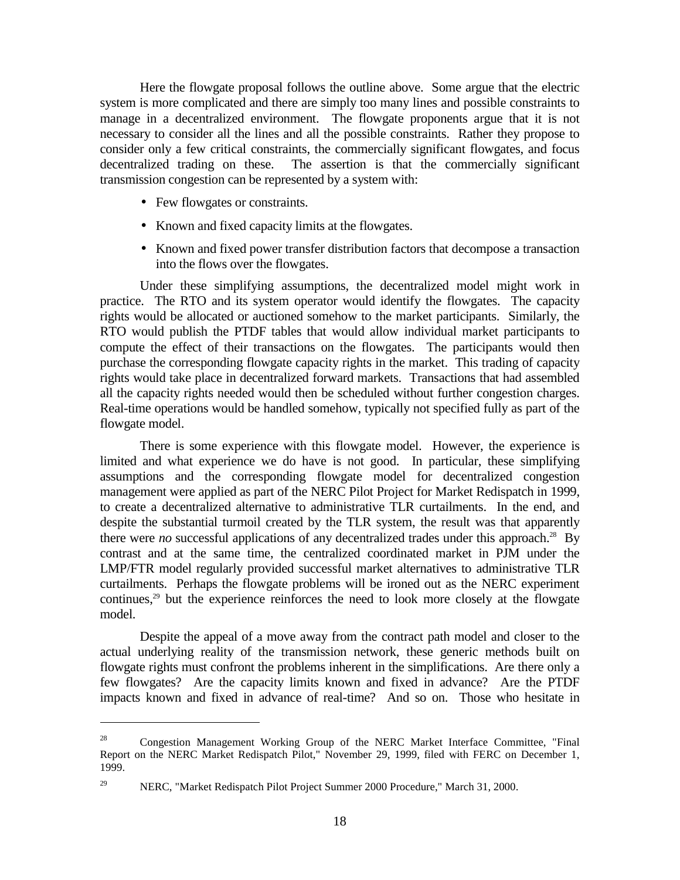Here the flowgate proposal follows the outline above. Some argue that the electric system is more complicated and there are simply too many lines and possible constraints to manage in a decentralized environment. The flowgate proponents argue that it is not necessary to consider all the lines and all the possible constraints. Rather they propose to consider only a few critical constraints, the commercially significant flowgates, and focus decentralized trading on these. The assertion is that the commercially significant transmission congestion can be represented by a system with:

- Few flowgates or constraints.
- Known and fixed capacity limits at the flowgates.
- Known and fixed power transfer distribution factors that decompose a transaction into the flows over the flowgates.

Under these simplifying assumptions, the decentralized model might work in practice. The RTO and its system operator would identify the flowgates. The capacity rights would be allocated or auctioned somehow to the market participants. Similarly, the RTO would publish the PTDF tables that would allow individual market participants to compute the effect of their transactions on the flowgates. The participants would then purchase the corresponding flowgate capacity rights in the market. This trading of capacity rights would take place in decentralized forward markets. Transactions that had assembled all the capacity rights needed would then be scheduled without further congestion charges. Real-time operations would be handled somehow, typically not specified fully as part of the flowgate model.

There is some experience with this flowgate model. However, the experience is limited and what experience we do have is not good. In particular, these simplifying assumptions and the corresponding flowgate model for decentralized congestion management were applied as part of the NERC Pilot Project for Market Redispatch in 1999, to create a decentralized alternative to administrative TLR curtailments. In the end, and despite the substantial turmoil created by the TLR system, the result was that apparently there were *no* successful applications of any decentralized trades under this approach.[28] By contrast and at the same time, the centralized coordinated market in PJM under the LMP/FTR model regularly provided successful market alternatives to administrative TLR curtailments. Perhaps the flowgate problems will be ironed out as the NERC experiment continues,[29] but the experience reinforces the need to look more closely at the flowgate model.

Despite the appeal of a move away from the contract path model and closer to the actual underlying reality of the transmission network, these generic methods built on flowgate rights must confront the problems inherent in the simplifications. Are there only a few flowgates? Are the capacity limits known and fixed in advance? Are the PTDF impacts known and fixed in advance of real-time? And so on. Those who hesitate in

---

[28] Congestion Management Working Group of the NERC Market Interface Committee, "Final Report on the NERC Market Redispatch Pilot," November 29, 1999, filed with FERC on December 1, 1999.

[29] NERC, "Market Redispatch Pilot Project Summer 2000 Procedure," March 31, 2000.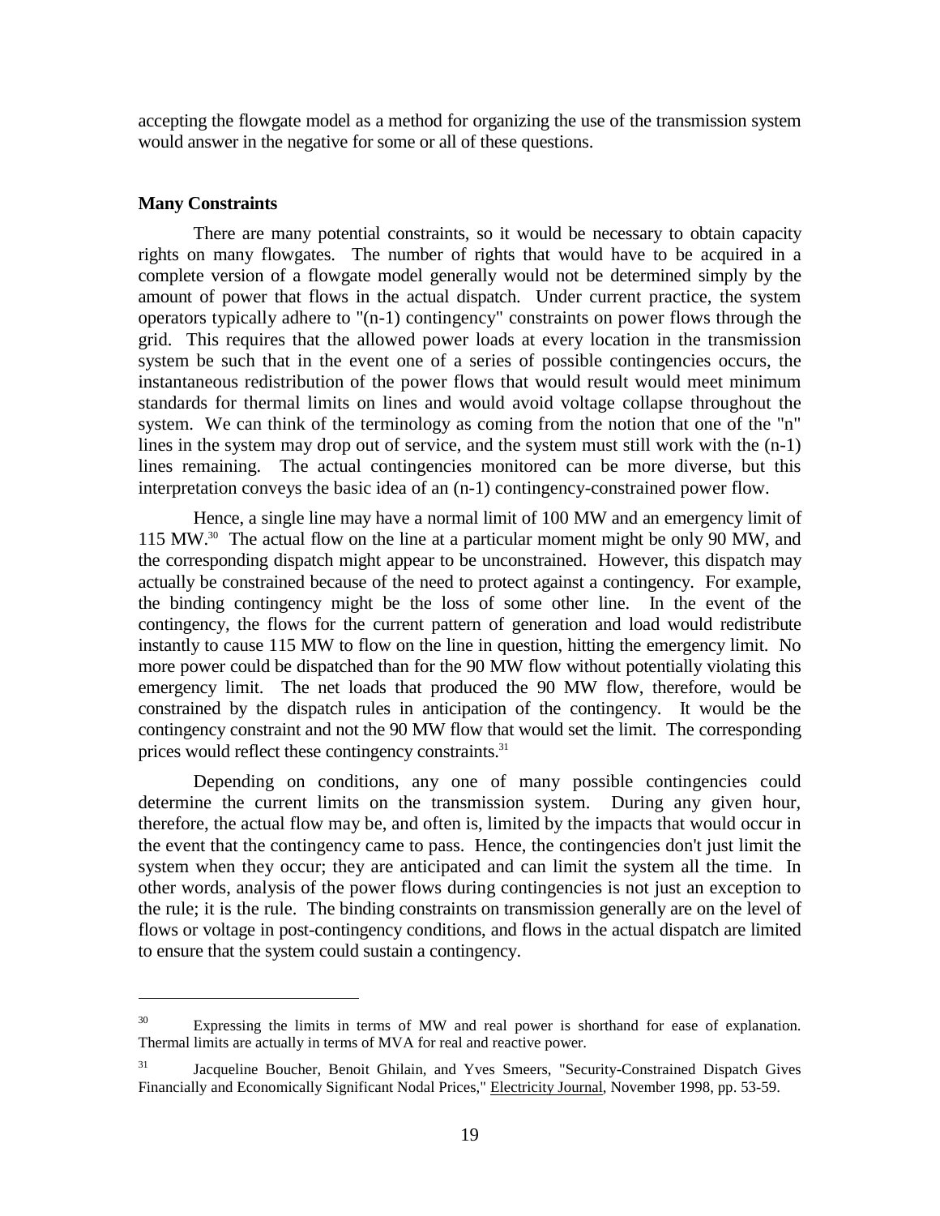accepting the flowgate model as a method for organizing the use of the transmission system would answer in the negative for some or all of these questions.

**Many Constraints**

There are many potential constraints, so it would be necessary to obtain capacity rights on many flowgates. The number of rights that would have to be acquired in a complete version of a flowgate model generally would not be determined simply by the amount of power that flows in the actual dispatch. Under current practice, the system operators typically adhere to "(n-1) contingency" constraints on power flows through the grid. This requires that the allowed power loads at every location in the transmission system be such that in the event one of a series of possible contingencies occurs, the instantaneous redistribution of the power flows that would result would meet minimum standards for thermal limits on lines and would avoid voltage collapse throughout the system. We can think of the terminology as coming from the notion that one of the "n" lines in the system may drop out of service, and the system must still work with the (n-1) lines remaining. The actual contingencies monitored can be more diverse, but this interpretation conveys the basic idea of an (n-1) contingency-constrained power flow.

Hence, a single line may have a normal limit of 100 MW and an emergency limit of 115 MW.[30] The actual flow on the line at a particular moment might be only 90 MW, and the corresponding dispatch might appear to be unconstrained. However, this dispatch may actually be constrained because of the need to protect against a contingency. For example, the binding contingency might be the loss of some other line. In the event of the contingency, the flows for the current pattern of generation and load would redistribute instantly to cause 115 MW to flow on the line in question, hitting the emergency limit. No more power could be dispatched than for the 90 MW flow without potentially violating this emergency limit. The net loads that produced the 90 MW flow, therefore, would be constrained by the dispatch rules in anticipation of the contingency. It would be the contingency constraint and not the 90 MW flow that would set the limit. The corresponding prices would reflect these contingency constraints.[31]

Depending on conditions, any one of many possible contingencies could determine the current limits on the transmission system. During any given hour, therefore, the actual flow may be, and often is, limited by the impacts that would occur in the event that the contingency came to pass. Hence, the contingencies don't just limit the system when they occur; they are anticipated and can limit the system all the time. In other words, analysis of the power flows during contingencies is not just an exception to the rule; it is the rule. The binding constraints on transmission generally are on the level of flows or voltage in post-contingency conditions, and flows in the actual dispatch are limited to ensure that the system could sustain a contingency.

---

[30] Expressing the limits in terms of MW and real power is shorthand for ease of explanation. Thermal limits are actually in terms of MVA for real and reactive power.

[31] Jacqueline Boucher, Benoit Ghilain, and Yves Smeers, "Security-Constrained Dispatch Gives Financially and Economically Significant Nodal Prices," Electricity Journal, November 1998, pp. 53-59.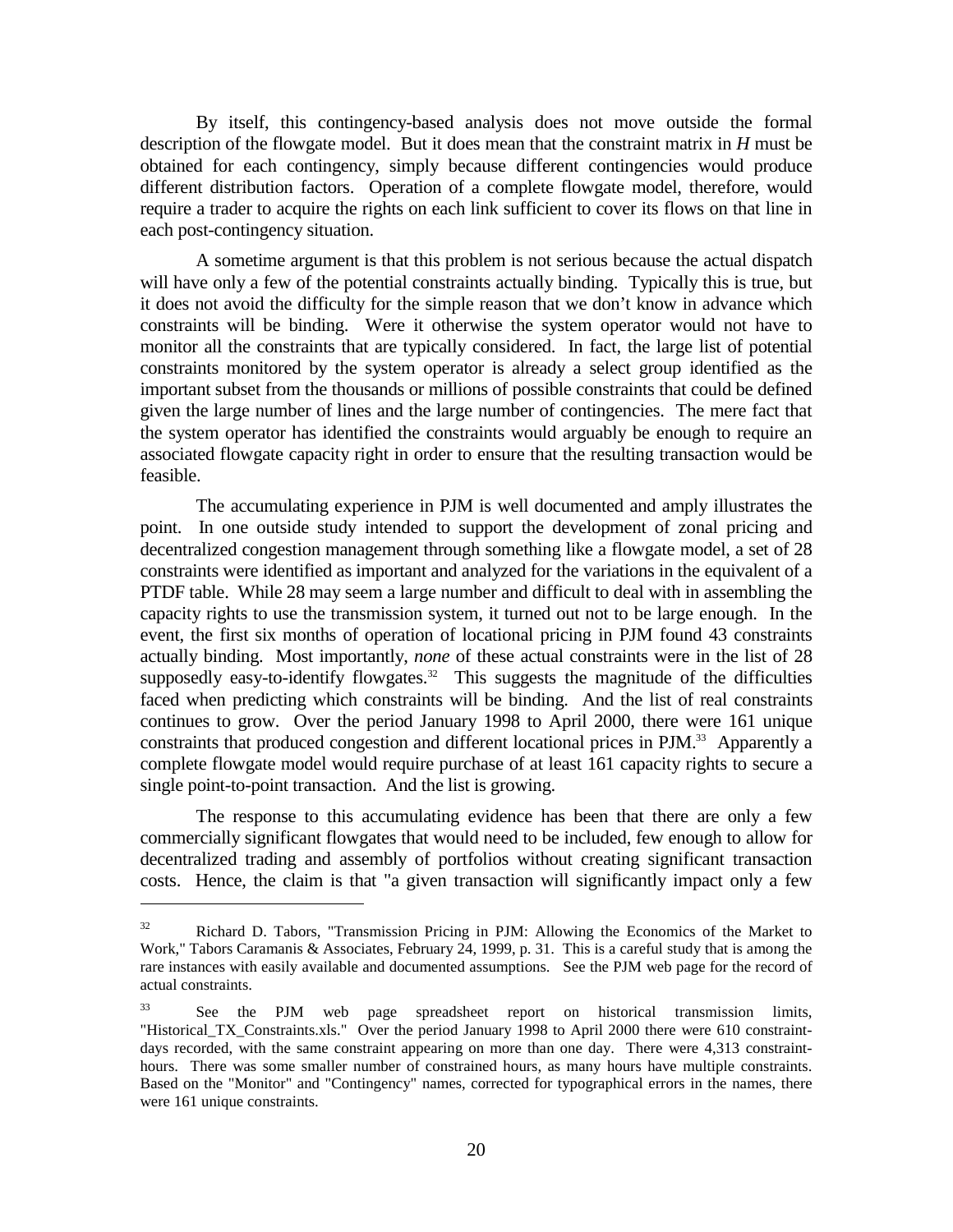By itself, this contingency-based analysis does not move outside the formal description of the flowgate model. But it does mean that the constraint matrix in *H* must be obtained for each contingency, simply because different contingencies would produce different distribution factors. Operation of a complete flowgate model, therefore, would require a trader to acquire the rights on each link sufficient to cover its flows on that line in each post-contingency situation.

A sometime argument is that this problem is not serious because the actual dispatch will have only a few of the potential constraints actually binding. Typically this is true, but it does not avoid the difficulty for the simple reason that we don't know in advance which constraints will be binding. Were it otherwise the system operator would not have to monitor all the constraints that are typically considered. In fact, the large list of potential constraints monitored by the system operator is already a select group identified as the important subset from the thousands or millions of possible constraints that could be defined given the large number of lines and the large number of contingencies. The mere fact that the system operator has identified the constraints would arguably be enough to require an associated flowgate capacity right in order to ensure that the resulting transaction would be feasible.

The accumulating experience in PJM is well documented and amply illustrates the point. In one outside study intended to support the development of zonal pricing and decentralized congestion management through something like a flowgate model, a set of 28 constraints were identified as important and analyzed for the variations in the equivalent of a PTDF table. While 28 may seem a large number and difficult to deal with in assembling the capacity rights to use the transmission system, it turned out not to be large enough. In the event, the first six months of operation of locational pricing in PJM found 43 constraints actually binding. Most importantly, *none* of these actual constraints were in the list of 28 supposedly easy-to-identify flowgates.[32] This suggests the magnitude of the difficulties faced when predicting which constraints will be binding. And the list of real constraints continues to grow. Over the period January 1998 to April 2000, there were 161 unique constraints that produced congestion and different locational prices in PJM.[33] Apparently a complete flowgate model would require purchase of at least 161 capacity rights to secure a single point-to-point transaction. And the list is growing.

The response to this accumulating evidence has been that there are only a few commercially significant flowgates that would need to be included, few enough to allow for decentralized trading and assembly of portfolios without creating significant transaction costs. Hence, the claim is that "a given transaction will significantly impact only a few

---

[32] Richard D. Tabors, "Transmission Pricing in PJM: Allowing the Economics of the Market to Work," Tabors Caramanis & Associates, February 24, 1999, p. 31. This is a careful study that is among the rare instances with easily available and documented assumptions. See the PJM web page for the record of actual constraints.

[33] See the PJM web page spreadsheet report on historical transmission limits, "Historical_TX_Constraints.xls." Over the period January 1998 to April 2000 there were 610 constraint-days recorded, with the same constraint appearing on more than one day. There were 4,313 constraint-hours. There was some smaller number of constrained hours, as many hours have multiple constraints. Based on the "Monitor" and "Contingency" names, corrected for typographical errors in the names, there were 161 unique constraints.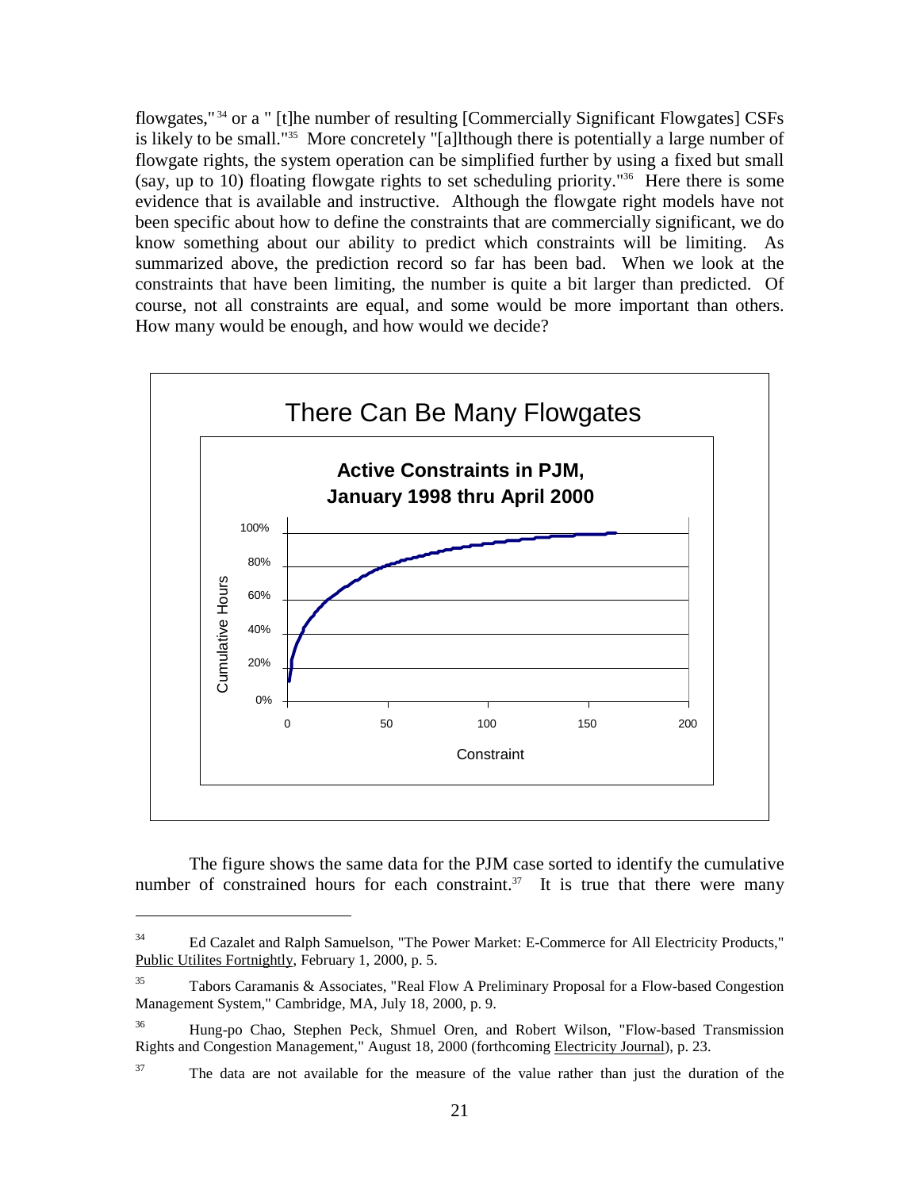flowgates,"[34] or a " [t]he number of resulting [Commercially Significant Flowgates] CSFs is likely to be small."[35] More concretely "[a]lthough there is potentially a large number of flowgate rights, the system operation can be simplified further by using a fixed but small (say, up to 10) floating flowgate rights to set scheduling priority."[36] Here there is some evidence that is available and instructive. Although the flowgate right models have not been specific about how to define the constraints that are commercially significant, we do know something about our ability to predict which constraints will be limiting. As summarized above, the prediction record so far has been bad. When we look at the constraints that have been limiting, the number is quite a bit larger than predicted. Of course, not all constraints are equal, and some would be more important than others. How many would be enough, and how would we decide?

There Can Be Many Flowgates

**Active Constraints in PJM, January 1998 thru April 2000**

The figure shows the same data for the PJM case sorted to identify the cumulative number of constrained hours for each constraint.[37] It is true that there were many

---

[34] Ed Cazalet and Ralph Samuelson, "The Power Market: E-Commerce for All Electricity Products," Public Utilites Fortnightly, February 1, 2000, p. 5.

[35] Tabors Caramanis & Associates, "Real Flow A Preliminary Proposal for a Flow-based Congestion Management System," Cambridge, MA, July 18, 2000, p. 9.

[36] Hung-po Chao, Stephen Peck, Shmuel Oren, and Robert Wilson, "Flow-based Transmission Rights and Congestion Management," August 18, 2000 (forthcoming Electricity Journal), p. 23.

[37] The data are not available for the measure of the value rather than just the duration of the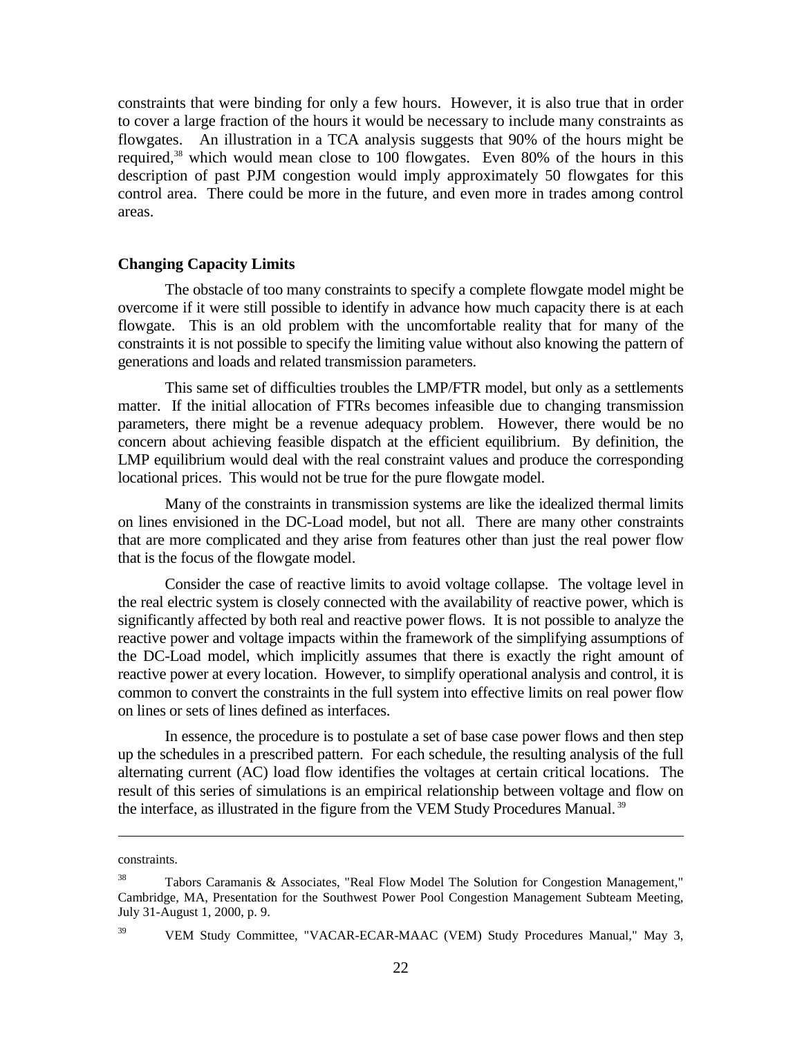constraints that were binding for only a few hours. However, it is also true that in order to cover a large fraction of the hours it would be necessary to include many constraints as flowgates. An illustration in a TCA analysis suggests that 90% of the hours might be required,[38] which would mean close to 100 flowgates. Even 80% of the hours in this description of past PJM congestion would imply approximately 50 flowgates for this control area. There could be more in the future, and even more in trades among control areas.

### Changing Capacity Limits

The obstacle of too many constraints to specify a complete flowgate model might be overcome if it were still possible to identify in advance how much capacity there is at each flowgate. This is an old problem with the uncomfortable reality that for many of the constraints it is not possible to specify the limiting value without also knowing the pattern of generations and loads and related transmission parameters.

This same set of difficulties troubles the LMP/FTR model, but only as a settlements matter. If the initial allocation of FTRs becomes infeasible due to changing transmission parameters, there might be a revenue adequacy problem. However, there would be no concern about achieving feasible dispatch at the efficient equilibrium. By definition, the LMP equilibrium would deal with the real constraint values and produce the corresponding locational prices. This would not be true for the pure flowgate model.

Many of the constraints in transmission systems are like the idealized thermal limits on lines envisioned in the DC-Load model, but not all. There are many other constraints that are more complicated and they arise from features other than just the real power flow that is the focus of the flowgate model.

Consider the case of reactive limits to avoid voltage collapse. The voltage level in the real electric system is closely connected with the availability of reactive power, which is significantly affected by both real and reactive power flows. It is not possible to analyze the reactive power and voltage impacts within the framework of the simplifying assumptions of the DC-Load model, which implicitly assumes that there is exactly the right amount of reactive power at every location. However, to simplify operational analysis and control, it is common to convert the constraints in the full system into effective limits on real power flow on lines or sets of lines defined as interfaces.

In essence, the procedure is to postulate a set of base case power flows and then step up the schedules in a prescribed pattern. For each schedule, the resulting analysis of the full alternating current (AC) load flow identifies the voltages at certain critical locations. The result of this series of simulations is an empirical relationship between voltage and flow on the interface, as illustrated in the figure from the VEM Study Procedures Manual.[39]

---

constraints.

[38] Tabors Caramanis & Associates, "Real Flow Model The Solution for Congestion Management," Cambridge, MA, Presentation for the Southwest Power Pool Congestion Management Subteam Meeting, July 31-August 1, 2000, p. 9.

[39] VEM Study Committee, "VACAR-ECAR-MAAC (VEM) Study Procedures Manual," May 3,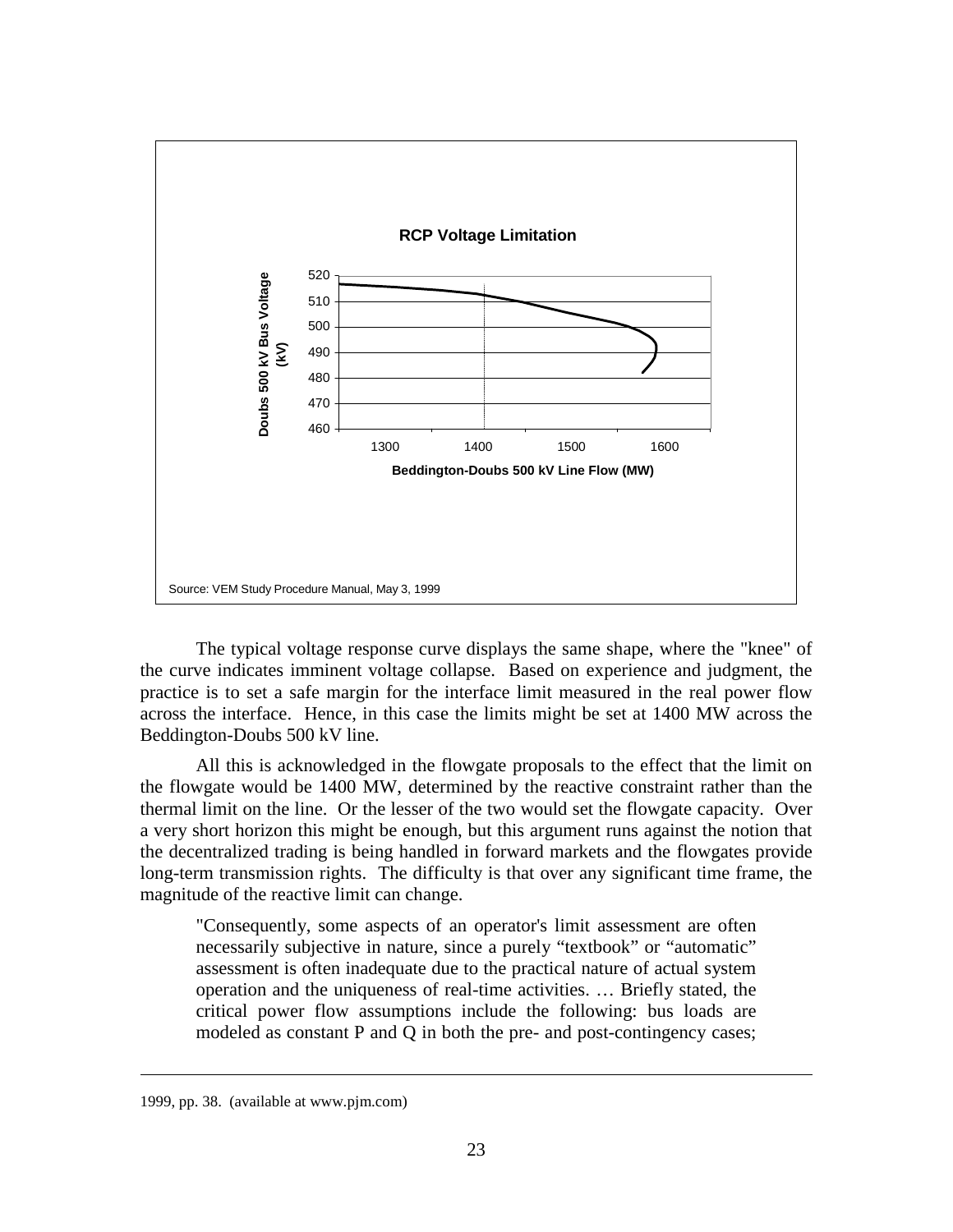**RCP Voltage Limitation**

Source: VEM Study Procedure Manual, May 3, 1999

The typical voltage response curve displays the same shape, where the "knee" of the curve indicates imminent voltage collapse. Based on experience and judgment, the practice is to set a safe margin for the interface limit measured in the real power flow across the interface. Hence, in this case the limits might be set at 1400 MW across the Beddington-Doubs 500 kV line.

All this is acknowledged in the flowgate proposals to the effect that the limit on the flowgate would be 1400 MW, determined by the reactive constraint rather than the thermal limit on the line. Or the lesser of the two would set the flowgate capacity. Over a very short horizon this might be enough, but this argument runs against the notion that the decentralized trading is being handled in forward markets and the flowgates provide long-term transmission rights. The difficulty is that over any significant time frame, the magnitude of the reactive limit can change.

> "Consequently, some aspects of an operator's limit assessment are often necessarily subjective in nature, since a purely "textbook" or "automatic" assessment is often inadequate due to the practical nature of actual system operation and the uniqueness of real-time activities. … Briefly stated, the critical power flow assumptions include the following: bus loads are modeled as constant P and Q in both the pre- and post-contingency cases;

---

1999, pp. 38. (available at www.pjm.com)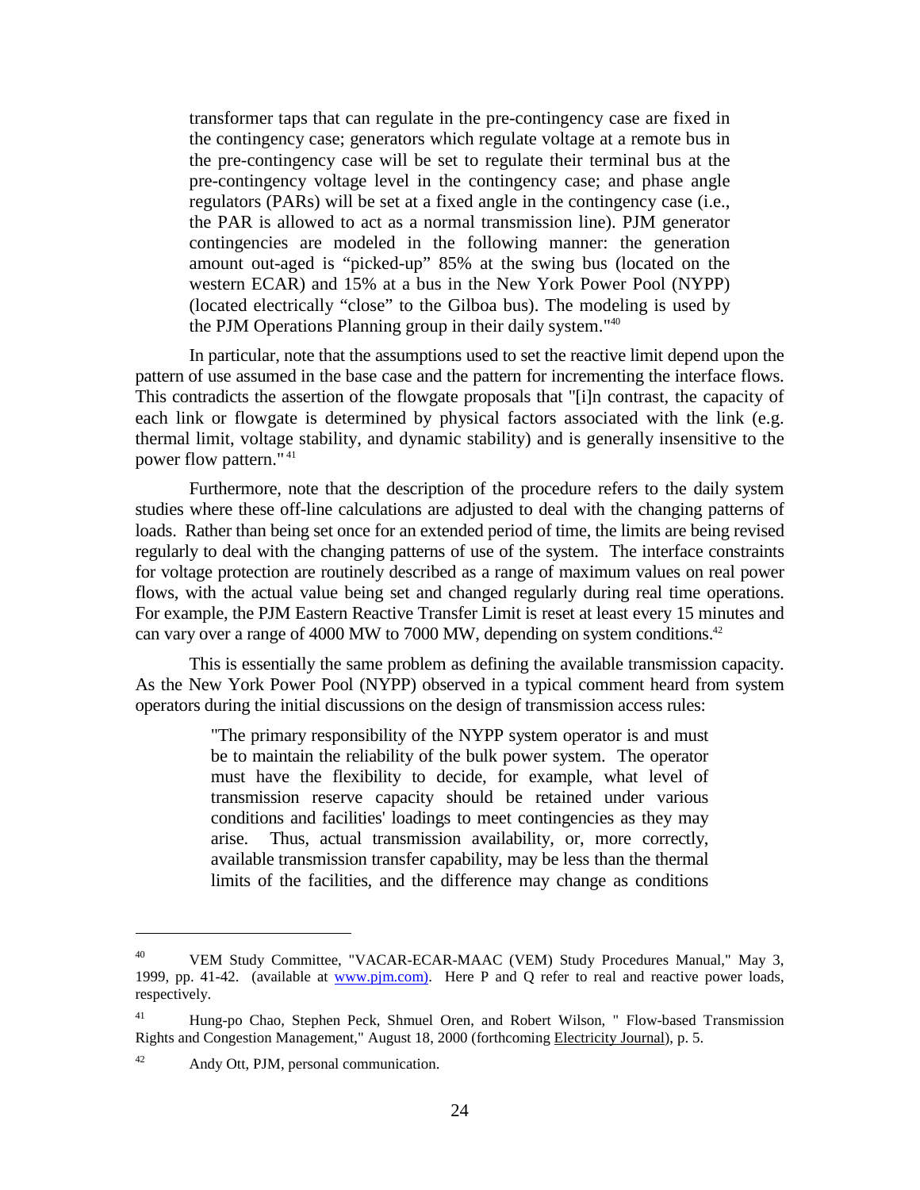> transformer taps that can regulate in the pre-contingency case are fixed in the contingency case; generators which regulate voltage at a remote bus in the pre-contingency case will be set to regulate their terminal bus at the pre-contingency voltage level in the contingency case; and phase angle regulators (PARs) will be set at a fixed angle in the contingency case (i.e., the PAR is allowed to act as a normal transmission line). PJM generator contingencies are modeled in the following manner: the generation amount out-aged is "picked-up" 85% at the swing bus (located on the western ECAR) and 15% at a bus in the New York Power Pool (NYPP) (located electrically "close" to the Gilboa bus). The modeling is used by the PJM Operations Planning group in their daily system."[40]

In particular, note that the assumptions used to set the reactive limit depend upon the pattern of use assumed in the base case and the pattern for incrementing the interface flows. This contradicts the assertion of the flowgate proposals that "[i]n contrast, the capacity of each link or flowgate is determined by physical factors associated with the link (e.g. thermal limit, voltage stability, and dynamic stability) and is generally insensitive to the power flow pattern."[41]

Furthermore, note that the description of the procedure refers to the daily system studies where these off-line calculations are adjusted to deal with the changing patterns of loads. Rather than being set once for an extended period of time, the limits are being revised regularly to deal with the changing patterns of use of the system. The interface constraints for voltage protection are routinely described as a range of maximum values on real power flows, with the actual value being set and changed regularly during real time operations. For example, the PJM Eastern Reactive Transfer Limit is reset at least every 15 minutes and can vary over a range of 4000 MW to 7000 MW, depending on system conditions.[42]

This is essentially the same problem as defining the available transmission capacity. As the New York Power Pool (NYPP) observed in a typical comment heard from system operators during the initial discussions on the design of transmission access rules:

> "The primary responsibility of the NYPP system operator is and must be to maintain the reliability of the bulk power system. The operator must have the flexibility to decide, for example, what level of transmission reserve capacity should be retained under various conditions and facilities' loadings to meet contingencies as they may arise. Thus, actual transmission availability, or, more correctly, available transmission transfer capability, may be less than the thermal limits of the facilities, and the difference may change as conditions

---

[40] VEM Study Committee, "VACAR-ECAR-MAAC (VEM) Study Procedures Manual," May 3, 1999, pp. 41-42. (available at www.pjm.com). Here P and Q refer to real and reactive power loads, respectively.

[41] Hung-po Chao, Stephen Peck, Shmuel Oren, and Robert Wilson, " Flow-based Transmission Rights and Congestion Management," August 18, 2000 (forthcoming Electricity Journal), p. 5.

[42] Andy Ott, PJM, personal communication.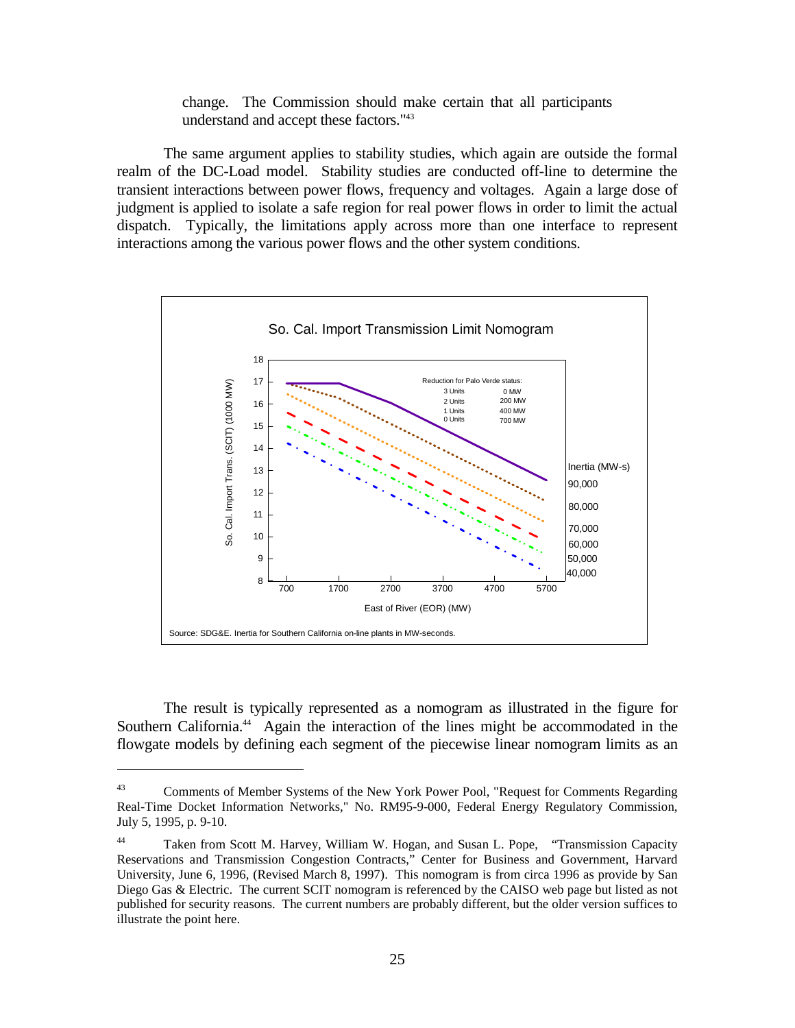change. The Commission should make certain that all participants understand and accept these factors."[43]

The same argument applies to stability studies, which again are outside the formal realm of the DC-Load model. Stability studies are conducted off-line to determine the transient interactions between power flows, frequency and voltages. Again a large dose of judgment is applied to isolate a safe region for real power flows in order to limit the actual dispatch. Typically, the limitations apply across more than one interface to represent interactions among the various power flows and the other system conditions.

So. Cal. Import Transmission Limit Nomogram

Source: SDG&E. Inertia for Southern California on-line plants in MW-seconds.

The result is typically represented as a nomogram as illustrated in the figure for Southern California.[44] Again the interaction of the lines might be accommodated in the flowgate models by defining each segment of the piecewise linear nomogram limits as an

---

[43] Comments of Member Systems of the New York Power Pool, "Request for Comments Regarding Real-Time Docket Information Networks," No. RM95-9-000, Federal Energy Regulatory Commission, July 5, 1995, p. 9-10.

[44] Taken from Scott M. Harvey, William W. Hogan, and Susan L. Pope, "Transmission Capacity Reservations and Transmission Congestion Contracts," Center for Business and Government, Harvard University, June 6, 1996, (Revised March 8, 1997). This nomogram is from circa 1996 as provide by San Diego Gas & Electric. The current SCIT nomogram is referenced by the CAISO web page but listed as not published for security reasons. The current numbers are probably different, but the older version suffices to illustrate the point here.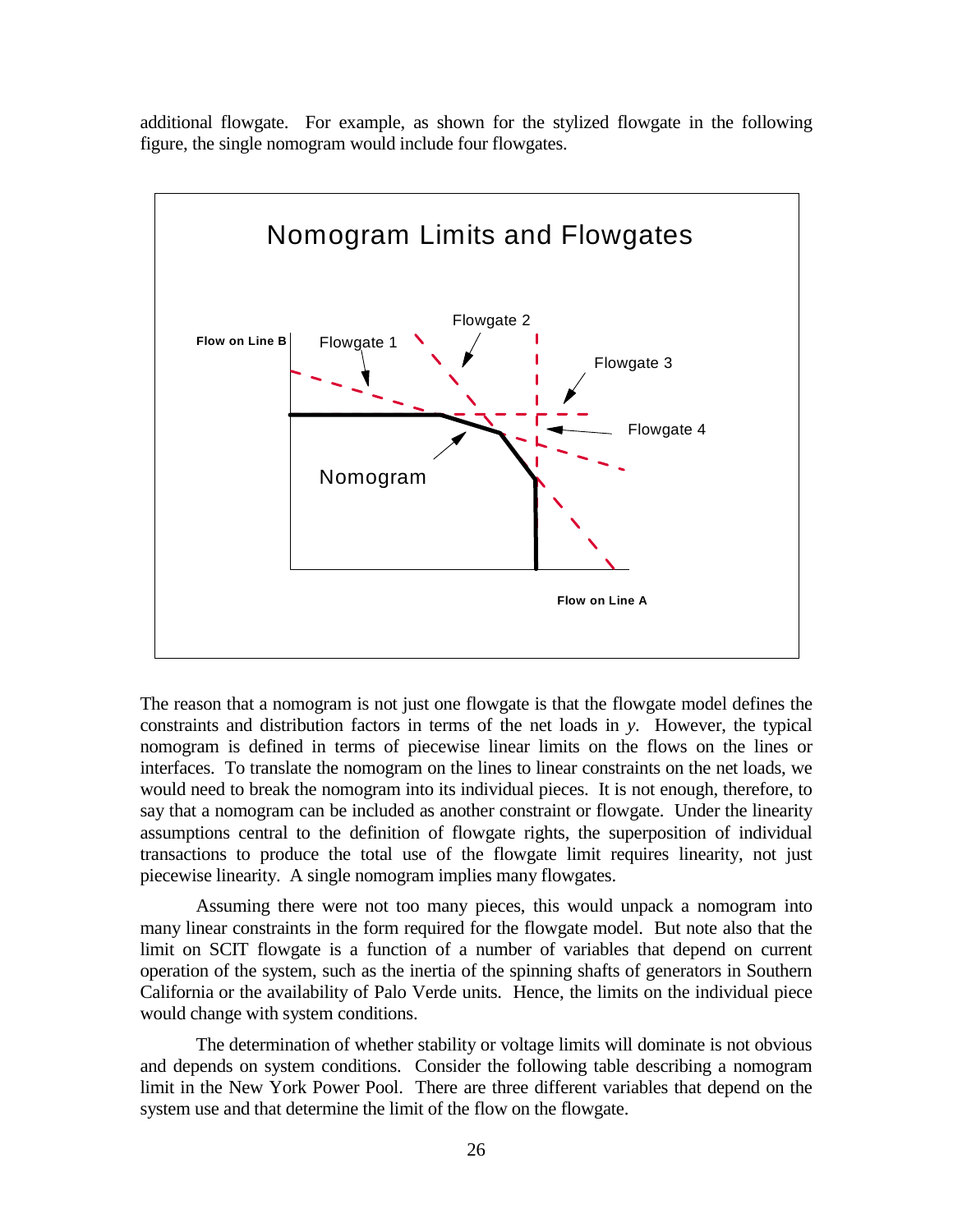additional flowgate. For example, as shown for the stylized flowgate in the following figure, the single nomogram would include four flowgates.

The reason that a nomogram is not just one flowgate is that the flowgate model defines the constraints and distribution factors in terms of the net loads in *y*. However, the typical nomogram is defined in terms of piecewise linear limits on the flows on the lines or interfaces. To translate the nomogram on the lines to linear constraints on the net loads, we would need to break the nomogram into its individual pieces. It is not enough, therefore, to say that a nomogram can be included as another constraint or flowgate. Under the linearity assumptions central to the definition of flowgate rights, the superposition of individual transactions to produce the total use of the flowgate limit requires linearity, not just piecewise linearity. A single nomogram implies many flowgates.

Assuming there were not too many pieces, this would unpack a nomogram into many linear constraints in the form required for the flowgate model. But note also that the limit on SCIT flowgate is a function of a number of variables that depend on current operation of the system, such as the inertia of the spinning shafts of generators in Southern California or the availability of Palo Verde units. Hence, the limits on the individual piece would change with system conditions.

The determination of whether stability or voltage limits will dominate is not obvious and depends on system conditions. Consider the following table describing a nomogram limit in the New York Power Pool. There are three different variables that depend on the system use and that determine the limit of the flow on the flowgate.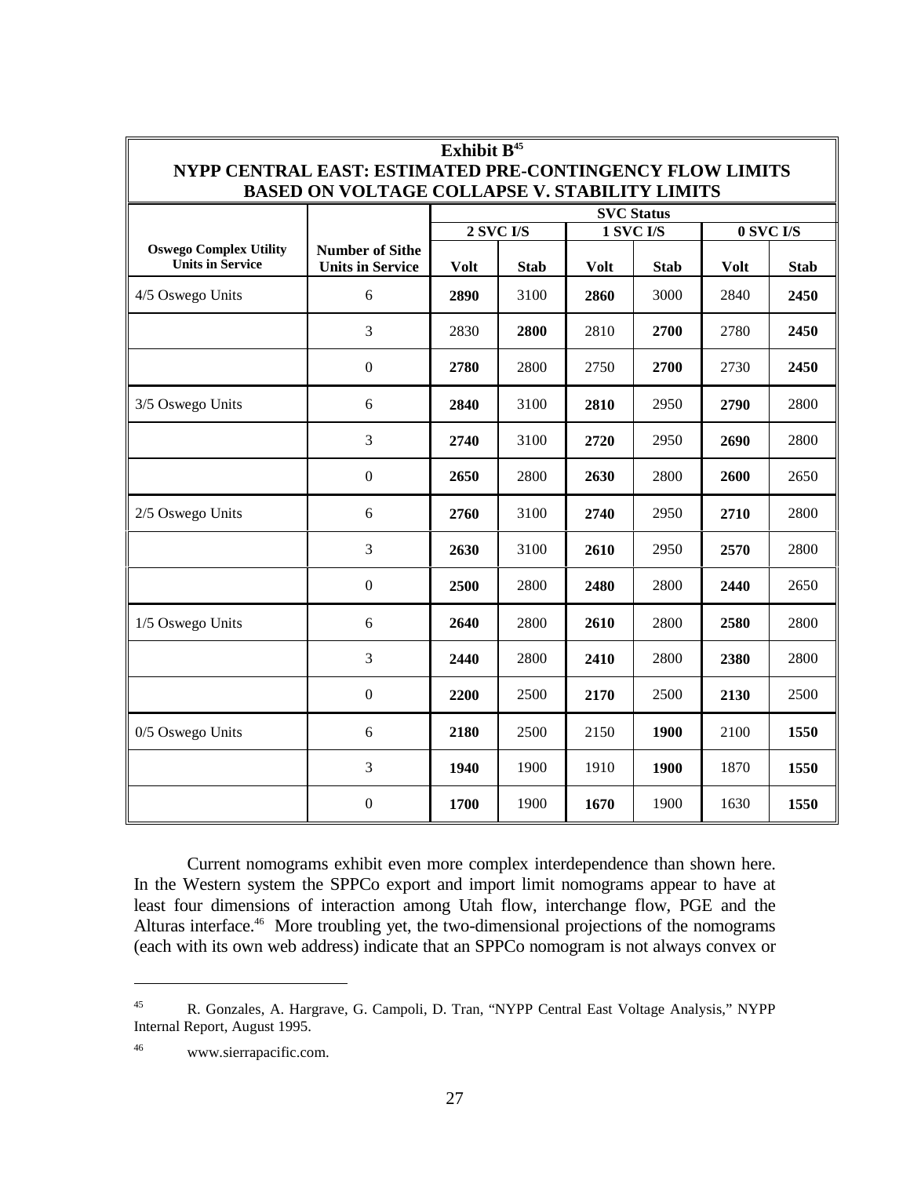**Exhibit B**[45]

**NYPP CENTRAL EAST: ESTIMATED PRE-CONTINGENCY FLOW LIMITS BASED ON VOLTAGE COLLAPSE V. STABILITY LIMITS**

| | | SVC Status | | | | | |
|---|---|---|---|---|---|---|---|
| | | 2 SVC I/S | | 1 SVC I/S | | 0 SVC I/S | |
| **Oswego Complex Utility Units in Service** | **Number of Sithe Units in Service** | **Volt** | **Stab** | **Volt** | **Stab** | **Volt** | **Stab** |
| 4/5 Oswego Units | 6 | **2890** | 3100 | **2860** | 3000 | 2840 | **2450** |
| | 3 | 2830 | **2800** | 2810 | **2700** | 2780 | **2450** |
| | 0 | **2780** | 2800 | 2750 | **2700** | 2730 | **2450** |
| 3/5 Oswego Units | 6 | **2840** | 3100 | **2810** | 2950 | **2790** | 2800 |
| | 3 | **2740** | 3100 | **2720** | 2950 | **2690** | 2800 |
| | 0 | **2650** | 2800 | **2630** | 2800 | **2600** | 2650 |
| 2/5 Oswego Units | 6 | **2760** | 3100 | **2740** | 2950 | **2710** | 2800 |
| | 3 | **2630** | 3100 | **2610** | 2950 | **2570** | 2800 |
| | 0 | **2500** | 2800 | **2480** | 2800 | **2440** | 2650 |
| 1/5 Oswego Units | 6 | **2640** | 2800 | **2610** | 2800 | **2580** | 2800 |
| | 3 | **2440** | 2800 | **2410** | 2800 | **2380** | 2800 |
| | 0 | **2200** | 2500 | **2170** | 2500 | **2130** | 2500 |
| 0/5 Oswego Units | 6 | **2180** | 2500 | 2150 | **1900** | 2100 | **1550** |
| | 3 | **1940** | 1900 | 1910 | **1900** | 1870 | **1550** |
| | 0 | **1700** | 1900 | **1670** | 1900 | 1630 | **1550** |

Current nomograms exhibit even more complex interdependence than shown here. In the Western system the SPPCo export and import limit nomograms appear to have at least four dimensions of interaction among Utah flow, interchange flow, PGE and the Alturas interface.[46] More troubling yet, the two-dimensional projections of the nomograms (each with its own web address) indicate that an SPPCo nomogram is not always convex or

---

[45] R. Gonzales, A. Hargrave, G. Campoli, D. Tran, "NYPP Central East Voltage Analysis," NYPP Internal Report, August 1995.

[46] www.sierrapacific.com.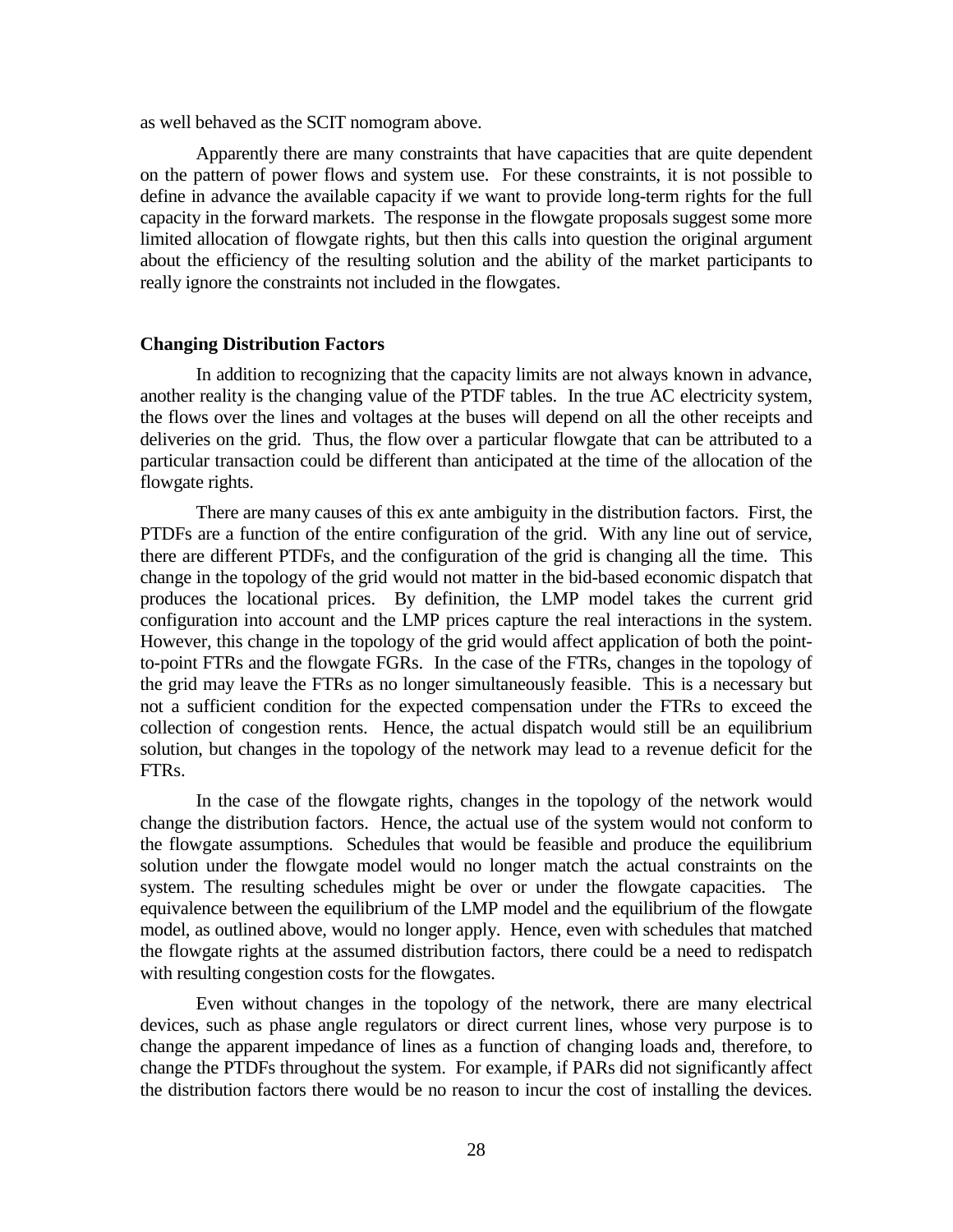as well behaved as the SCIT nomogram above.

Apparently there are many constraints that have capacities that are quite dependent on the pattern of power flows and system use. For these constraints, it is not possible to define in advance the available capacity if we want to provide long-term rights for the full capacity in the forward markets. The response in the flowgate proposals suggest some more limited allocation of flowgate rights, but then this calls into question the original argument about the efficiency of the resulting solution and the ability of the market participants to really ignore the constraints not included in the flowgates.

### Changing Distribution Factors

In addition to recognizing that the capacity limits are not always known in advance, another reality is the changing value of the PTDF tables. In the true AC electricity system, the flows over the lines and voltages at the buses will depend on all the other receipts and deliveries on the grid. Thus, the flow over a particular flowgate that can be attributed to a particular transaction could be different than anticipated at the time of the allocation of the flowgate rights.

There are many causes of this ex ante ambiguity in the distribution factors. First, the PTDFs are a function of the entire configuration of the grid. With any line out of service, there are different PTDFs, and the configuration of the grid is changing all the time. This change in the topology of the grid would not matter in the bid-based economic dispatch that produces the locational prices. By definition, the LMP model takes the current grid configuration into account and the LMP prices capture the real interactions in the system. However, this change in the topology of the grid would affect application of both the point-to-point FTRs and the flowgate FGRs. In the case of the FTRs, changes in the topology of the grid may leave the FTRs as no longer simultaneously feasible. This is a necessary but not a sufficient condition for the expected compensation under the FTRs to exceed the collection of congestion rents. Hence, the actual dispatch would still be an equilibrium solution, but changes in the topology of the network may lead to a revenue deficit for the FTRs.

In the case of the flowgate rights, changes in the topology of the network would change the distribution factors. Hence, the actual use of the system would not conform to the flowgate assumptions. Schedules that would be feasible and produce the equilibrium solution under the flowgate model would no longer match the actual constraints on the system. The resulting schedules might be over or under the flowgate capacities. The equivalence between the equilibrium of the LMP model and the equilibrium of the flowgate model, as outlined above, would no longer apply. Hence, even with schedules that matched the flowgate rights at the assumed distribution factors, there could be a need to redispatch with resulting congestion costs for the flowgates.

Even without changes in the topology of the network, there are many electrical devices, such as phase angle regulators or direct current lines, whose very purpose is to change the apparent impedance of lines as a function of changing loads and, therefore, to change the PTDFs throughout the system. For example, if PARs did not significantly affect the distribution factors there would be no reason to incur the cost of installing the devices.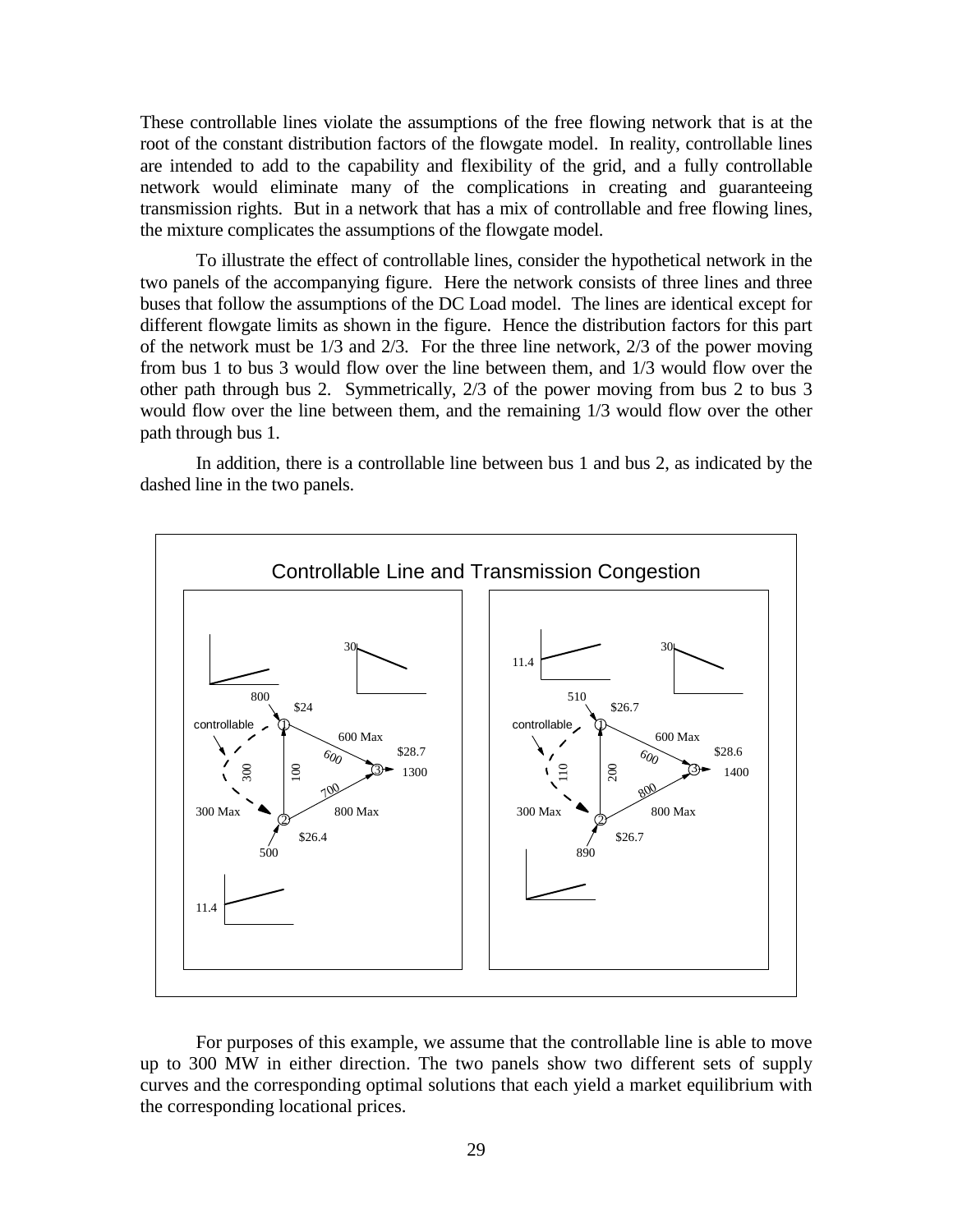These controllable lines violate the assumptions of the free flowing network that is at the root of the constant distribution factors of the flowgate model. In reality, controllable lines are intended to add to the capability and flexibility of the grid, and a fully controllable network would eliminate many of the complications in creating and guaranteeing transmission rights. But in a network that has a mix of controllable and free flowing lines, the mixture complicates the assumptions of the flowgate model.

To illustrate the effect of controllable lines, consider the hypothetical network in the two panels of the accompanying figure. Here the network consists of three lines and three buses that follow the assumptions of the DC Load model. The lines are identical except for different flowgate limits as shown in the figure. Hence the distribution factors for this part of the network must be 1/3 and 2/3. For the three line network, 2/3 of the power moving from bus 1 to bus 3 would flow over the line between them, and 1/3 would flow over the other path through bus 2. Symmetrically, 2/3 of the power moving from bus 2 to bus 3 would flow over the line between them, and the remaining 1/3 would flow over the other path through bus 1.

In addition, there is a controllable line between bus 1 and bus 2, as indicated by the dashed line in the two panels.

Controllable Line and Transmission Congestion

For purposes of this example, we assume that the controllable line is able to move up to 300 MW in either direction. The two panels show two different sets of supply curves and the corresponding optimal solutions that each yield a market equilibrium with the corresponding locational prices.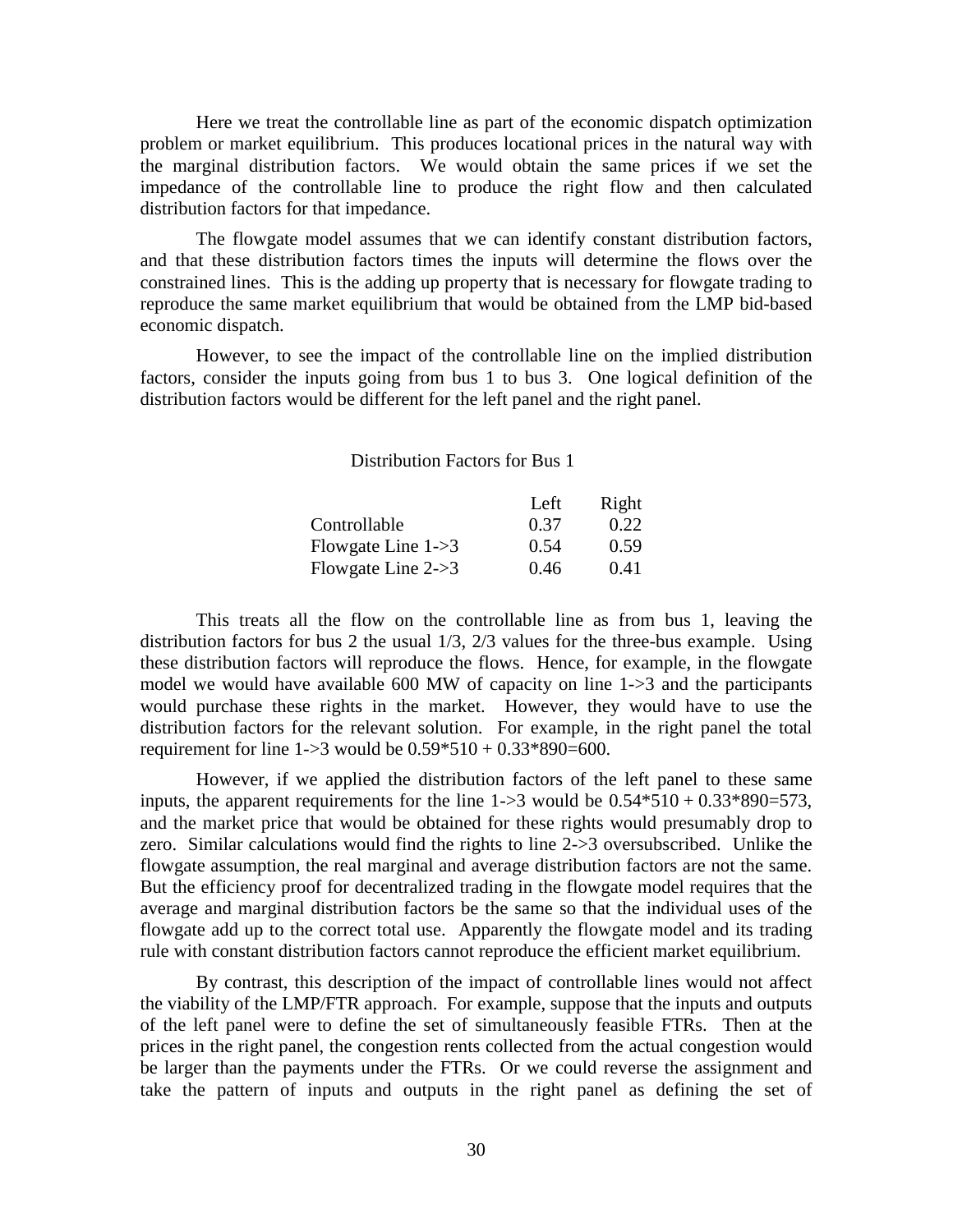Here we treat the controllable line as part of the economic dispatch optimization problem or market equilibrium. This produces locational prices in the natural way with the marginal distribution factors. We would obtain the same prices if we set the impedance of the controllable line to produce the right flow and then calculated distribution factors for that impedance.

The flowgate model assumes that we can identify constant distribution factors, and that these distribution factors times the inputs will determine the flows over the constrained lines. This is the adding up property that is necessary for flowgate trading to reproduce the same market equilibrium that would be obtained from the LMP bid-based economic dispatch.

However, to see the impact of the controllable line on the implied distribution factors, consider the inputs going from bus 1 to bus 3. One logical definition of the distribution factors would be different for the left panel and the right panel.

Distribution Factors for Bus 1

| | Left | Right |
|---|---|---|
| Controllable | 0.37 | 0.22 |
| Flowgate Line 1->3 | 0.54 | 0.59 |
| Flowgate Line 2->3 | 0.46 | 0.41 |

This treats all the flow on the controllable line as from bus 1, leaving the distribution factors for bus 2 the usual 1/3, 2/3 values for the three-bus example. Using these distribution factors will reproduce the flows. Hence, for example, in the flowgate model we would have available 600 MW of capacity on line 1->3 and the participants would purchase these rights in the market. However, they would have to use the distribution factors for the relevant solution. For example, in the right panel the total requirement for line 1->3 would be $0.59*510 + 0.33*890=600$.

However, if we applied the distribution factors of the left panel to these same inputs, the apparent requirements for the line 1->3 would be $0.54*510 + 0.33*890=573$, and the market price that would be obtained for these rights would presumably drop to zero. Similar calculations would find the rights to line 2->3 oversubscribed. Unlike the flowgate assumption, the real marginal and average distribution factors are not the same. But the efficiency proof for decentralized trading in the flowgate model requires that the average and marginal distribution factors be the same so that the individual uses of the flowgate add up to the correct total use. Apparently the flowgate model and its trading rule with constant distribution factors cannot reproduce the efficient market equilibrium.

By contrast, this description of the impact of controllable lines would not affect the viability of the LMP/FTR approach. For example, suppose that the inputs and outputs of the left panel were to define the set of simultaneously feasible FTRs. Then at the prices in the right panel, the congestion rents collected from the actual congestion would be larger than the payments under the FTRs. Or we could reverse the assignment and take the pattern of inputs and outputs in the right panel as defining the set of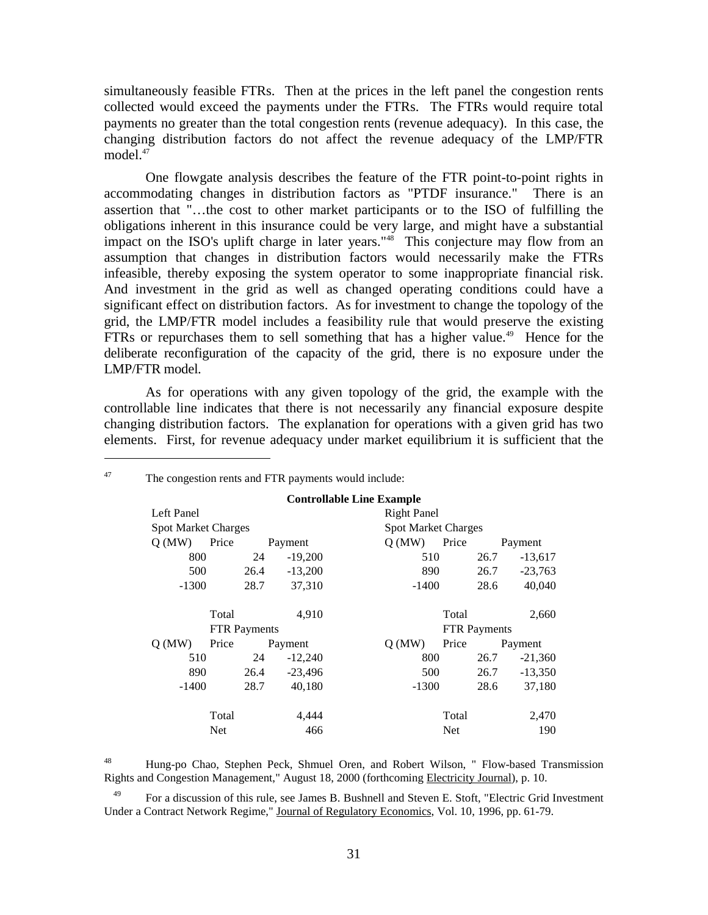simultaneously feasible FTRs. Then at the prices in the left panel the congestion rents collected would exceed the payments under the FTRs. The FTRs would require total payments no greater than the total congestion rents (revenue adequacy). In this case, the changing distribution factors do not affect the revenue adequacy of the LMP/FTR model.[47]

One flowgate analysis describes the feature of the FTR point-to-point rights in accommodating changes in distribution factors as "PTDF insurance." There is an assertion that "…the cost to other market participants or to the ISO of fulfilling the obligations inherent in this insurance could be very large, and might have a substantial impact on the ISO's uplift charge in later years."[48] This conjecture may flow from an assumption that changes in distribution factors would necessarily make the FTRs infeasible, thereby exposing the system operator to some inappropriate financial risk. And investment in the grid as well as changed operating conditions could have a significant effect on distribution factors. As for investment to change the topology of the grid, the LMP/FTR model includes a feasibility rule that would preserve the existing FTRs or repurchases them to sell something that has a higher value.[49] Hence for the deliberate reconfiguration of the capacity of the grid, there is no exposure under the LMP/FTR model.

As for operations with any given topology of the grid, the example with the controllable line indicates that there is not necessarily any financial exposure despite changing distribution factors. The explanation for operations with a given grid has two elements. First, for revenue adequacy under market equilibrium it is sufficient that the

---

[47] The congestion rents and FTR payments would include:

**Controllable Line Example**

| Left Panel | | | Right Panel | | |
|---|---|---|---|---|---|
| Spot Market Charges | | | Spot Market Charges | | |
| Q (MW) | Price | Payment | Q (MW) | Price | Payment |
| 800 | 24 | -19,200 | 510 | 26.7 | -13,617 |
| 500 | 26.4 | -13,200 | 890 | 26.7 | -23,763 |
| -1300 | 28.7 | 37,310 | -1400 | 28.6 | 40,040 |
| | Total | 4,910 | | Total | 2,660 |
| | FTR Payments | | | FTR Payments | |
| Q (MW) | Price | Payment | Q (MW) | Price | Payment |
| 510 | 24 | -12,240 | 800 | 26.7 | -21,360 |
| 890 | 26.4 | -23,496 | 500 | 26.7 | -13,350 |
| -1400 | 28.7 | 40,180 | -1300 | 28.6 | 37,180 |
| | Total | 4,444 | | Total | 2,470 |
| | Net | 466 | | Net | 190 |

[48] Hung-po Chao, Stephen Peck, Shmuel Oren, and Robert Wilson, " Flow-based Transmission Rights and Congestion Management," August 18, 2000 (forthcoming Electricity Journal), p. 10.

[49] For a discussion of this rule, see James B. Bushnell and Steven E. Stoft, "Electric Grid Investment Under a Contract Network Regime," Journal of Regulatory Economics, Vol. 10, 1996, pp. 61-79.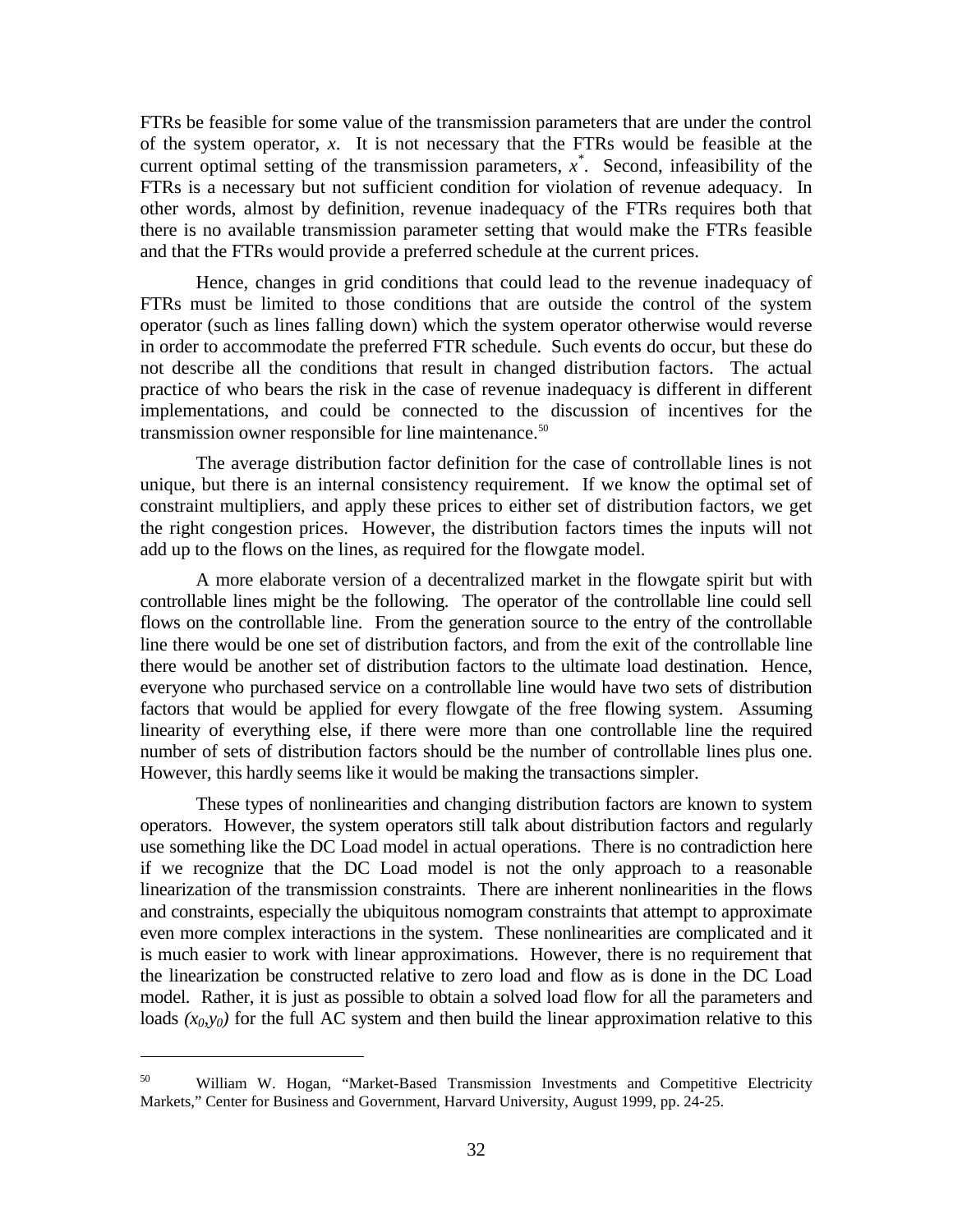FTRs be feasible for some value of the transmission parameters that are under the control of the system operator, $x$. It is not necessary that the FTRs would be feasible at the current optimal setting of the transmission parameters, $x^*$. Second, infeasibility of the FTRs is a necessary but not sufficient condition for violation of revenue adequacy. In other words, almost by definition, revenue inadequacy of the FTRs requires both that there is no available transmission parameter setting that would make the FTRs feasible and that the FTRs would provide a preferred schedule at the current prices.

Hence, changes in grid conditions that could lead to the revenue inadequacy of FTRs must be limited to those conditions that are outside the control of the system operator (such as lines falling down) which the system operator otherwise would reverse in order to accommodate the preferred FTR schedule. Such events do occur, but these do not describe all the conditions that result in changed distribution factors. The actual practice of who bears the risk in the case of revenue inadequacy is different in different implementations, and could be connected to the discussion of incentives for the transmission owner responsible for line maintenance.[50]

The average distribution factor definition for the case of controllable lines is not unique, but there is an internal consistency requirement. If we know the optimal set of constraint multipliers, and apply these prices to either set of distribution factors, we get the right congestion prices. However, the distribution factors times the inputs will not add up to the flows on the lines, as required for the flowgate model.

A more elaborate version of a decentralized market in the flowgate spirit but with controllable lines might be the following. The operator of the controllable line could sell flows on the controllable line. From the generation source to the entry of the controllable line there would be one set of distribution factors, and from the exit of the controllable line there would be another set of distribution factors to the ultimate load destination. Hence, everyone who purchased service on a controllable line would have two sets of distribution factors that would be applied for every flowgate of the free flowing system. Assuming linearity of everything else, if there were more than one controllable line the required number of sets of distribution factors should be the number of controllable lines plus one. However, this hardly seems like it would be making the transactions simpler.

These types of nonlinearities and changing distribution factors are known to system operators. However, the system operators still talk about distribution factors and regularly use something like the DC Load model in actual operations. There is no contradiction here if we recognize that the DC Load model is not the only approach to a reasonable linearization of the transmission constraints. There are inherent nonlinearities in the flows and constraints, especially the ubiquitous nomogram constraints that attempt to approximate even more complex interactions in the system. These nonlinearities are complicated and it is much easier to work with linear approximations. However, there is no requirement that the linearization be constructed relative to zero load and flow as is done in the DC Load model. Rather, it is just as possible to obtain a solved load flow for all the parameters and loads $(x_0,y_0)$ for the full AC system and then build the linear approximation relative to this

---

[50] William W. Hogan, "Market-Based Transmission Investments and Competitive Electricity Markets," Center for Business and Government, Harvard University, August 1999, pp. 24-25.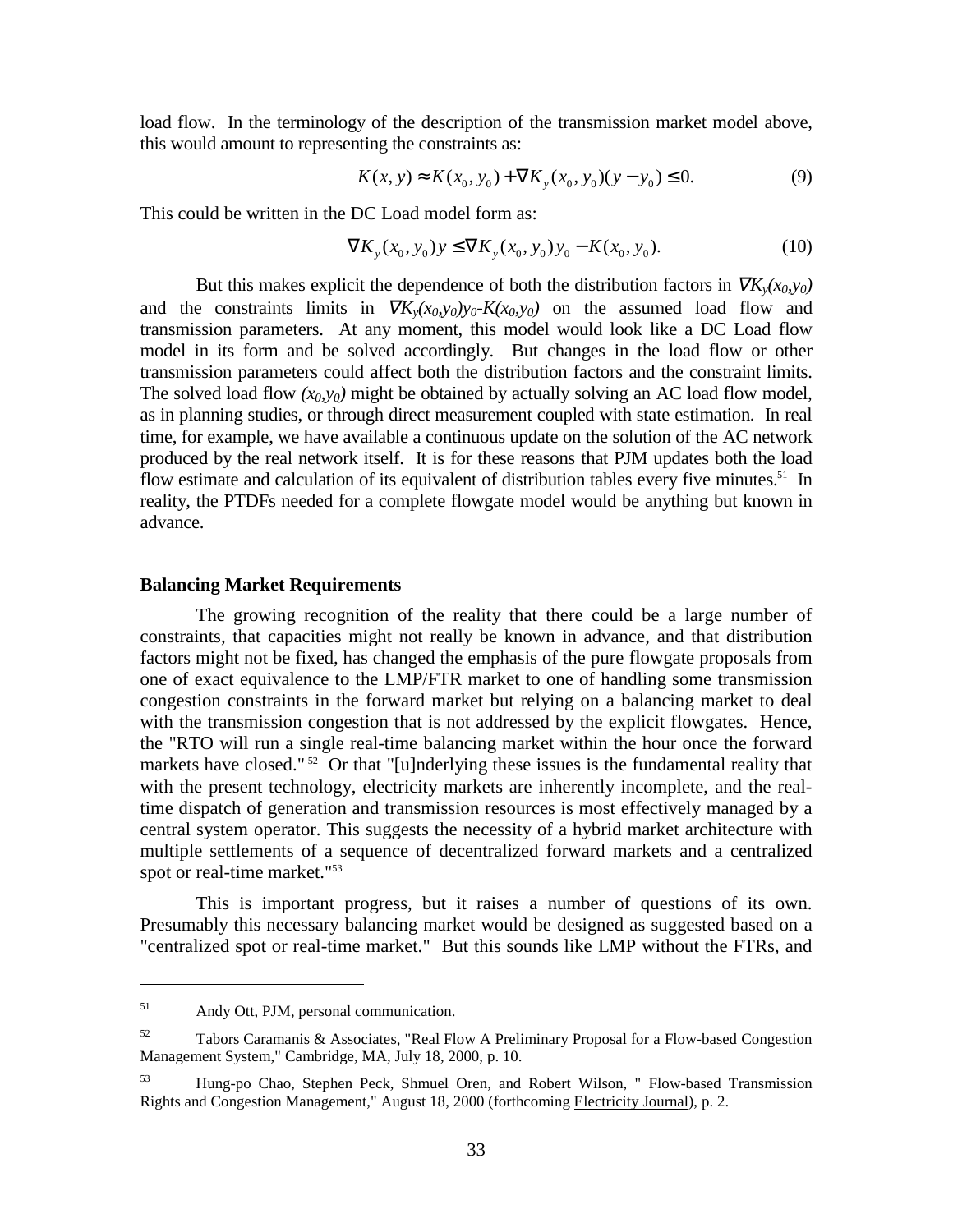load flow. In the terminology of the description of the transmission market model above, this would amount to representing the constraints as:

$$K(x, y) \approx K(x_0, y_0) + \nabla K_y(x_0, y_0)(y - y_0) \leq 0. \tag{9}$$

This could be written in the DC Load model form as:

$$\nabla K_y(x_0, y_0)y \leq \nabla K_y(x_0, y_0)y_0 - K(x_0, y_0). \tag{10}$$

But this makes explicit the dependence of both the distribution factors in $\nabla K_y(x_0,y_0)$ and the constraints limits in $\nabla K_y(x_0,y_0)y_0 - K(x_0,y_0)$ on the assumed load flow and transmission parameters. At any moment, this model would look like a DC Load flow model in its form and be solved accordingly. But changes in the load flow or other transmission parameters could affect both the distribution factors and the constraint limits. The solved load flow $(x_0,y_0)$ might be obtained by actually solving an AC load flow model, as in planning studies, or through direct measurement coupled with state estimation. In real time, for example, we have available a continuous update on the solution of the AC network produced by the real network itself. It is for these reasons that PJM updates both the load flow estimate and calculation of its equivalent of distribution tables every five minutes.[51] In reality, the PTDFs needed for a complete flowgate model would be anything but known in advance.

**Balancing Market Requirements**

The growing recognition of the reality that there could be a large number of constraints, that capacities might not really be known in advance, and that distribution factors might not be fixed, has changed the emphasis of the pure flowgate proposals from one of exact equivalence to the LMP/FTR market to one of handling some transmission congestion constraints in the forward market but relying on a balancing market to deal with the transmission congestion that is not addressed by the explicit flowgates. Hence, the "RTO will run a single real-time balancing market within the hour once the forward markets have closed."[52] Or that "[u]nderlying these issues is the fundamental reality that with the present technology, electricity markets are inherently incomplete, and the real-time dispatch of generation and transmission resources is most effectively managed by a central system operator. This suggests the necessity of a hybrid market architecture with multiple settlements of a sequence of decentralized forward markets and a centralized spot or real-time market."[53]

This is important progress, but it raises a number of questions of its own. Presumably this necessary balancing market would be designed as suggested based on a "centralized spot or real-time market." But this sounds like LMP without the FTRs, and

---

[51] Andy Ott, PJM, personal communication.

[52] Tabors Caramanis & Associates, "Real Flow A Preliminary Proposal for a Flow-based Congestion Management System," Cambridge, MA, July 18, 2000, p. 10.

[53] Hung-po Chao, Stephen Peck, Shmuel Oren, and Robert Wilson, " Flow-based Transmission Rights and Congestion Management," August 18, 2000 (forthcoming Electricity Journal), p. 2.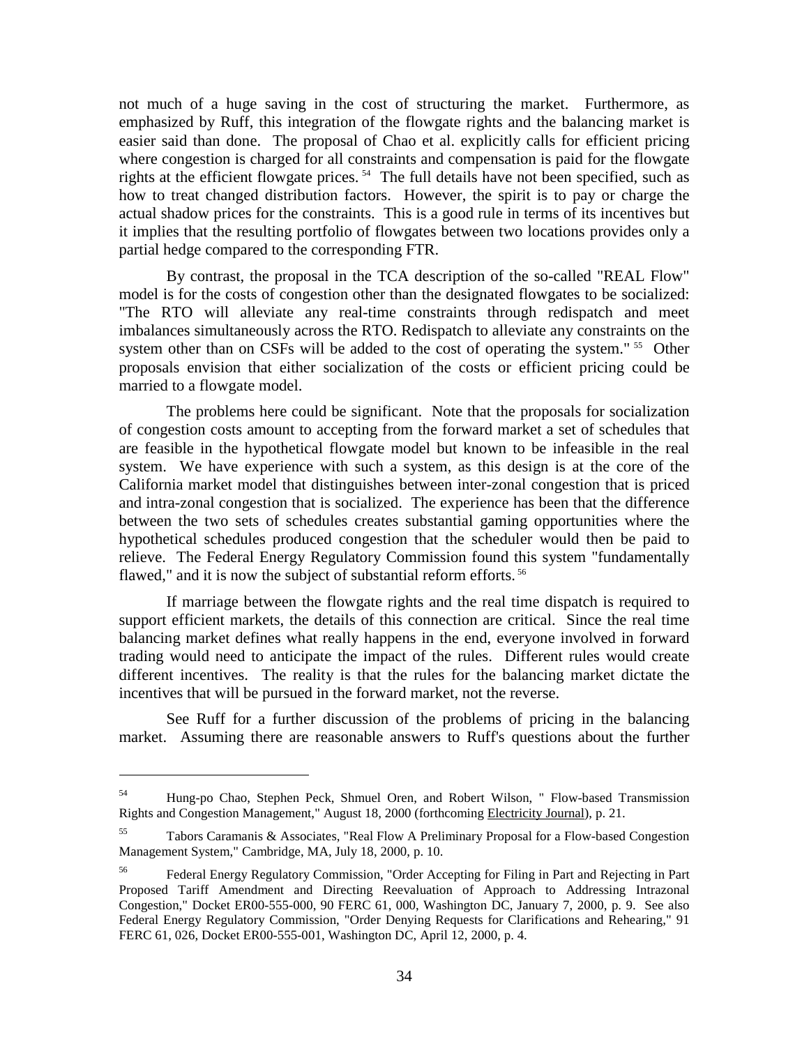not much of a huge saving in the cost of structuring the market. Furthermore, as emphasized by Ruff, this integration of the flowgate rights and the balancing market is easier said than done. The proposal of Chao et al. explicitly calls for efficient pricing where congestion is charged for all constraints and compensation is paid for the flowgate rights at the efficient flowgate prices. [54] The full details have not been specified, such as how to treat changed distribution factors. However, the spirit is to pay or charge the actual shadow prices for the constraints. This is a good rule in terms of its incentives but it implies that the resulting portfolio of flowgates between two locations provides only a partial hedge compared to the corresponding FTR.

By contrast, the proposal in the TCA description of the so-called "REAL Flow" model is for the costs of congestion other than the designated flowgates to be socialized: "The RTO will alleviate any real-time constraints through redispatch and meet imbalances simultaneously across the RTO. Redispatch to alleviate any constraints on the system other than on CSFs will be added to the cost of operating the system." [55] Other proposals envision that either socialization of the costs or efficient pricing could be married to a flowgate model.

The problems here could be significant. Note that the proposals for socialization of congestion costs amount to accepting from the forward market a set of schedules that are feasible in the hypothetical flowgate model but known to be infeasible in the real system. We have experience with such a system, as this design is at the core of the California market model that distinguishes between inter-zonal congestion that is priced and intra-zonal congestion that is socialized. The experience has been that the difference between the two sets of schedules creates substantial gaming opportunities where the hypothetical schedules produced congestion that the scheduler would then be paid to relieve. The Federal Energy Regulatory Commission found this system "fundamentally flawed," and it is now the subject of substantial reform efforts. [56]

If marriage between the flowgate rights and the real time dispatch is required to support efficient markets, the details of this connection are critical. Since the real time balancing market defines what really happens in the end, everyone involved in forward trading would need to anticipate the impact of the rules. Different rules would create different incentives. The reality is that the rules for the balancing market dictate the incentives that will be pursued in the forward market, not the reverse.

See Ruff for a further discussion of the problems of pricing in the balancing market. Assuming there are reasonable answers to Ruff's questions about the further

---

[54] Hung-po Chao, Stephen Peck, Shmuel Oren, and Robert Wilson, " Flow-based Transmission Rights and Congestion Management," August 18, 2000 (forthcoming Electricity Journal), p. 21.

[55] Tabors Caramanis & Associates, "Real Flow A Preliminary Proposal for a Flow-based Congestion Management System," Cambridge, MA, July 18, 2000, p. 10.

[56] Federal Energy Regulatory Commission, "Order Accepting for Filing in Part and Rejecting in Part Proposed Tariff Amendment and Directing Reevaluation of Approach to Addressing Intrazonal Congestion," Docket ER00-555-000, 90 FERC 61, 000, Washington DC, January 7, 2000, p. 9. See also Federal Energy Regulatory Commission, "Order Denying Requests for Clarifications and Rehearing," 91 FERC 61, 026, Docket ER00-555-001, Washington DC, April 12, 2000, p. 4.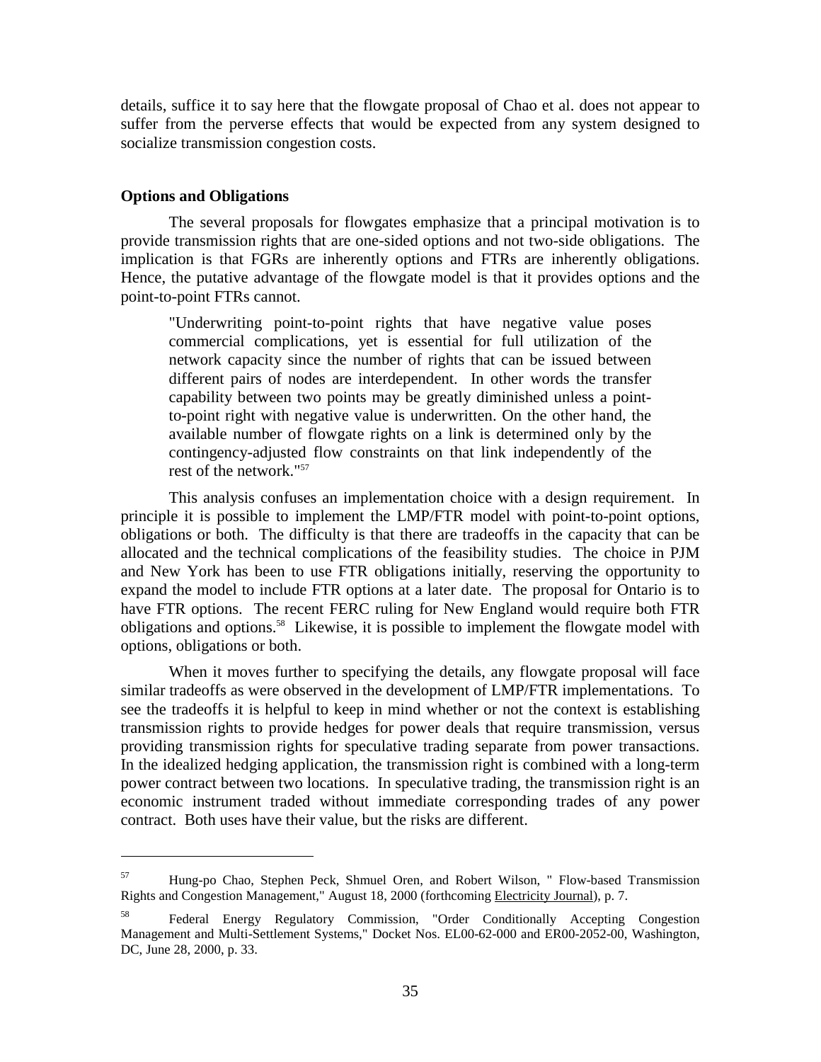details, suffice it to say here that the flowgate proposal of Chao et al. does not appear to suffer from the perverse effects that would be expected from any system designed to socialize transmission congestion costs.

**Options and Obligations**

The several proposals for flowgates emphasize that a principal motivation is to provide transmission rights that are one-sided options and not two-side obligations. The implication is that FGRs are inherently options and FTRs are inherently obligations. Hence, the putative advantage of the flowgate model is that it provides options and the point-to-point FTRs cannot.

> "Underwriting point-to-point rights that have negative value poses commercial complications, yet is essential for full utilization of the network capacity since the number of rights that can be issued between different pairs of nodes are interdependent. In other words the transfer capability between two points may be greatly diminished unless a point-to-point right with negative value is underwritten. On the other hand, the available number of flowgate rights on a link is determined only by the contingency-adjusted flow constraints on that link independently of the rest of the network."[57]

This analysis confuses an implementation choice with a design requirement. In principle it is possible to implement the LMP/FTR model with point-to-point options, obligations or both. The difficulty is that there are tradeoffs in the capacity that can be allocated and the technical complications of the feasibility studies. The choice in PJM and New York has been to use FTR obligations initially, reserving the opportunity to expand the model to include FTR options at a later date. The proposal for Ontario is to have FTR options. The recent FERC ruling for New England would require both FTR obligations and options.[58] Likewise, it is possible to implement the flowgate model with options, obligations or both.

When it moves further to specifying the details, any flowgate proposal will face similar tradeoffs as were observed in the development of LMP/FTR implementations. To see the tradeoffs it is helpful to keep in mind whether or not the context is establishing transmission rights to provide hedges for power deals that require transmission, versus providing transmission rights for speculative trading separate from power transactions. In the idealized hedging application, the transmission right is combined with a long-term power contract between two locations. In speculative trading, the transmission right is an economic instrument traded without immediate corresponding trades of any power contract. Both uses have their value, but the risks are different.

---

[57] Hung-po Chao, Stephen Peck, Shmuel Oren, and Robert Wilson, " Flow-based Transmission Rights and Congestion Management," August 18, 2000 (forthcoming Electricity Journal), p. 7.

[58] Federal Energy Regulatory Commission, "Order Conditionally Accepting Congestion Management and Multi-Settlement Systems," Docket Nos. EL00-62-000 and ER00-2052-00, Washington, DC, June 28, 2000, p. 33.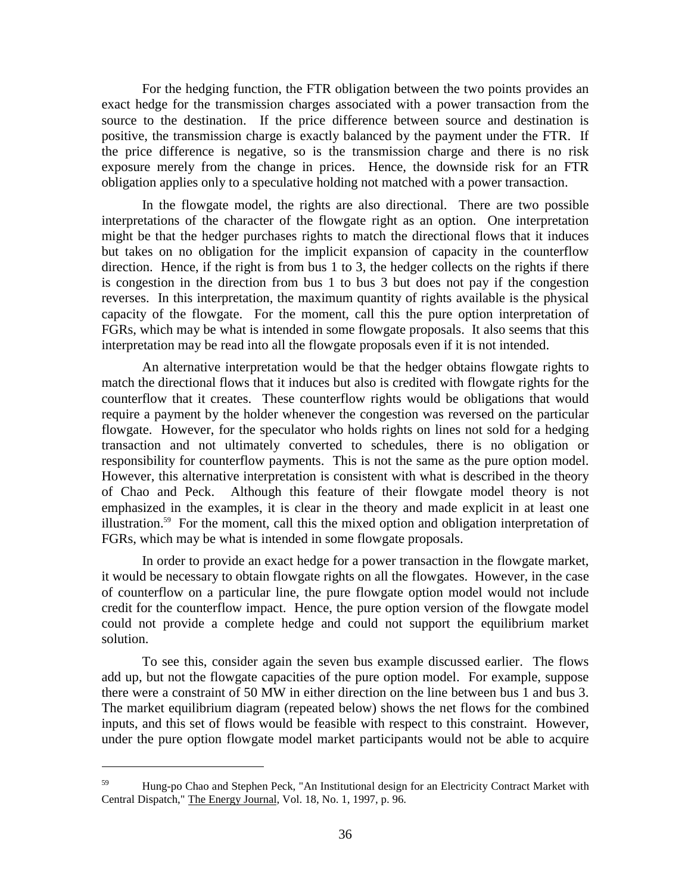For the hedging function, the FTR obligation between the two points provides an exact hedge for the transmission charges associated with a power transaction from the source to the destination. If the price difference between source and destination is positive, the transmission charge is exactly balanced by the payment under the FTR. If the price difference is negative, so is the transmission charge and there is no risk exposure merely from the change in prices. Hence, the downside risk for an FTR obligation applies only to a speculative holding not matched with a power transaction.

In the flowgate model, the rights are also directional. There are two possible interpretations of the character of the flowgate right as an option. One interpretation might be that the hedger purchases rights to match the directional flows that it induces but takes on no obligation for the implicit expansion of capacity in the counterflow direction. Hence, if the right is from bus 1 to 3, the hedger collects on the rights if there is congestion in the direction from bus 1 to bus 3 but does not pay if the congestion reverses. In this interpretation, the maximum quantity of rights available is the physical capacity of the flowgate. For the moment, call this the pure option interpretation of FGRs, which may be what is intended in some flowgate proposals. It also seems that this interpretation may be read into all the flowgate proposals even if it is not intended.

An alternative interpretation would be that the hedger obtains flowgate rights to match the directional flows that it induces but also is credited with flowgate rights for the counterflow that it creates. These counterflow rights would be obligations that would require a payment by the holder whenever the congestion was reversed on the particular flowgate. However, for the speculator who holds rights on lines not sold for a hedging transaction and not ultimately converted to schedules, there is no obligation or responsibility for counterflow payments. This is not the same as the pure option model. However, this alternative interpretation is consistent with what is described in the theory of Chao and Peck. Although this feature of their flowgate model theory is not emphasized in the examples, it is clear in the theory and made explicit in at least one illustration.[59] For the moment, call this the mixed option and obligation interpretation of FGRs, which may be what is intended in some flowgate proposals.

In order to provide an exact hedge for a power transaction in the flowgate market, it would be necessary to obtain flowgate rights on all the flowgates. However, in the case of counterflow on a particular line, the pure flowgate option model would not include credit for the counterflow impact. Hence, the pure option version of the flowgate model could not provide a complete hedge and could not support the equilibrium market solution.

To see this, consider again the seven bus example discussed earlier. The flows add up, but not the flowgate capacities of the pure option model. For example, suppose there were a constraint of 50 MW in either direction on the line between bus 1 and bus 3. The market equilibrium diagram (repeated below) shows the net flows for the combined inputs, and this set of flows would be feasible with respect to this constraint. However, under the pure option flowgate model market participants would not be able to acquire

---

[59] Hung-po Chao and Stephen Peck, "An Institutional design for an Electricity Contract Market with Central Dispatch," The Energy Journal, Vol. 18, No. 1, 1997, p. 96.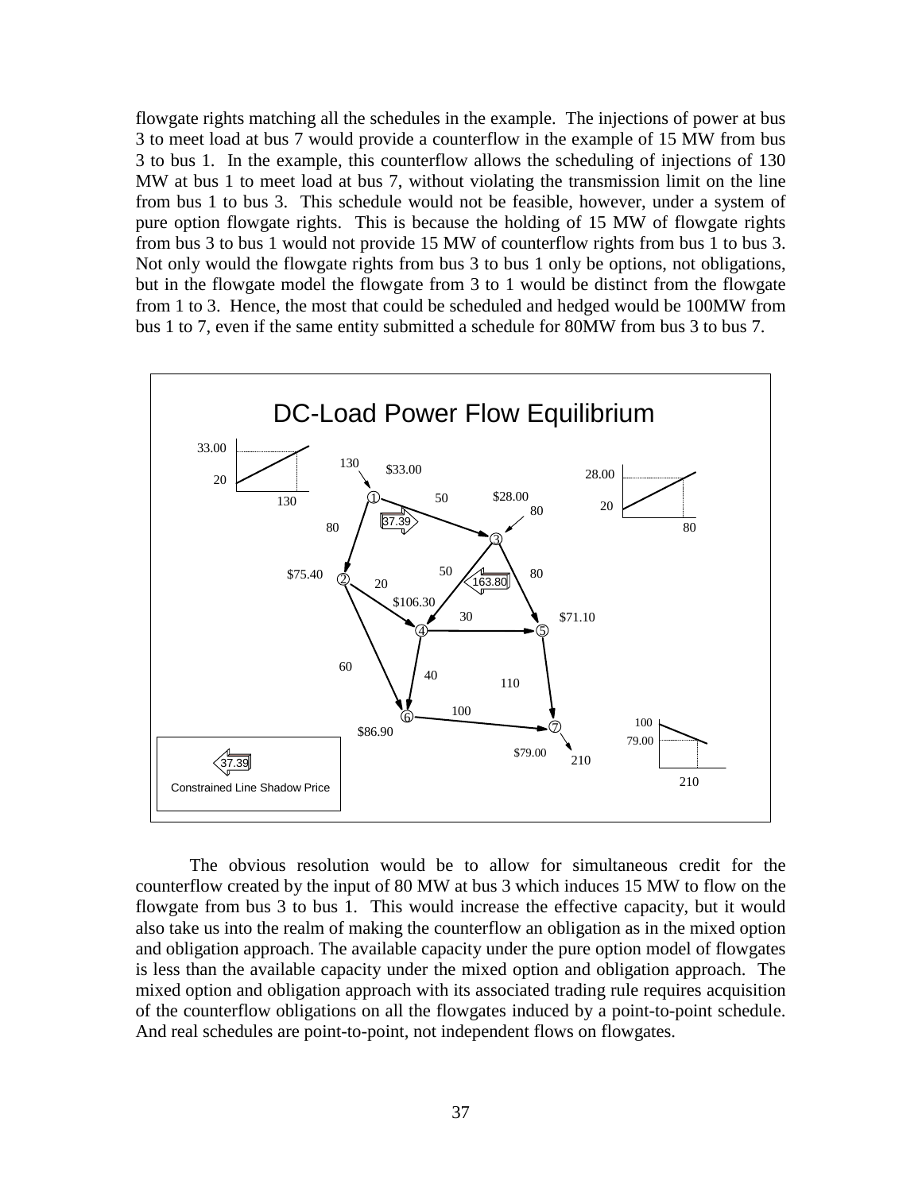flowgate rights matching all the schedules in the example. The injections of power at bus 3 to meet load at bus 7 would provide a counterflow in the example of 15 MW from bus 3 to bus 1. In the example, this counterflow allows the scheduling of injections of 130 MW at bus 1 to meet load at bus 7, without violating the transmission limit on the line from bus 1 to bus 3. This schedule would not be feasible, however, under a system of pure option flowgate rights. This is because the holding of 15 MW of flowgate rights from bus 3 to bus 1 would not provide 15 MW of counterflow rights from bus 1 to bus 3. Not only would the flowgate rights from bus 3 to bus 1 only be options, not obligations, but in the flowgate model the flowgate from 3 to 1 would be distinct from the flowgate from 1 to 3. Hence, the most that could be scheduled and hedged would be 100MW from bus 1 to 7, even if the same entity submitted a schedule for 80MW from bus 3 to bus 7.

The obvious resolution would be to allow for simultaneous credit for the counterflow created by the input of 80 MW at bus 3 which induces 15 MW to flow on the flowgate from bus 3 to bus 1. This would increase the effective capacity, but it would also take us into the realm of making the counterflow an obligation as in the mixed option and obligation approach. The available capacity under the pure option model of flowgates is less than the available capacity under the mixed option and obligation approach. The mixed option and obligation approach with its associated trading rule requires acquisition of the counterflow obligations on all the flowgates induced by a point-to-point schedule. And real schedules are point-to-point, not independent flows on flowgates.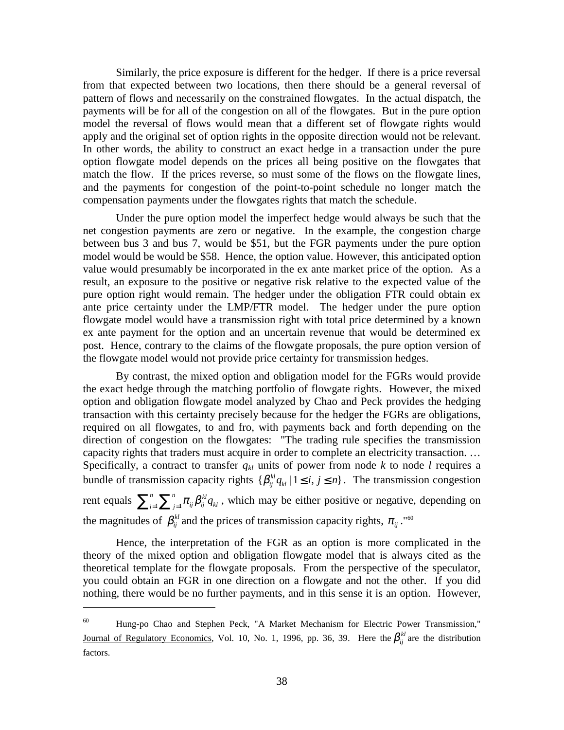Similarly, the price exposure is different for the hedger. If there is a price reversal from that expected between two locations, then there should be a general reversal of pattern of flows and necessarily on the constrained flowgates. In the actual dispatch, the payments will be for all of the congestion on all of the flowgates. But in the pure option model the reversal of flows would mean that a different set of flowgate rights would apply and the original set of option rights in the opposite direction would not be relevant. In other words, the ability to construct an exact hedge in a transaction under the pure option flowgate model depends on the prices all being positive on the flowgates that match the flow. If the prices reverse, so must some of the flows on the flowgate lines, and the payments for congestion of the point-to-point schedule no longer match the compensation payments under the flowgates rights that match the schedule.

Under the pure option model the imperfect hedge would always be such that the net congestion payments are zero or negative. In the example, the congestion charge between bus 3 and bus 7, would be \$51, but the FGR payments under the pure option model would be would be \$58. Hence, the option value. However, this anticipated option value would presumably be incorporated in the ex ante market price of the option. As a result, an exposure to the positive or negative risk relative to the expected value of the pure option right would remain. The hedger under the obligation FTR could obtain ex ante price certainty under the LMP/FTR model. The hedger under the pure option flowgate model would have a transmission right with total price determined by a known ex ante payment for the option and an uncertain revenue that would be determined ex post. Hence, contrary to the claims of the flowgate proposals, the pure option version of the flowgate model would not provide price certainty for transmission hedges.

By contrast, the mixed option and obligation model for the FGRs would provide the exact hedge through the matching portfolio of flowgate rights. However, the mixed option and obligation flowgate model analyzed by Chao and Peck provides the hedging transaction with this certainty precisely because for the hedger the FGRs are obligations, required on all flowgates, to and fro, with payments back and forth depending on the direction of congestion on the flowgates: "The trading rule specifies the transmission capacity rights that traders must acquire in order to complete an electricity transaction. … Specifically, a contract to transfer $q_{kl}$ units of power from node $k$ to node $l$ requires a bundle of transmission capacity rights $\{\beta_{ij}^{kl} q_{kl} \mid 1 \leq i, j \leq n\}$. The transmission congestion rent equals $\sum_{i=1}^{n} \sum_{j=1}^{n} \pi_{ij} \beta_{ij}^{kl} q_{kl}$, which may be either positive or negative, depending on the magnitudes of $\beta_{ij}^{kl}$ and the prices of transmission capacity rights, $\pi_{ij}$."[60]

Hence, the interpretation of the FGR as an option is more complicated in the theory of the mixed option and obligation flowgate model that is always cited as the theoretical template for the flowgate proposals. From the perspective of the speculator, you could obtain an FGR in one direction on a flowgate and not the other. If you did nothing, there would be no further payments, and in this sense it is an option. However,

---

[60] Hung-po Chao and Stephen Peck, "A Market Mechanism for Electric Power Transmission," Journal of Regulatory Economics, Vol. 10, No. 1, 1996, pp. 36, 39. Here the $\beta_{ij}^{kl}$ are the distribution factors.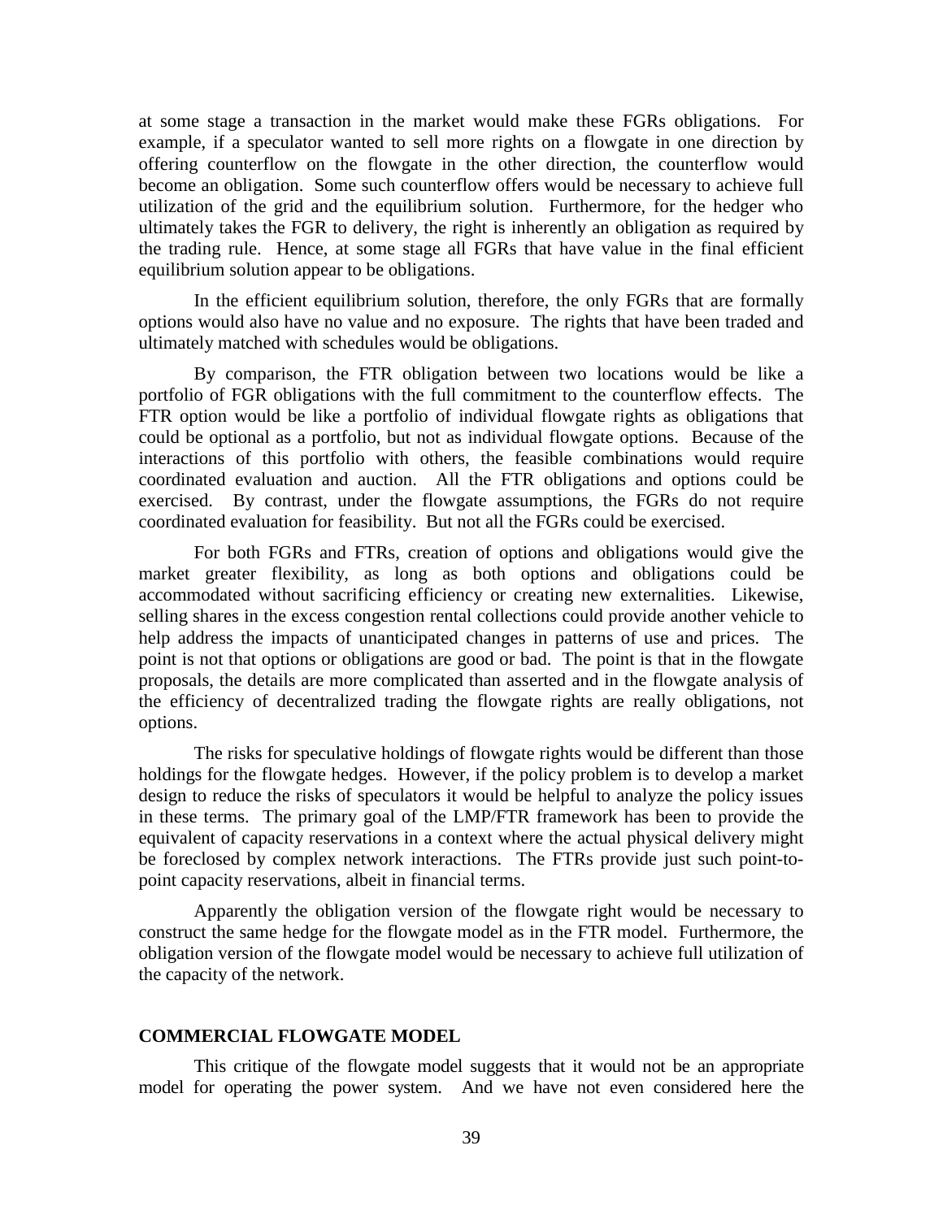at some stage a transaction in the market would make these FGRs obligations. For example, if a speculator wanted to sell more rights on a flowgate in one direction by offering counterflow on the flowgate in the other direction, the counterflow would become an obligation. Some such counterflow offers would be necessary to achieve full utilization of the grid and the equilibrium solution. Furthermore, for the hedger who ultimately takes the FGR to delivery, the right is inherently an obligation as required by the trading rule. Hence, at some stage all FGRs that have value in the final efficient equilibrium solution appear to be obligations.

In the efficient equilibrium solution, therefore, the only FGRs that are formally options would also have no value and no exposure. The rights that have been traded and ultimately matched with schedules would be obligations.

By comparison, the FTR obligation between two locations would be like a portfolio of FGR obligations with the full commitment to the counterflow effects. The FTR option would be like a portfolio of individual flowgate rights as obligations that could be optional as a portfolio, but not as individual flowgate options. Because of the interactions of this portfolio with others, the feasible combinations would require coordinated evaluation and auction. All the FTR obligations and options could be exercised. By contrast, under the flowgate assumptions, the FGRs do not require coordinated evaluation for feasibility. But not all the FGRs could be exercised.

For both FGRs and FTRs, creation of options and obligations would give the market greater flexibility, as long as both options and obligations could be accommodated without sacrificing efficiency or creating new externalities. Likewise, selling shares in the excess congestion rental collections could provide another vehicle to help address the impacts of unanticipated changes in patterns of use and prices. The point is not that options or obligations are good or bad. The point is that in the flowgate proposals, the details are more complicated than asserted and in the flowgate analysis of the efficiency of decentralized trading the flowgate rights are really obligations, not options.

The risks for speculative holdings of flowgate rights would be different than those holdings for the flowgate hedges. However, if the policy problem is to develop a market design to reduce the risks of speculators it would be helpful to analyze the policy issues in these terms. The primary goal of the LMP/FTR framework has been to provide the equivalent of capacity reservations in a context where the actual physical delivery might be foreclosed by complex network interactions. The FTRs provide just such point-to-point capacity reservations, albeit in financial terms.

Apparently the obligation version of the flowgate right would be necessary to construct the same hedge for the flowgate model as in the FTR model. Furthermore, the obligation version of the flowgate model would be necessary to achieve full utilization of the capacity of the network.

## COMMERCIAL FLOWGATE MODEL

This critique of the flowgate model suggests that it would not be an appropriate model for operating the power system. And we have not even considered here the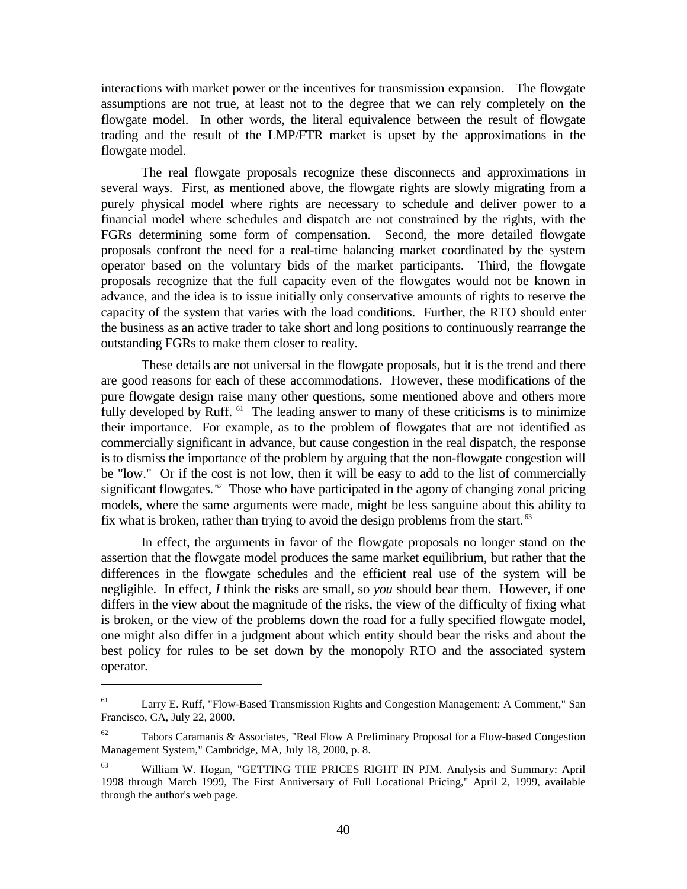interactions with market power or the incentives for transmission expansion. The flowgate assumptions are not true, at least not to the degree that we can rely completely on the flowgate model. In other words, the literal equivalence between the result of flowgate trading and the result of the LMP/FTR market is upset by the approximations in the flowgate model.

The real flowgate proposals recognize these disconnects and approximations in several ways. First, as mentioned above, the flowgate rights are slowly migrating from a purely physical model where rights are necessary to schedule and deliver power to a financial model where schedules and dispatch are not constrained by the rights, with the FGRs determining some form of compensation. Second, the more detailed flowgate proposals confront the need for a real-time balancing market coordinated by the system operator based on the voluntary bids of the market participants. Third, the flowgate proposals recognize that the full capacity even of the flowgates would not be known in advance, and the idea is to issue initially only conservative amounts of rights to reserve the capacity of the system that varies with the load conditions. Further, the RTO should enter the business as an active trader to take short and long positions to continuously rearrange the outstanding FGRs to make them closer to reality.

These details are not universal in the flowgate proposals, but it is the trend and there are good reasons for each of these accommodations. However, these modifications of the pure flowgate design raise many other questions, some mentioned above and others more fully developed by Ruff. [61] The leading answer to many of these criticisms is to minimize their importance. For example, as to the problem of flowgates that are not identified as commercially significant in advance, but cause congestion in the real dispatch, the response is to dismiss the importance of the problem by arguing that the non-flowgate congestion will be "low." Or if the cost is not low, then it will be easy to add to the list of commercially significant flowgates. [62] Those who have participated in the agony of changing zonal pricing models, where the same arguments were made, might be less sanguine about this ability to fix what is broken, rather than trying to avoid the design problems from the start. [63]

In effect, the arguments in favor of the flowgate proposals no longer stand on the assertion that the flowgate model produces the same market equilibrium, but rather that the differences in the flowgate schedules and the efficient real use of the system will be negligible. In effect, *I* think the risks are small, so *you* should bear them. However, if one differs in the view about the magnitude of the risks, the view of the difficulty of fixing what is broken, or the view of the problems down the road for a fully specified flowgate model, one might also differ in a judgment about which entity should bear the risks and about the best policy for rules to be set down by the monopoly RTO and the associated system operator.

---

[61] Larry E. Ruff, "Flow-Based Transmission Rights and Congestion Management: A Comment," San Francisco, CA, July 22, 2000.

[62] Tabors Caramanis & Associates, "Real Flow A Preliminary Proposal for a Flow-based Congestion Management System," Cambridge, MA, July 18, 2000, p. 8.

[63] William W. Hogan, "GETTING THE PRICES RIGHT IN PJM. Analysis and Summary: April 1998 through March 1999, The First Anniversary of Full Locational Pricing," April 2, 1999, available through the author's web page.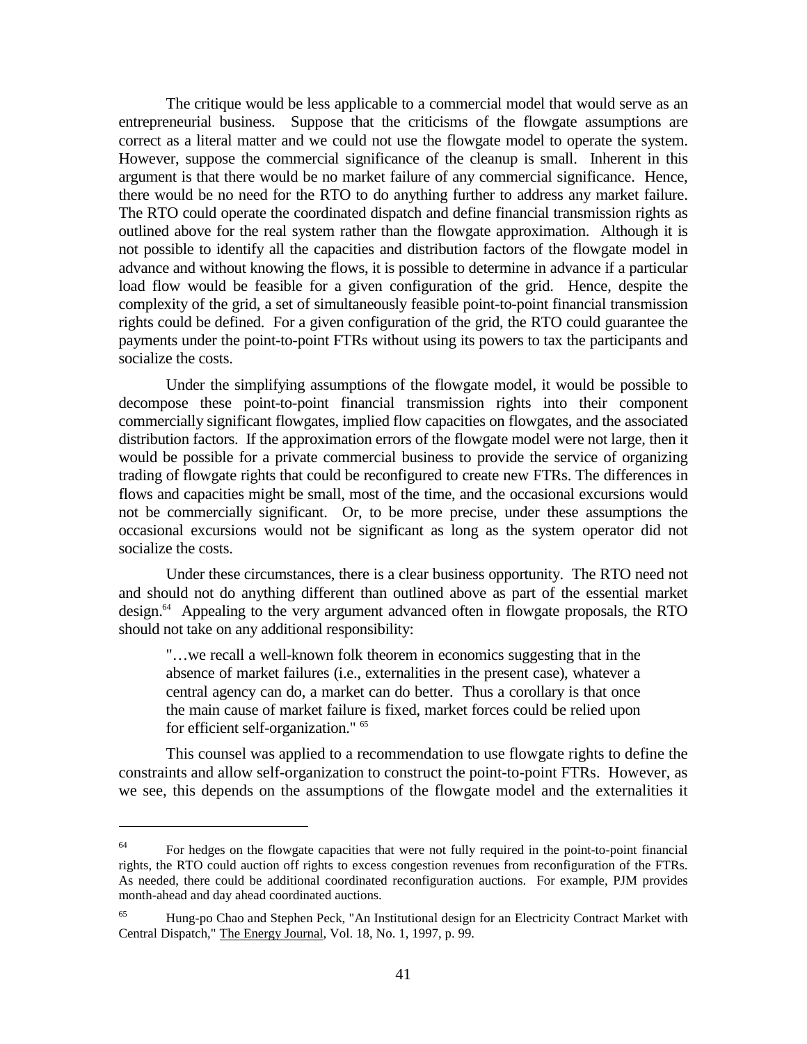The critique would be less applicable to a commercial model that would serve as an entrepreneurial business. Suppose that the criticisms of the flowgate assumptions are correct as a literal matter and we could not use the flowgate model to operate the system. However, suppose the commercial significance of the cleanup is small. Inherent in this argument is that there would be no market failure of any commercial significance. Hence, there would be no need for the RTO to do anything further to address any market failure. The RTO could operate the coordinated dispatch and define financial transmission rights as outlined above for the real system rather than the flowgate approximation. Although it is not possible to identify all the capacities and distribution factors of the flowgate model in advance and without knowing the flows, it is possible to determine in advance if a particular load flow would be feasible for a given configuration of the grid. Hence, despite the complexity of the grid, a set of simultaneously feasible point-to-point financial transmission rights could be defined. For a given configuration of the grid, the RTO could guarantee the payments under the point-to-point FTRs without using its powers to tax the participants and socialize the costs.

Under the simplifying assumptions of the flowgate model, it would be possible to decompose these point-to-point financial transmission rights into their component commercially significant flowgates, implied flow capacities on flowgates, and the associated distribution factors. If the approximation errors of the flowgate model were not large, then it would be possible for a private commercial business to provide the service of organizing trading of flowgate rights that could be reconfigured to create new FTRs. The differences in flows and capacities might be small, most of the time, and the occasional excursions would not be commercially significant. Or, to be more precise, under these assumptions the occasional excursions would not be significant as long as the system operator did not socialize the costs.

Under these circumstances, there is a clear business opportunity. The RTO need not and should not do anything different than outlined above as part of the essential market design.[64] Appealing to the very argument advanced often in flowgate proposals, the RTO should not take on any additional responsibility:

> "…we recall a well-known folk theorem in economics suggesting that in the absence of market failures (i.e., externalities in the present case), whatever a central agency can do, a market can do better. Thus a corollary is that once the main cause of market failure is fixed, market forces could be relied upon for efficient self-organization." [65]

This counsel was applied to a recommendation to use flowgate rights to define the constraints and allow self-organization to construct the point-to-point FTRs. However, as we see, this depends on the assumptions of the flowgate model and the externalities it

---

[64] For hedges on the flowgate capacities that were not fully required in the point-to-point financial rights, the RTO could auction off rights to excess congestion revenues from reconfiguration of the FTRs. As needed, there could be additional coordinated reconfiguration auctions. For example, PJM provides month-ahead and day ahead coordinated auctions.

[65] Hung-po Chao and Stephen Peck, "An Institutional design for an Electricity Contract Market with Central Dispatch," The Energy Journal, Vol. 18, No. 1, 1997, p. 99.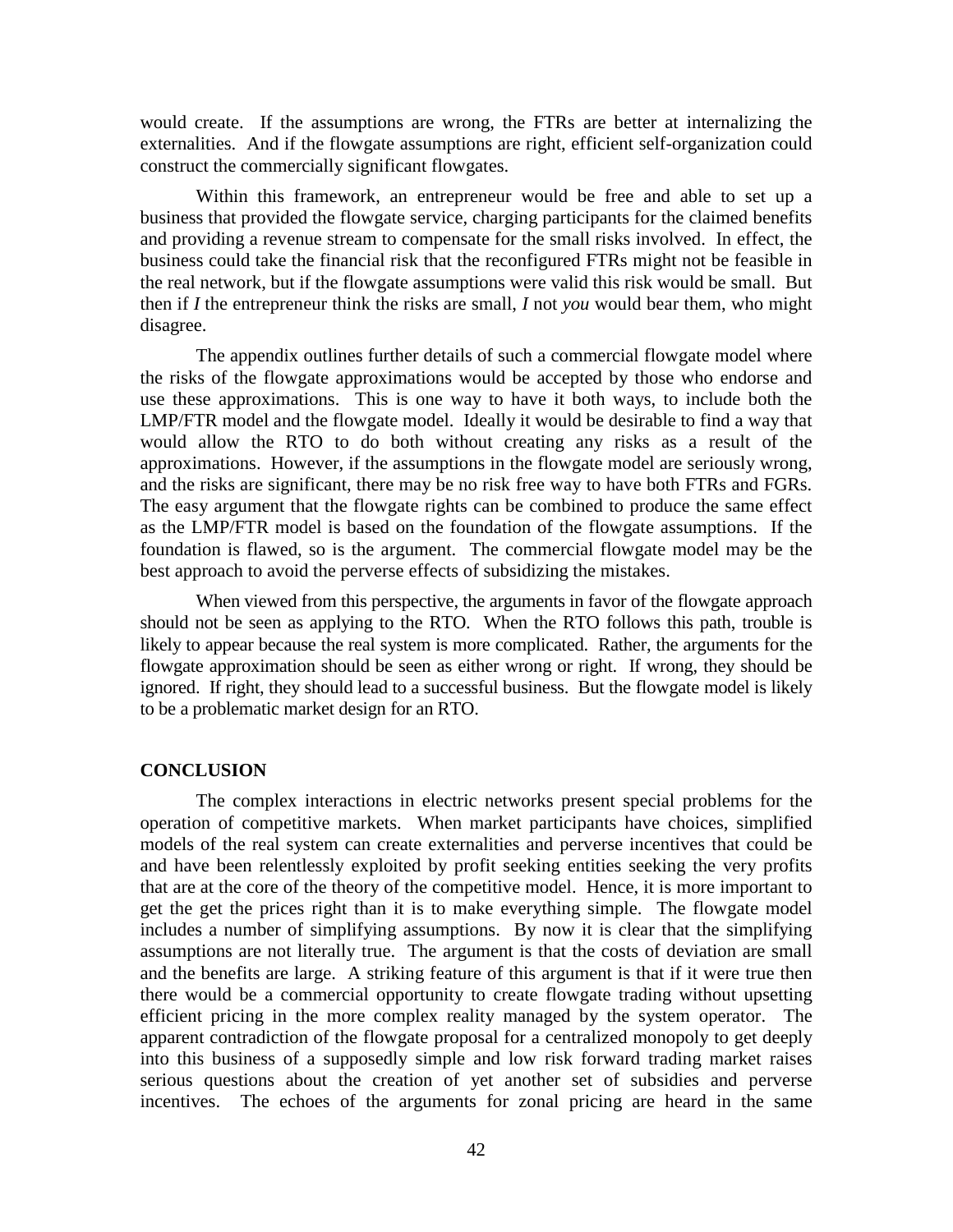would create. If the assumptions are wrong, the FTRs are better at internalizing the externalities. And if the flowgate assumptions are right, efficient self-organization could construct the commercially significant flowgates.

Within this framework, an entrepreneur would be free and able to set up a business that provided the flowgate service, charging participants for the claimed benefits and providing a revenue stream to compensate for the small risks involved. In effect, the business could take the financial risk that the reconfigured FTRs might not be feasible in the real network, but if the flowgate assumptions were valid this risk would be small. But then if *I* the entrepreneur think the risks are small, *I* not *you* would bear them, who might disagree.

The appendix outlines further details of such a commercial flowgate model where the risks of the flowgate approximations would be accepted by those who endorse and use these approximations. This is one way to have it both ways, to include both the LMP/FTR model and the flowgate model. Ideally it would be desirable to find a way that would allow the RTO to do both without creating any risks as a result of the approximations. However, if the assumptions in the flowgate model are seriously wrong, and the risks are significant, there may be no risk free way to have both FTRs and FGRs. The easy argument that the flowgate rights can be combined to produce the same effect as the LMP/FTR model is based on the foundation of the flowgate assumptions. If the foundation is flawed, so is the argument. The commercial flowgate model may be the best approach to avoid the perverse effects of subsidizing the mistakes.

When viewed from this perspective, the arguments in favor of the flowgate approach should not be seen as applying to the RTO. When the RTO follows this path, trouble is likely to appear because the real system is more complicated. Rather, the arguments for the flowgate approximation should be seen as either wrong or right. If wrong, they should be ignored. If right, they should lead to a successful business. But the flowgate model is likely to be a problematic market design for an RTO.

## CONCLUSION

The complex interactions in electric networks present special problems for the operation of competitive markets. When market participants have choices, simplified models of the real system can create externalities and perverse incentives that could be and have been relentlessly exploited by profit seeking entities seeking the very profits that are at the core of the theory of the competitive model. Hence, it is more important to get the get the prices right than it is to make everything simple. The flowgate model includes a number of simplifying assumptions. By now it is clear that the simplifying assumptions are not literally true. The argument is that the costs of deviation are small and the benefits are large. A striking feature of this argument is that if it were true then there would be a commercial opportunity to create flowgate trading without upsetting efficient pricing in the more complex reality managed by the system operator. The apparent contradiction of the flowgate proposal for a centralized monopoly to get deeply into this business of a supposedly simple and low risk forward trading market raises serious questions about the creation of yet another set of subsidies and perverse incentives. The echoes of the arguments for zonal pricing are heard in the same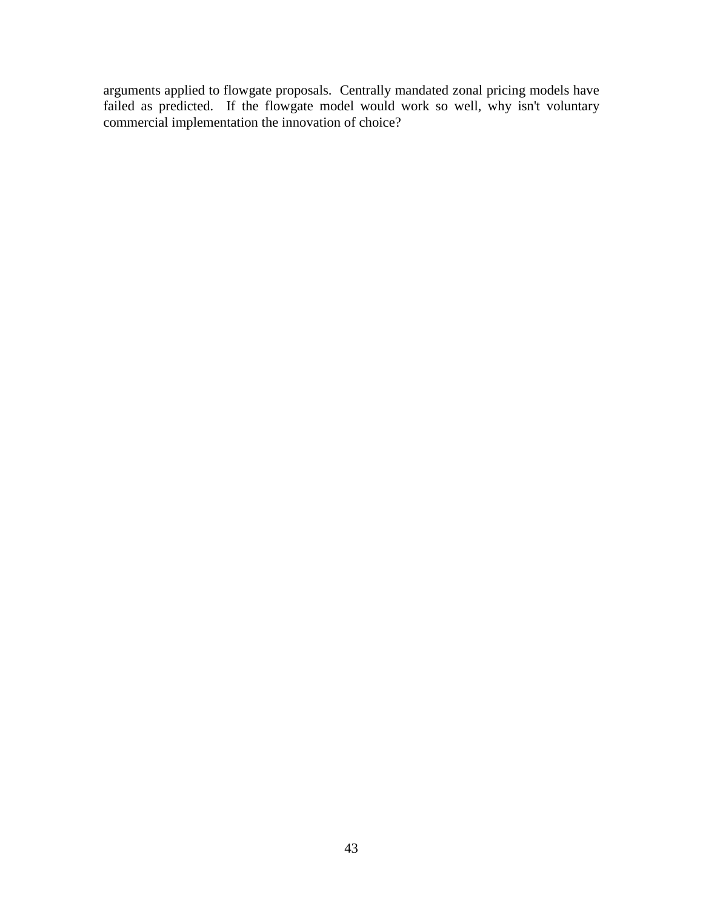arguments applied to flowgate proposals. Centrally mandated zonal pricing models have failed as predicted. If the flowgate model would work so well, why isn't voluntary commercial implementation the innovation of choice?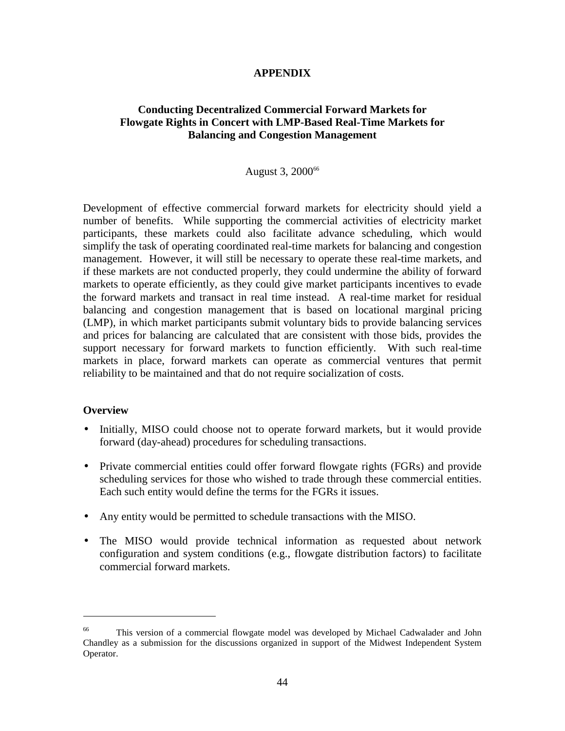# APPENDIX

## Conducting Decentralized Commercial Forward Markets for Flowgate Rights in Concert with LMP-Based Real-Time Markets for Balancing and Congestion Management

August 3, 2000[66]

Development of effective commercial forward markets for electricity should yield a number of benefits. While supporting the commercial activities of electricity market participants, these markets could also facilitate advance scheduling, which would simplify the task of operating coordinated real-time markets for balancing and congestion management. However, it will still be necessary to operate these real-time markets, and if these markets are not conducted properly, they could undermine the ability of forward markets to operate efficiently, as they could give market participants incentives to evade the forward markets and transact in real time instead. A real-time market for residual balancing and congestion management that is based on locational marginal pricing (LMP), in which market participants submit voluntary bids to provide balancing services and prices for balancing are calculated that are consistent with those bids, provides the support necessary for forward markets to function efficiently. With such real-time markets in place, forward markets can operate as commercial ventures that permit reliability to be maintained and that do not require socialization of costs.

### Overview

- Initially, MISO could choose not to operate forward markets, but it would provide forward (day-ahead) procedures for scheduling transactions.
- Private commercial entities could offer forward flowgate rights (FGRs) and provide scheduling services for those who wished to trade through these commercial entities. Each such entity would define the terms for the FGRs it issues.
- Any entity would be permitted to schedule transactions with the MISO.
- The MISO would provide technical information as requested about network configuration and system conditions (e.g., flowgate distribution factors) to facilitate commercial forward markets.

---

[66] This version of a commercial flowgate model was developed by Michael Cadwalader and John Chandley as a submission for the discussions organized in support of the Midwest Independent System Operator.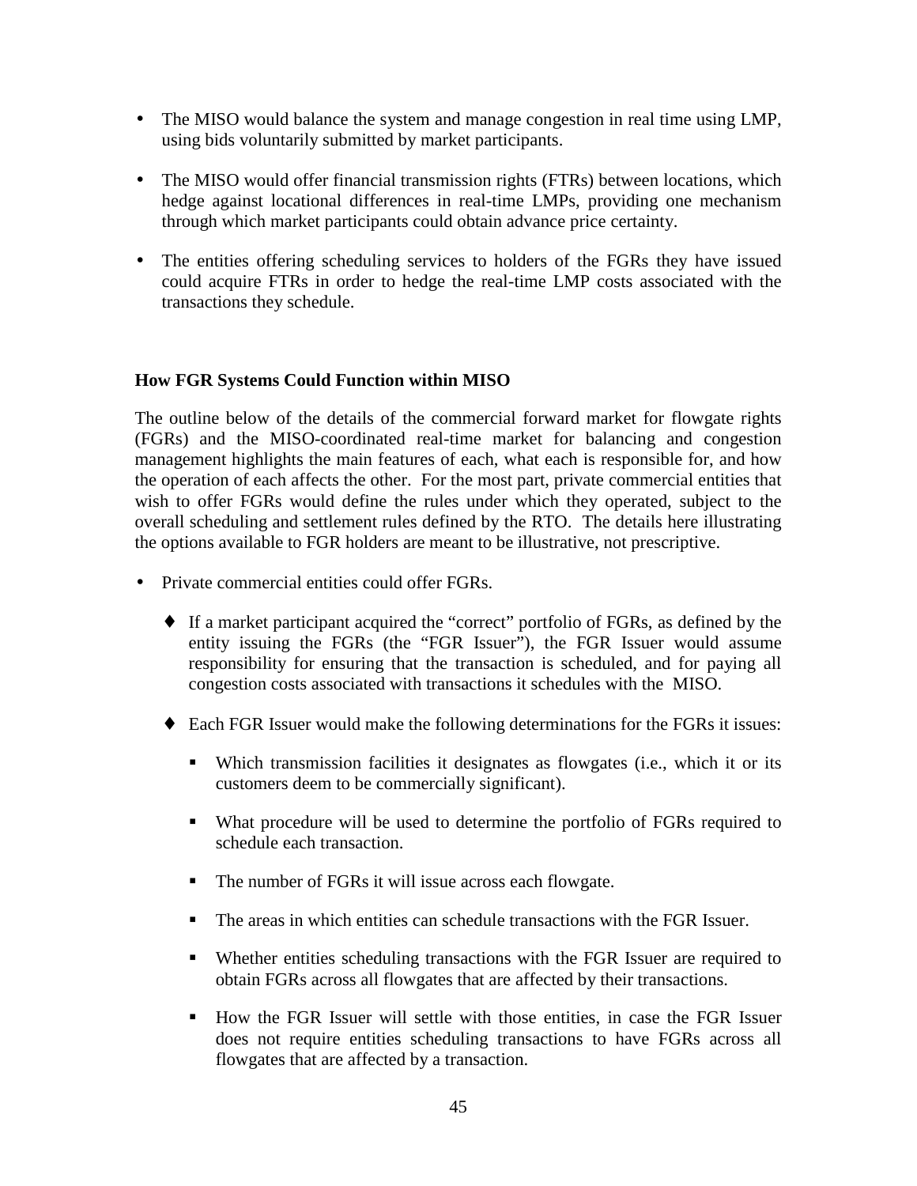- The MISO would balance the system and manage congestion in real time using LMP, using bids voluntarily submitted by market participants.

- The MISO would offer financial transmission rights (FTRs) between locations, which hedge against locational differences in real-time LMPs, providing one mechanism through which market participants could obtain advance price certainty.

- The entities offering scheduling services to holders of the FGRs they have issued could acquire FTRs in order to hedge the real-time LMP costs associated with the transactions they schedule.

**How FGR Systems Could Function within MISO**

The outline below of the details of the commercial forward market for flowgate rights (FGRs) and the MISO-coordinated real-time market for balancing and congestion management highlights the main features of each, what each is responsible for, and how the operation of each affects the other. For the most part, private commercial entities that wish to offer FGRs would define the rules under which they operated, subject to the overall scheduling and settlement rules defined by the RTO. The details here illustrating the options available to FGR holders are meant to be illustrative, not prescriptive.

- Private commercial entities could offer FGRs.
  - If a market participant acquired the "correct" portfolio of FGRs, as defined by the entity issuing the FGRs (the "FGR Issuer"), the FGR Issuer would assume responsibility for ensuring that the transaction is scheduled, and for paying all congestion costs associated with transactions it schedules with the MISO.
  - Each FGR Issuer would make the following determinations for the FGRs it issues:
    - Which transmission facilities it designates as flowgates (i.e., which it or its customers deem to be commercially significant).
    - What procedure will be used to determine the portfolio of FGRs required to schedule each transaction.
    - The number of FGRs it will issue across each flowgate.
    - The areas in which entities can schedule transactions with the FGR Issuer.
    - Whether entities scheduling transactions with the FGR Issuer are required to obtain FGRs across all flowgates that are affected by their transactions.
    - How the FGR Issuer will settle with those entities, in case the FGR Issuer does not require entities scheduling transactions to have FGRs across all flowgates that are affected by a transaction.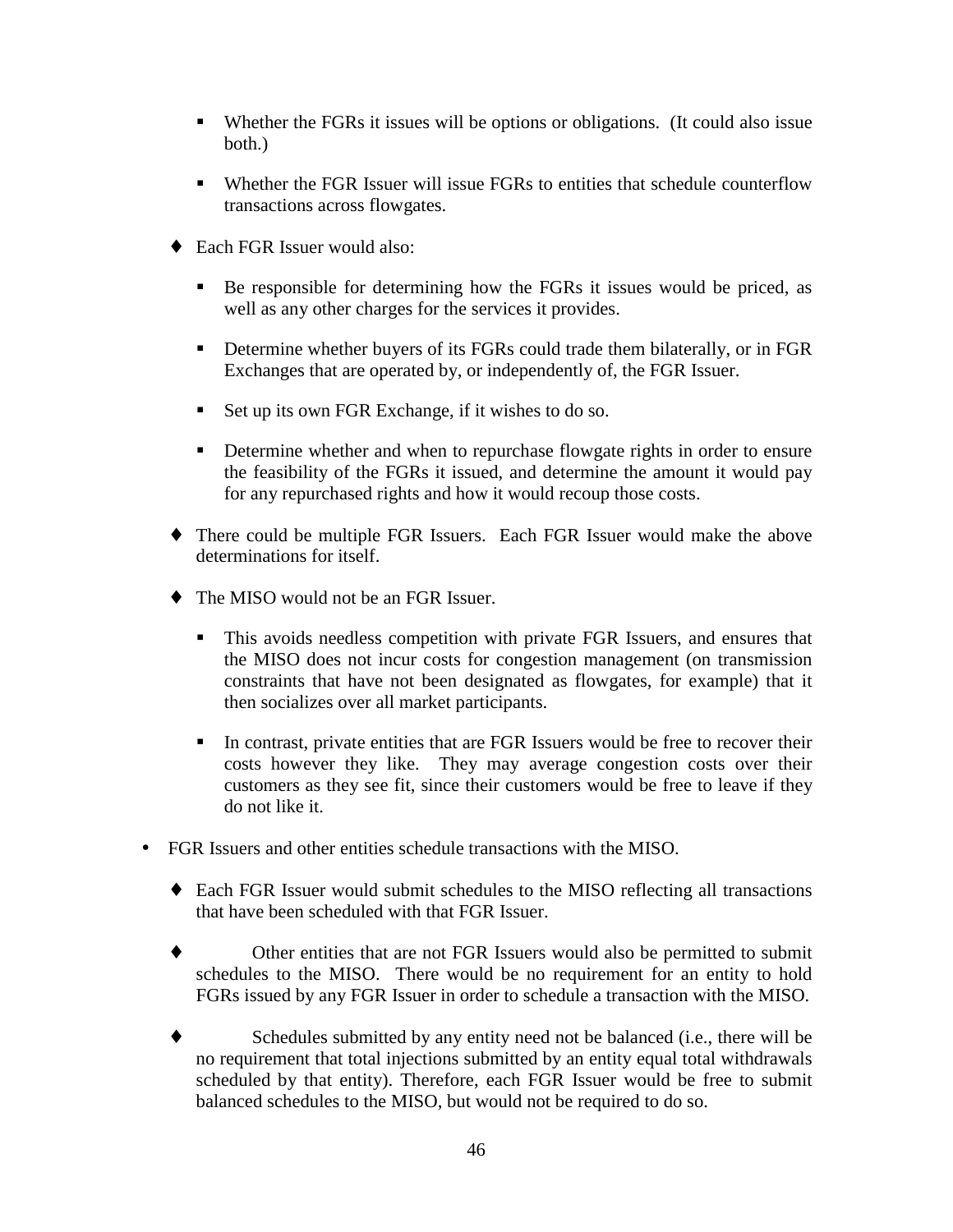- Whether the FGRs it issues will be options or obligations. (It could also issue both.)
  - Whether the FGR Issuer will issue FGRs to entities that schedule counterflow transactions across flowgates.

- Each FGR Issuer would also:
  - Be responsible for determining how the FGRs it issues would be priced, as well as any other charges for the services it provides.
  - Determine whether buyers of its FGRs could trade them bilaterally, or in FGR Exchanges that are operated by, or independently of, the FGR Issuer.
  - Set up its own FGR Exchange, if it wishes to do so.
  - Determine whether and when to repurchase flowgate rights in order to ensure the feasibility of the FGRs it issued, and determine the amount it would pay for any repurchased rights and how it would recoup those costs.

- There could be multiple FGR Issuers. Each FGR Issuer would make the above determinations for itself.

- The MISO would not be an FGR Issuer.
  - This avoids needless competition with private FGR Issuers, and ensures that the MISO does not incur costs for congestion management (on transmission constraints that have not been designated as flowgates, for example) that it then socializes over all market participants.
  - In contrast, private entities that are FGR Issuers would be free to recover their costs however they like. They may average congestion costs over their customers as they see fit, since their customers would be free to leave if they do not like it.

- FGR Issuers and other entities schedule transactions with the MISO.
  - Each FGR Issuer would submit schedules to the MISO reflecting all transactions that have been scheduled with that FGR Issuer.
  - Other entities that are not FGR Issuers would also be permitted to submit schedules to the MISO. There would be no requirement for an entity to hold FGRs issued by any FGR Issuer in order to schedule a transaction with the MISO.
  - Schedules submitted by any entity need not be balanced (i.e., there will be no requirement that total injections submitted by an entity equal total withdrawals scheduled by that entity). Therefore, each FGR Issuer would be free to submit balanced schedules to the MISO, but would not be required to do so.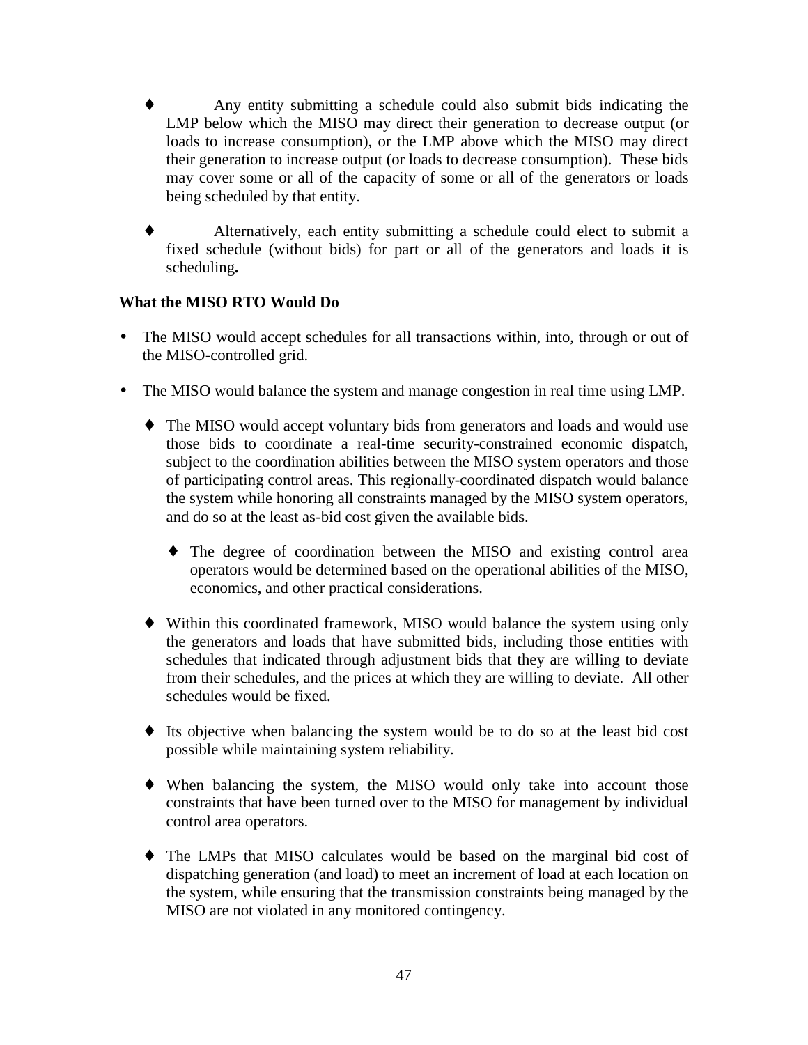- Any entity submitting a schedule could also submit bids indicating the LMP below which the MISO may direct their generation to decrease output (or loads to increase consumption), or the LMP above which the MISO may direct their generation to increase output (or loads to decrease consumption). These bids may cover some or all of the capacity of some or all of the generators or loads being scheduled by that entity.

- Alternatively, each entity submitting a schedule could elect to submit a fixed schedule (without bids) for part or all of the generators and loads it is scheduling**.**

**What the MISO RTO Would Do**

- The MISO would accept schedules for all transactions within, into, through or out of the MISO-controlled grid.

- The MISO would balance the system and manage congestion in real time using LMP.

  - The MISO would accept voluntary bids from generators and loads and would use those bids to coordinate a real-time security-constrained economic dispatch, subject to the coordination abilities between the MISO system operators and those of participating control areas. This regionally-coordinated dispatch would balance the system while honoring all constraints managed by the MISO system operators, and do so at the least as-bid cost given the available bids.

    - The degree of coordination between the MISO and existing control area operators would be determined based on the operational abilities of the MISO, economics, and other practical considerations.

  - Within this coordinated framework, MISO would balance the system using only the generators and loads that have submitted bids, including those entities with schedules that indicated through adjustment bids that they are willing to deviate from their schedules, and the prices at which they are willing to deviate. All other schedules would be fixed.

  - Its objective when balancing the system would be to do so at the least bid cost possible while maintaining system reliability.

  - When balancing the system, the MISO would only take into account those constraints that have been turned over to the MISO for management by individual control area operators.

  - The LMPs that MISO calculates would be based on the marginal bid cost of dispatching generation (and load) to meet an increment of load at each location on the system, while ensuring that the transmission constraints being managed by the MISO are not violated in any monitored contingency.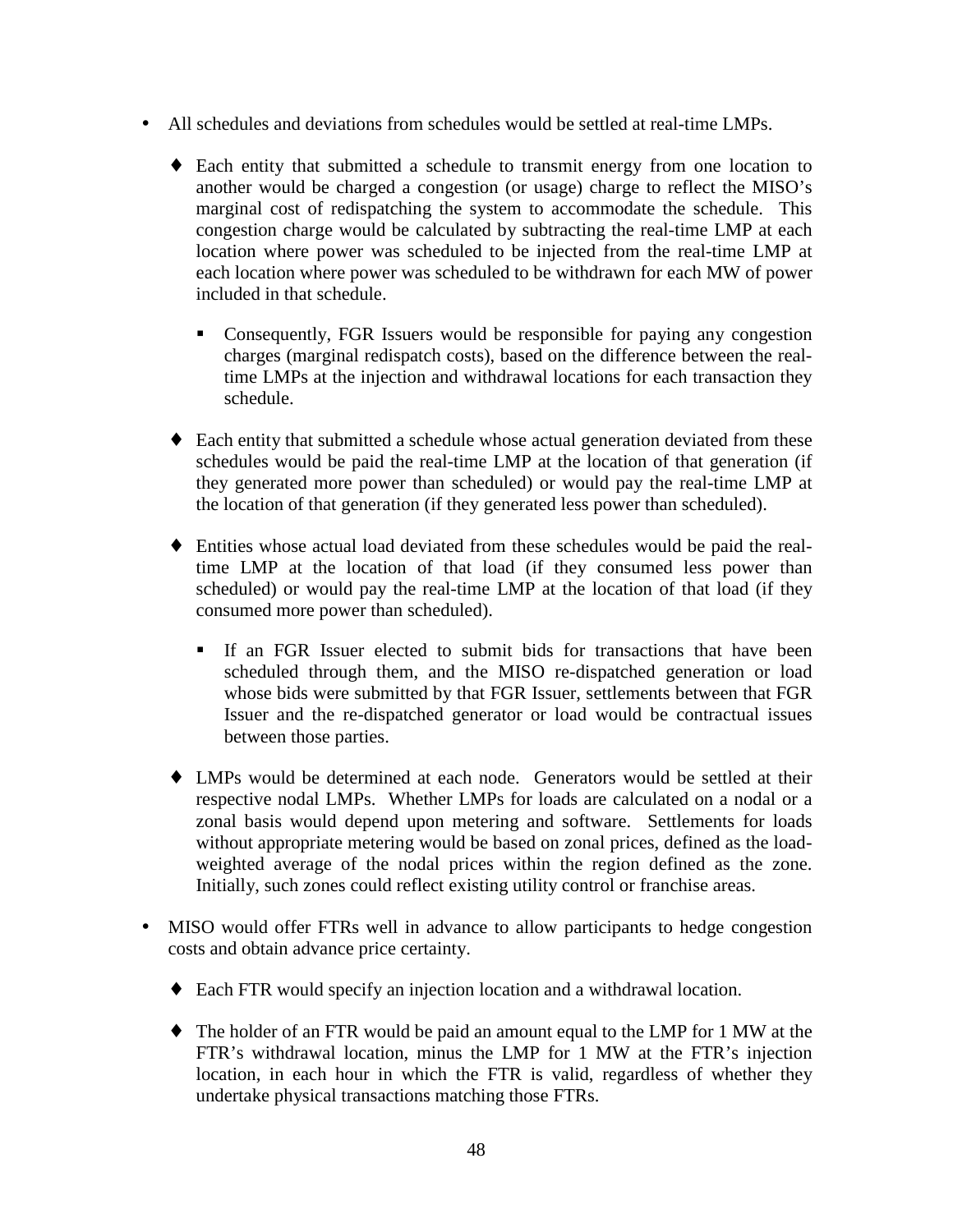- All schedules and deviations from schedules would be settled at real-time LMPs.
  - Each entity that submitted a schedule to transmit energy from one location to another would be charged a congestion (or usage) charge to reflect the MISO's marginal cost of redispatching the system to accommodate the schedule. This congestion charge would be calculated by subtracting the real-time LMP at each location where power was scheduled to be injected from the real-time LMP at each location where power was scheduled to be withdrawn for each MW of power included in that schedule.
    - Consequently, FGR Issuers would be responsible for paying any congestion charges (marginal redispatch costs), based on the difference between the real-time LMPs at the injection and withdrawal locations for each transaction they schedule.
  - Each entity that submitted a schedule whose actual generation deviated from these schedules would be paid the real-time LMP at the location of that generation (if they generated more power than scheduled) or would pay the real-time LMP at the location of that generation (if they generated less power than scheduled).
  - Entities whose actual load deviated from these schedules would be paid the real-time LMP at the location of that load (if they consumed less power than scheduled) or would pay the real-time LMP at the location of that load (if they consumed more power than scheduled).
    - If an FGR Issuer elected to submit bids for transactions that have been scheduled through them, and the MISO re-dispatched generation or load whose bids were submitted by that FGR Issuer, settlements between that FGR Issuer and the re-dispatched generator or load would be contractual issues between those parties.
  - LMPs would be determined at each node. Generators would be settled at their respective nodal LMPs. Whether LMPs for loads are calculated on a nodal or a zonal basis would depend upon metering and software. Settlements for loads without appropriate metering would be based on zonal prices, defined as the load-weighted average of the nodal prices within the region defined as the zone. Initially, such zones could reflect existing utility control or franchise areas.
- MISO would offer FTRs well in advance to allow participants to hedge congestion costs and obtain advance price certainty.
  - Each FTR would specify an injection location and a withdrawal location.
  - The holder of an FTR would be paid an amount equal to the LMP for 1 MW at the FTR's withdrawal location, minus the LMP for 1 MW at the FTR's injection location, in each hour in which the FTR is valid, regardless of whether they undertake physical transactions matching those FTRs.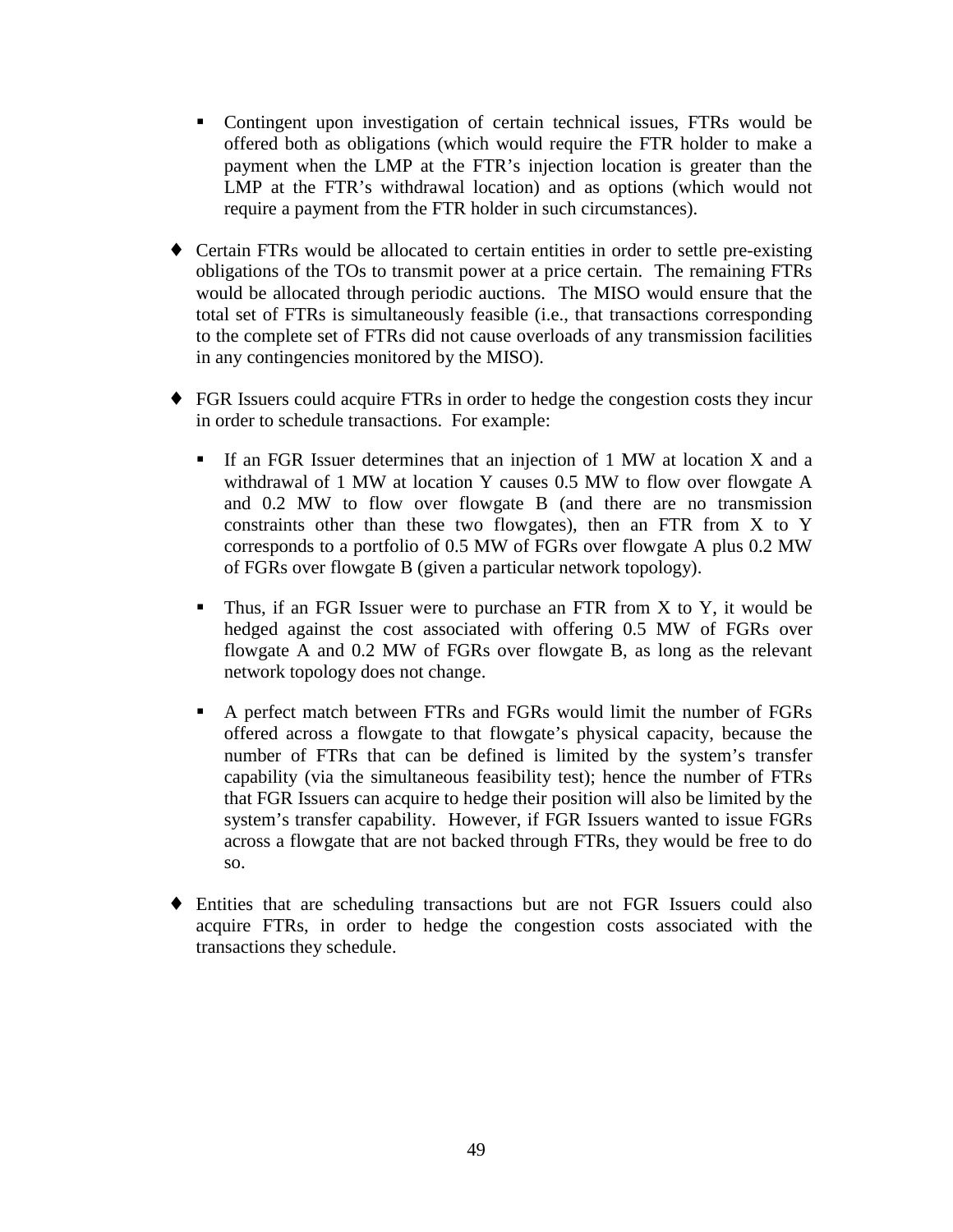- Contingent upon investigation of certain technical issues, FTRs would be offered both as obligations (which would require the FTR holder to make a payment when the LMP at the FTR's injection location is greater than the LMP at the FTR's withdrawal location) and as options (which would not require a payment from the FTR holder in such circumstances).

- Certain FTRs would be allocated to certain entities in order to settle pre-existing obligations of the TOs to transmit power at a price certain. The remaining FTRs would be allocated through periodic auctions. The MISO would ensure that the total set of FTRs is simultaneously feasible (i.e., that transactions corresponding to the complete set of FTRs did not cause overloads of any transmission facilities in any contingencies monitored by the MISO).

- FGR Issuers could acquire FTRs in order to hedge the congestion costs they incur in order to schedule transactions. For example:

    - If an FGR Issuer determines that an injection of 1 MW at location X and a withdrawal of 1 MW at location Y causes 0.5 MW to flow over flowgate A and 0.2 MW to flow over flowgate B (and there are no transmission constraints other than these two flowgates), then an FTR from X to Y corresponds to a portfolio of 0.5 MW of FGRs over flowgate A plus 0.2 MW of FGRs over flowgate B (given a particular network topology).

    - Thus, if an FGR Issuer were to purchase an FTR from X to Y, it would be hedged against the cost associated with offering 0.5 MW of FGRs over flowgate A and 0.2 MW of FGRs over flowgate B, as long as the relevant network topology does not change.

    - A perfect match between FTRs and FGRs would limit the number of FGRs offered across a flowgate to that flowgate's physical capacity, because the number of FTRs that can be defined is limited by the system's transfer capability (via the simultaneous feasibility test); hence the number of FTRs that FGR Issuers can acquire to hedge their position will also be limited by the system's transfer capability. However, if FGR Issuers wanted to issue FGRs across a flowgate that are not backed through FTRs, they would be free to do so.

- Entities that are scheduling transactions but are not FGR Issuers could also acquire FTRs, in order to hedge the congestion costs associated with the transactions they schedule.